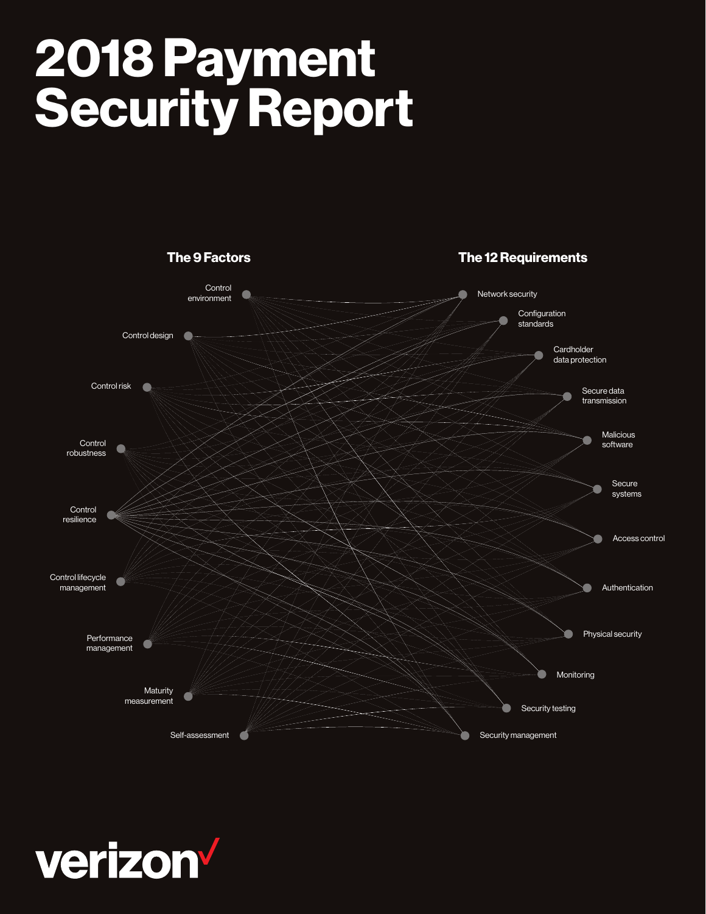# 2018 Payment Security Report

**The 9 Factors**

- Control environment
- Control design
- Control risk
- Control robustness
- Control resilience
- Control lifecycle management
- Performance management
- Maturity measurement
- Self-assessment

**The 12 Requirements**

- Network security
- Configuration standards
- Cardholder data protection
- Secure data transmission
- Malicious software
- Secure systems
- Access control
- Authentication
- Physical security
- Monitoring
- Security testing
- Security management

verizon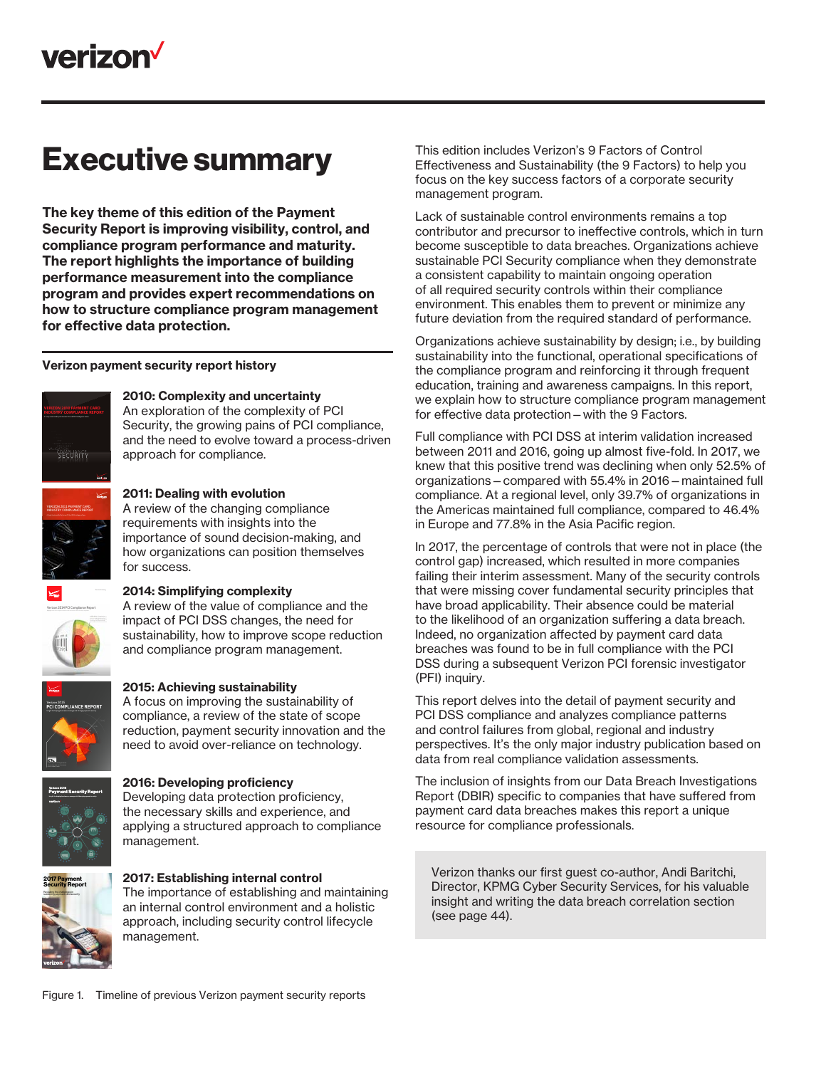# Executive summary

**The key theme of this edition of the Payment Security Report is improving visibility, control, and compliance program performance and maturity. The report highlights the importance of building performance measurement into the compliance program and provides expert recommendations on how to structure compliance program management for effective data protection.**

**Verizon payment security report history**

**2010: Complexity and uncertainty**
An exploration of the complexity of PCI Security, the growing pains of PCI compliance, and the need to evolve toward a process-driven approach for compliance.

**2011: Dealing with evolution**
A review of the changing compliance requirements with insights into the importance of sound decision-making, and how organizations can position themselves for success.

**2014: Simplifying complexity**
A review of the value of compliance and the impact of PCI DSS changes, the need for sustainability, how to improve scope reduction and compliance program management.

**2015: Achieving sustainability**
A focus on improving the sustainability of compliance, a review of the state of scope reduction, payment security innovation and the need to avoid over-reliance on technology.

**2016: Developing proficiency**
Developing data protection proficiency, the necessary skills and experience, and applying a structured approach to compliance management.

**2017: Establishing internal control**
The importance of establishing and maintaining an internal control environment and a holistic approach, including security control lifecycle management.

Figure 1. Timeline of previous Verizon payment security reports

This edition includes Verizon's 9 Factors of Control Effectiveness and Sustainability (the 9 Factors) to help you focus on the key success factors of a corporate security management program.

Lack of sustainable control environments remains a top contributor and precursor to ineffective controls, which in turn become susceptible to data breaches. Organizations achieve sustainable PCI Security compliance when they demonstrate a consistent capability to maintain ongoing operation of all required security controls within their compliance environment. This enables them to prevent or minimize any future deviation from the required standard of performance.

Organizations achieve sustainability by design; i.e., by building sustainability into the functional, operational specifications of the compliance program and reinforcing it through frequent education, training and awareness campaigns. In this report, we explain how to structure compliance program management for effective data protection – with the 9 Factors.

Full compliance with PCI DSS at interim validation increased between 2011 and 2016, going up almost five-fold. In 2017, we knew that this positive trend was declining when only 52.5% of organizations – compared with 55.4% in 2016 – maintained full compliance. At a regional level, only 39.7% of organizations in the Americas maintained full compliance, compared to 46.4% in Europe and 77.8% in the Asia Pacific region.

In 2017, the percentage of controls that were not in place (the control gap) increased, which resulted in more companies failing their interim assessment. Many of the security controls that were missing cover fundamental security principles that have broad applicability. Their absence could be material to the likelihood of an organization suffering a data breach. Indeed, no organization affected by payment card data breaches was found to be in full compliance with the PCI DSS during a subsequent Verizon PCI forensic investigator (PFI) inquiry.

This report delves into the detail of payment security and PCI DSS compliance and analyzes compliance patterns and control failures from global, regional and industry perspectives. It's the only major industry publication based on data from real compliance validation assessments.

The inclusion of insights from our Data Breach Investigations Report (DBIR) specific to companies that have suffered from payment card data breaches makes this report a unique resource for compliance professionals.

Verizon thanks our first guest co-author, Andi Baritchi, Director, KPMG Cyber Security Services, for his valuable insight and writing the data breach correlation section (see page 44).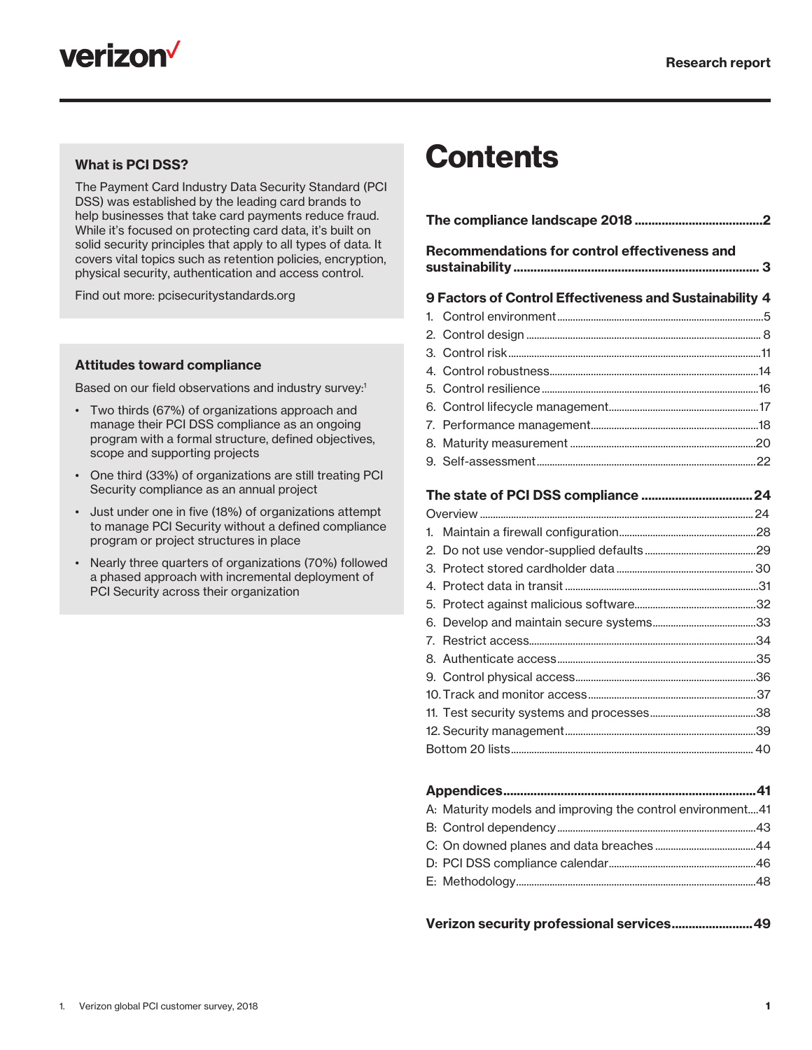### What is PCI DSS?

The Payment Card Industry Data Security Standard (PCI DSS) was established by the leading card brands to help businesses that take card payments reduce fraud. While it's focused on protecting card data, it's built on solid security principles that apply to all types of data. It covers vital topics such as retention policies, encryption, physical security, authentication and access control.

Find out more: pcisecuritystandards.org

### Attitudes toward compliance

Based on our field observations and industry survey:[1]

- Two thirds (67%) of organizations approach and manage their PCI DSS compliance as an ongoing program with a formal structure, defined objectives, scope and supporting projects
- One third (33%) of organizations are still treating PCI Security compliance as an annual project
- Just under one in five (18%) of organizations attempt to manage PCI Security without a defined compliance program or project structures in place
- Nearly three quarters of organizations (70%) followed a phased approach with incremental deployment of PCI Security across their organization

# Contents

**The compliance landscape 2018** .......... 2

**Recommendations for control effectiveness and sustainability** .......... 3

**9 Factors of Control Effectiveness and Sustainability** 4

1. Control environment .......... 5
2. Control design .......... 8
3. Control risk .......... 11
4. Control robustness .......... 14
5. Control resilience .......... 16
6. Control lifecycle management .......... 17
7. Performance management .......... 18
8. Maturity measurement .......... 20
9. Self-assessment .......... 22

**The state of PCI DSS compliance** .......... 24

Overview .......... 24

1. Maintain a firewall configuration .......... 28
2. Do not use vendor-supplied defaults .......... 29
3. Protect stored cardholder data .......... 30
4. Protect data in transit .......... 31
5. Protect against malicious software .......... 32
6. Develop and maintain secure systems .......... 33
7. Restrict access .......... 34
8. Authenticate access .......... 35
9. Control physical access .......... 36
10. Track and monitor access .......... 37
11. Test security systems and processes .......... 38
12. Security management .......... 39

Bottom 20 lists .......... 40

**Appendices** .......... 41

A: Maturity models and improving the control environment .......... 41

B: Control dependency .......... 43

C: On downed planes and data breaches .......... 44

D: PCI DSS compliance calendar .......... 46

E: Methodology .......... 48

**Verizon security professional services** .......... 49

1. Verizon global PCI customer survey, 2018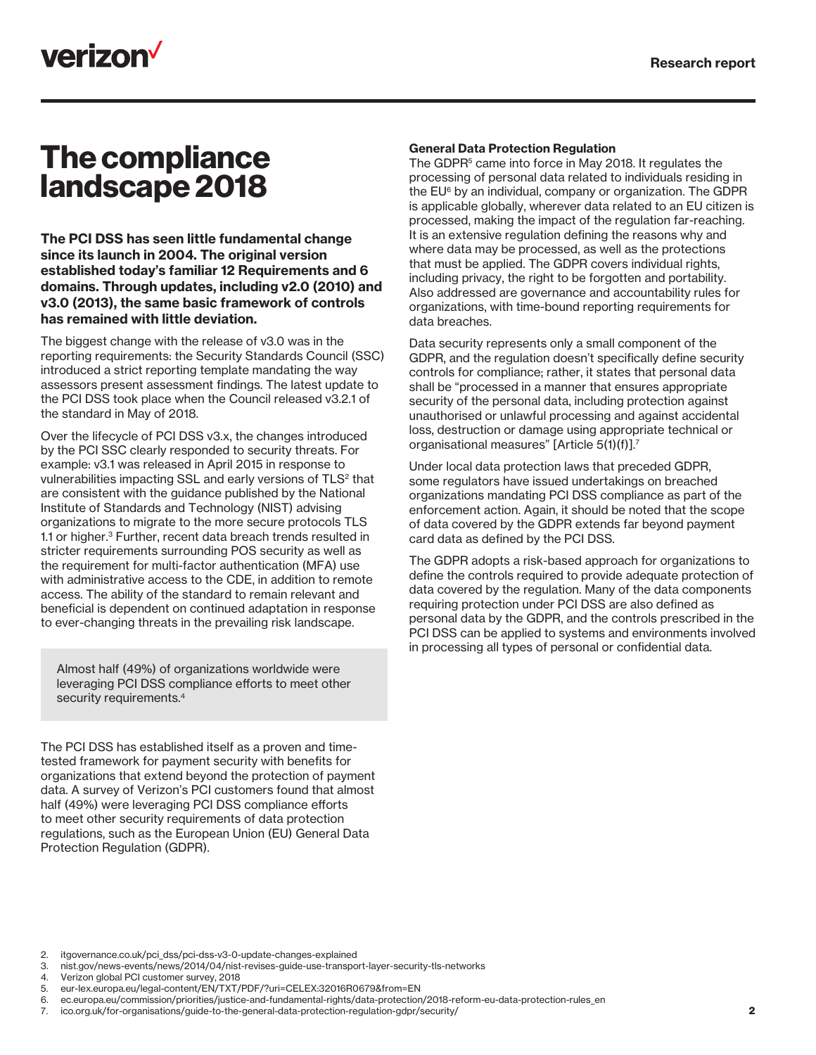# The compliance landscape 2018

**The PCI DSS has seen little fundamental change since its launch in 2004. The original version established today's familiar 12 Requirements and 6 domains. Through updates, including v2.0 (2010) and v3.0 (2013), the same basic framework of controls has remained with little deviation.**

The biggest change with the release of v3.0 was in the reporting requirements: the Security Standards Council (SSC) introduced a strict reporting template mandating the way assessors present assessment findings. The latest update to the PCI DSS took place when the Council released v3.2.1 of the standard in May of 2018.

Over the lifecycle of PCI DSS v3.x, the changes introduced by the PCI SSC clearly responded to security threats. For example: v3.1 was released in April 2015 in response to vulnerabilities impacting SSL and early versions of TLS[2] that are consistent with the guidance published by the National Institute of Standards and Technology (NIST) advising organizations to migrate to the more secure protocols TLS 1.1 or higher.[3] Further, recent data breach trends resulted in stricter requirements surrounding POS security as well as the requirement for multi-factor authentication (MFA) use with administrative access to the CDE, in addition to remote access. The ability of the standard to remain relevant and beneficial is dependent on continued adaptation in response to ever-changing threats in the prevailing risk landscape.

> Almost half (49%) of organizations worldwide were leveraging PCI DSS compliance efforts to meet other security requirements.[4]

The PCI DSS has established itself as a proven and time-tested framework for payment security with benefits for organizations that extend beyond the protection of payment data. A survey of Verizon's PCI customers found that almost half (49%) were leveraging PCI DSS compliance efforts to meet other security requirements of data protection regulations, such as the European Union (EU) General Data Protection Regulation (GDPR).

### General Data Protection Regulation

The GDPR[5] came into force in May 2018. It regulates the processing of personal data related to individuals residing in the EU[6] by an individual, company or organization. The GDPR is applicable globally, wherever data related to an EU citizen is processed, making the impact of the regulation far-reaching. It is an extensive regulation defining the reasons why and where data may be processed, as well as the protections that must be applied. The GDPR covers individual rights, including privacy, the right to be forgotten and portability. Also addressed are governance and accountability rules for organizations, with time-bound reporting requirements for data breaches.

Data security represents only a small component of the GDPR, and the regulation doesn't specifically define security controls for compliance; rather, it states that personal data shall be "processed in a manner that ensures appropriate security of the personal data, including protection against unauthorised or unlawful processing and against accidental loss, destruction or damage using appropriate technical or organisational measures" [Article 5(1)(f)].[7]

Under local data protection laws that preceded GDPR, some regulators have issued undertakings on breached organizations mandating PCI DSS compliance as part of the enforcement action. Again, it should be noted that the scope of data covered by the GDPR extends far beyond payment card data as defined by the PCI DSS.

The GDPR adopts a risk-based approach for organizations to define the controls required to provide adequate protection of data covered by the regulation. Many of the data components requiring protection under PCI DSS are also defined as personal data by the GDPR, and the controls prescribed in the PCI DSS can be applied to systems and environments involved in processing all types of personal or confidential data.

---

2. itgovernance.co.uk/pci_dss/pci-dss-v3-0-update-changes-explained
3. nist.gov/news-events/news/2014/04/nist-revises-guide-use-transport-layer-security-tls-networks
4. Verizon global PCI customer survey, 2018
5. eur-lex.europa.eu/legal-content/EN/TXT/PDF/?uri=CELEX:32016R0679&from=EN
6. ec.europa.eu/commission/priorities/justice-and-fundamental-rights/data-protection/2018-reform-eu-data-protection-rules_en
7. ico.org.uk/for-organisations/guide-to-the-general-data-protection-regulation-gdpr/security/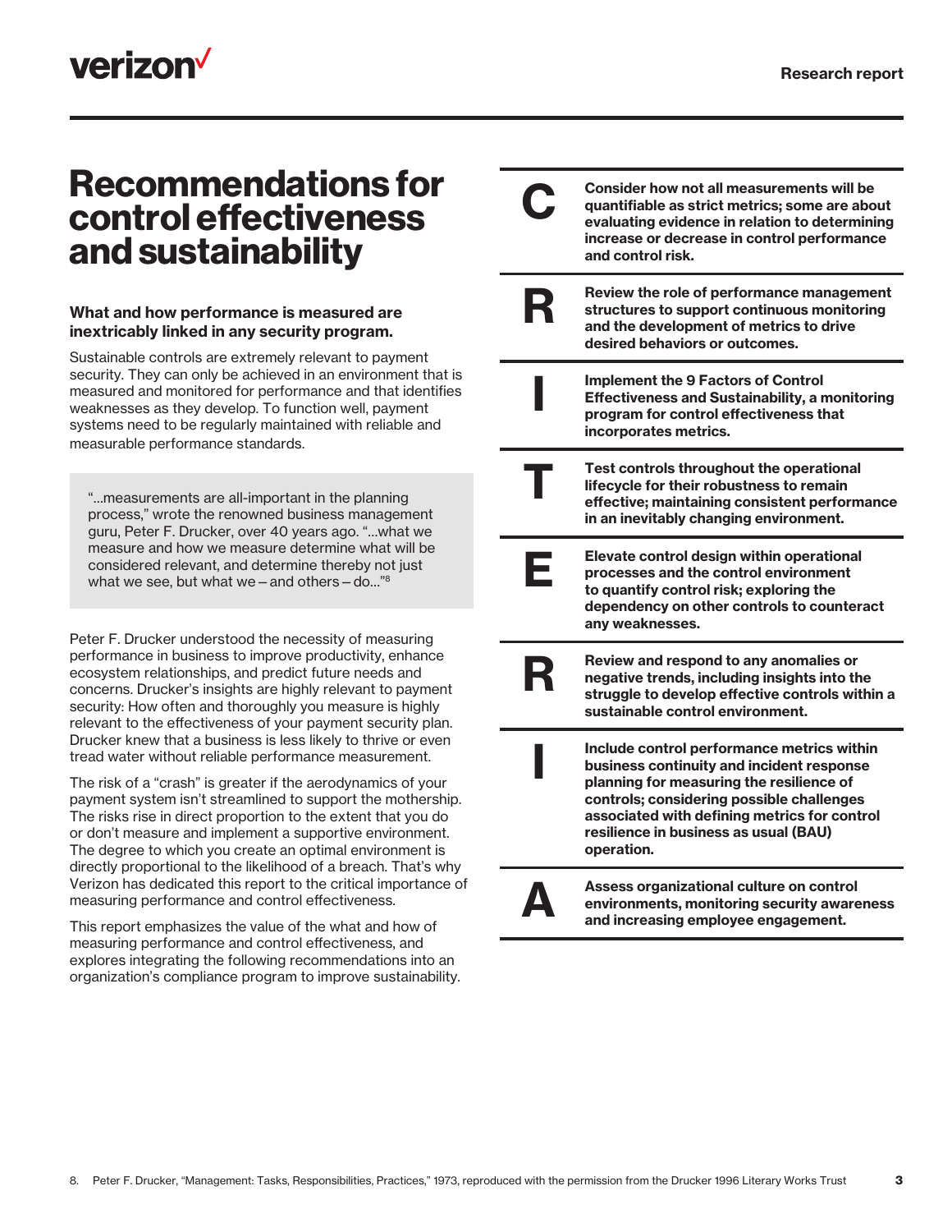# Recommendations for control effectiveness and sustainability

**What and how performance is measured are inextricably linked in any security program.**

Sustainable controls are extremely relevant to payment security. They can only be achieved in an environment that is measured and monitored for performance and that identifies weaknesses as they develop. To function well, payment systems need to be regularly maintained with reliable and measurable performance standards.

> "...measurements are all-important in the planning process," wrote the renowned business management guru, Peter F. Drucker, over 40 years ago. "...what we measure and how we measure determine what will be considered relevant, and determine thereby not just what we see, but what we – and others – do..."[8]

Peter F. Drucker understood the necessity of measuring performance in business to improve productivity, enhance ecosystem relationships, and predict future needs and concerns. Drucker's insights are highly relevant to payment security: How often and thoroughly you measure is highly relevant to the effectiveness of your payment security plan. Drucker knew that a business is less likely to thrive or even tread water without reliable performance measurement.

The risk of a "crash" is greater if the aerodynamics of your payment system isn't streamlined to support the mothership. The risks rise in direct proportion to the extent that you do or don't measure and implement a supportive environment. The degree to which you create an optimal environment is directly proportional to the likelihood of a breach. That's why Verizon has dedicated this report to the critical importance of measuring performance and control effectiveness.

This report emphasizes the value of the what and how of measuring performance and control effectiveness, and explores integrating the following recommendations into an organization's compliance program to improve sustainability.

**C** — **Consider how not all measurements will be quantifiable as strict metrics; some are about evaluating evidence in relation to determining increase or decrease in control performance and control risk.**

**R** — **Review the role of performance management structures to support continuous monitoring and the development of metrics to drive desired behaviors or outcomes.**

**I** — **Implement the 9 Factors of Control Effectiveness and Sustainability, a monitoring program for control effectiveness that incorporates metrics.**

**T** — **Test controls throughout the operational lifecycle for their robustness to remain effective; maintaining consistent performance in an inevitably changing environment.**

**E** — **Elevate control design within operational processes and the control environment to quantify control risk; exploring the dependency on other controls to counteract any weaknesses.**

**R** — **Review and respond to any anomalies or negative trends, including insights into the struggle to develop effective controls within a sustainable control environment.**

**I** — **Include control performance metrics within business continuity and incident response planning for measuring the resilience of controls; considering possible challenges associated with defining metrics for control resilience in business as usual (BAU) operation.**

**A** — **Assess organizational culture on control environments, monitoring security awareness and increasing employee engagement.**

8. Peter F. Drucker, "Management: Tasks, Responsibilities, Practices," 1973, reproduced with the permission from the Drucker 1996 Literary Works Trust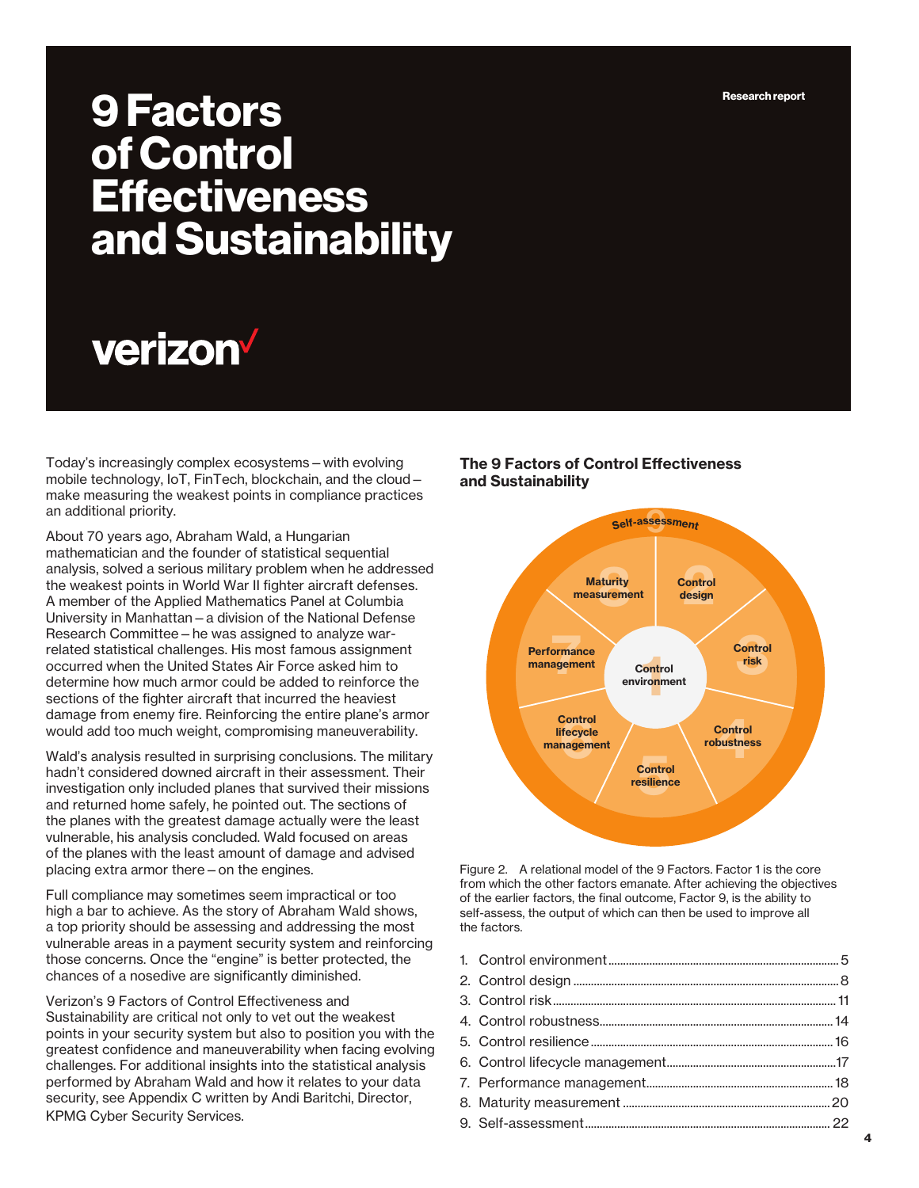Research report

# 9 Factors of Control Effectiveness and Sustainability

verizon✓

Today's increasingly complex ecosystems – with evolving mobile technology, IoT, FinTech, blockchain, and the cloud – make measuring the weakest points in compliance practices an additional priority.

About 70 years ago, Abraham Wald, a Hungarian mathematician and the founder of statistical sequential analysis, solved a serious military problem when he addressed the weakest points in World War II fighter aircraft defenses. A member of the Applied Mathematics Panel at Columbia University in Manhattan – a division of the National Defense Research Committee – he was assigned to analyze war-related statistical challenges. His most famous assignment occurred when the United States Air Force asked him to determine how much armor could be added to reinforce the sections of the fighter aircraft that incurred the heaviest damage from enemy fire. Reinforcing the entire plane's armor would add too much weight, compromising maneuverability.

Wald's analysis resulted in surprising conclusions. The military hadn't considered downed aircraft in their assessment. Their investigation only included planes that survived their missions and returned home safely, he pointed out. The sections of the planes with the greatest damage actually were the least vulnerable, his analysis concluded. Wald focused on areas of the planes with the least amount of damage and advised placing extra armor there – on the engines.

Full compliance may sometimes seem impractical or too high a bar to achieve. As the story of Abraham Wald shows, a top priority should be assessing and addressing the most vulnerable areas in a payment security system and reinforcing those concerns. Once the "engine" is better protected, the chances of a nosedive are significantly diminished.

Verizon's 9 Factors of Control Effectiveness and Sustainability are critical not only to vet out the weakest points in your security system but also to position you with the greatest confidence and maneuverability when facing evolving challenges. For additional insights into the statistical analysis performed by Abraham Wald and how it relates to your data security, see Appendix C written by Andi Baritchi, Director, KPMG Cyber Security Services.

**The 9 Factors of Control Effectiveness and Sustainability**

Self-assessment (9), Maturity measurement (8), Control design (2), Performance management (7), Control environment (1), Control risk (3), Control lifecycle management (6), Control robustness (4), Control resilience (5)

Figure 2. A relational model of the 9 Factors. Factor 1 is the core from which the other factors emanate. After achieving the objectives of the earlier factors, the final outcome, Factor 9, is the ability to self-assess, the output of which can then be used to improve all the factors.

1. Control environment ........ 5
2. Control design ........ 8
3. Control risk ........ 11
4. Control robustness ........ 14
5. Control resilience ........ 16
6. Control lifecycle management ........ 17
7. Performance management ........ 18
8. Maturity measurement ........ 20
9. Self-assessment ........ 22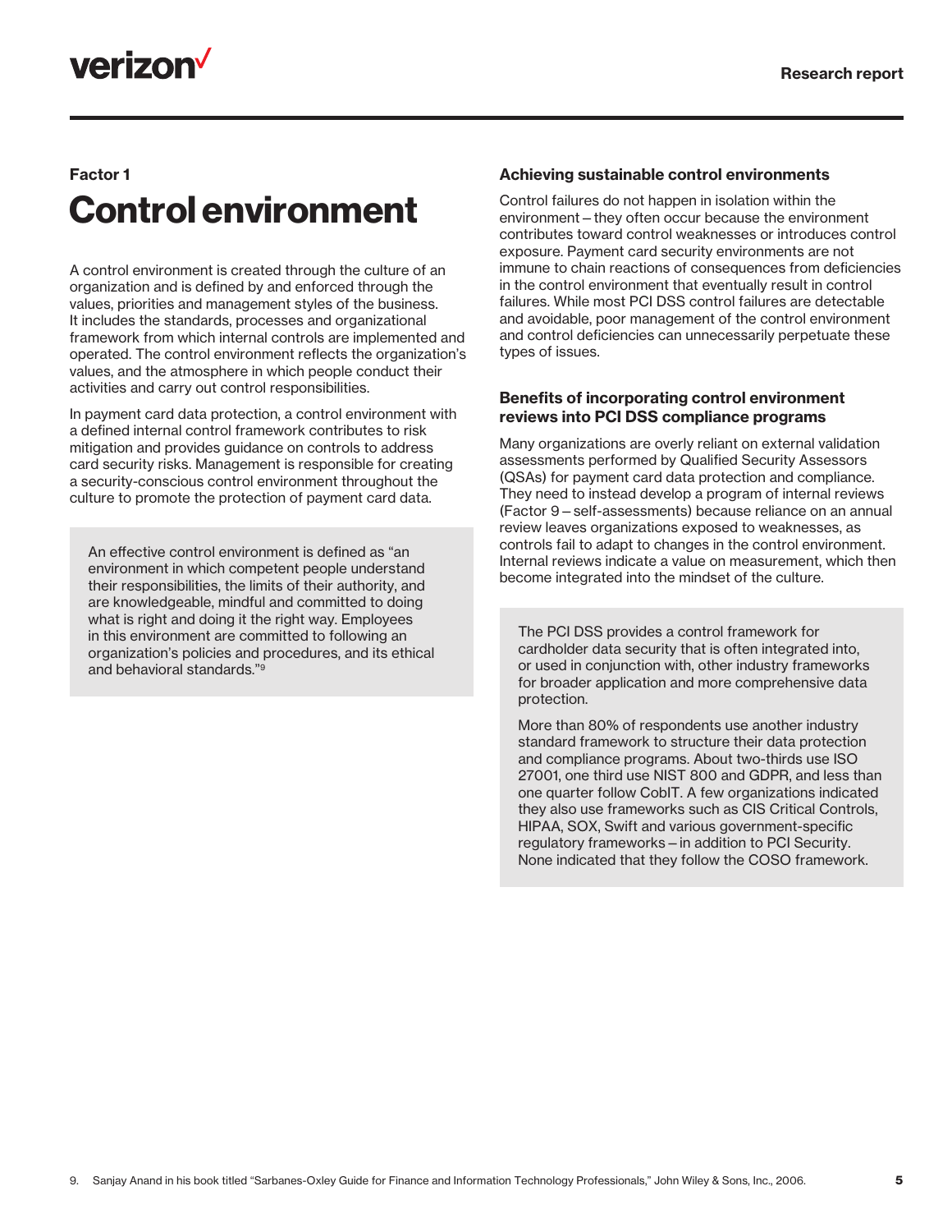Factor 1

# Control environment

A control environment is created through the culture of an organization and is defined by and enforced through the values, priorities and management styles of the business. It includes the standards, processes and organizational framework from which internal controls are implemented and operated. The control environment reflects the organization's values, and the atmosphere in which people conduct their activities and carry out control responsibilities.

In payment card data protection, a control environment with a defined internal control framework contributes to risk mitigation and provides guidance on controls to address card security risks. Management is responsible for creating a security-conscious control environment throughout the culture to promote the protection of payment card data.

> An effective control environment is defined as "an environment in which competent people understand their responsibilities, the limits of their authority, and are knowledgeable, mindful and committed to doing what is right and doing it the right way. Employees in this environment are committed to following an organization's policies and procedures, and its ethical and behavioral standards."[9]

### Achieving sustainable control environments

Control failures do not happen in isolation within the environment – they often occur because the environment contributes toward control weaknesses or introduces control exposure. Payment card security environments are not immune to chain reactions of consequences from deficiencies in the control environment that eventually result in control failures. While most PCI DSS control failures are detectable and avoidable, poor management of the control environment and control deficiencies can unnecessarily perpetuate these types of issues.

### Benefits of incorporating control environment reviews into PCI DSS compliance programs

Many organizations are overly reliant on external validation assessments performed by Qualified Security Assessors (QSAs) for payment card data protection and compliance. They need to instead develop a program of internal reviews (Factor 9 – self-assessments) because reliance on an annual review leaves organizations exposed to weaknesses, as controls fail to adapt to changes in the control environment. Internal reviews indicate a value on measurement, which then become integrated into the mindset of the culture.

> The PCI DSS provides a control framework for cardholder data security that is often integrated into, or used in conjunction with, other industry frameworks for broader application and more comprehensive data protection.
>
> More than 80% of respondents use another industry standard framework to structure their data protection and compliance programs. About two-thirds use ISO 27001, one third use NIST 800 and GDPR, and less than one quarter follow CobIT. A few organizations indicated they also use frameworks such as CIS Critical Controls, HIPAA, SOX, Swift and various government-specific regulatory frameworks – in addition to PCI Security. None indicated that they follow the COSO framework.

9. Sanjay Anand in his book titled "Sarbanes-Oxley Guide for Finance and Information Technology Professionals," John Wiley & Sons, Inc., 2006.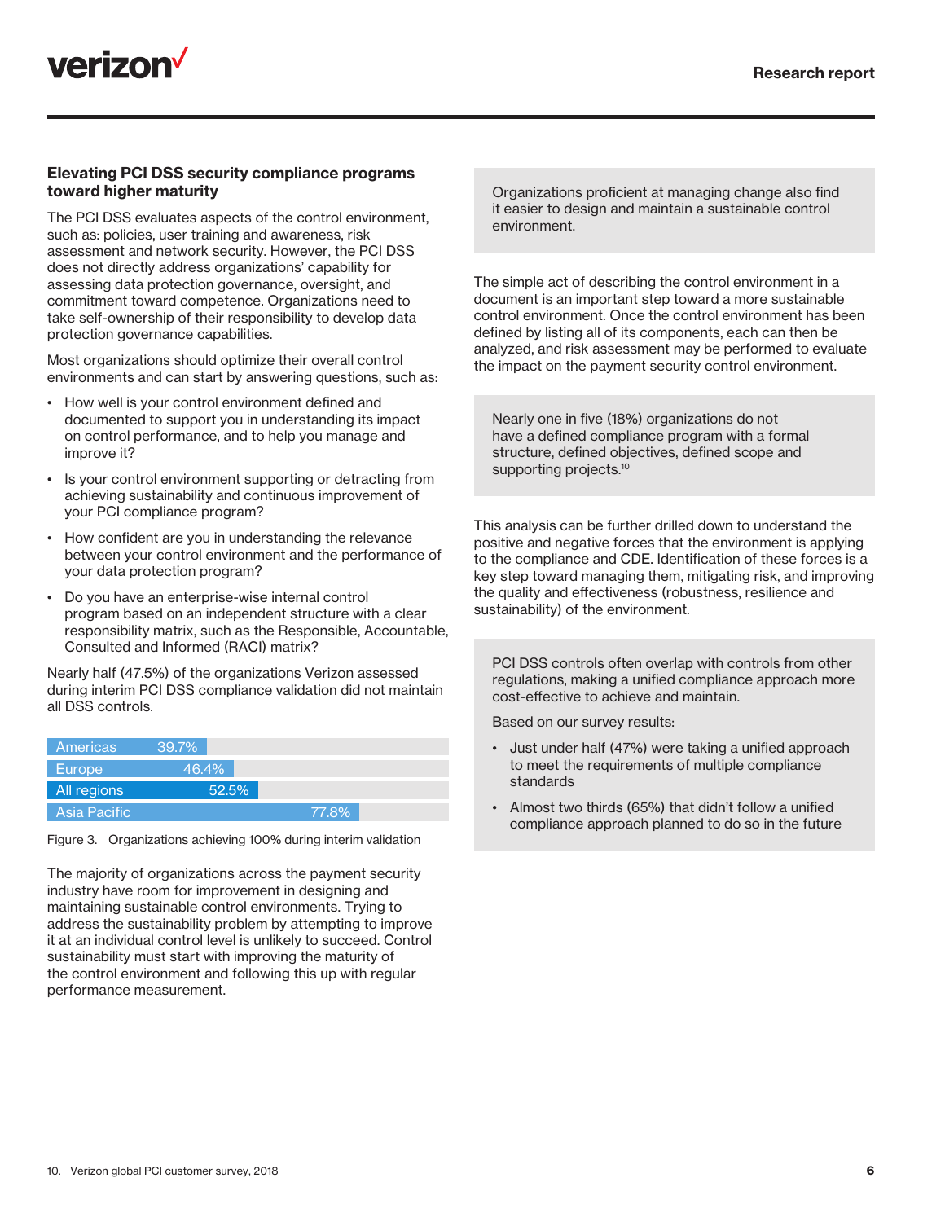## Elevating PCI DSS security compliance programs toward higher maturity

The PCI DSS evaluates aspects of the control environment, such as: policies, user training and awareness, risk assessment and network security. However, the PCI DSS does not directly address organizations' capability for assessing data protection governance, oversight, and commitment toward competence. Organizations need to take self-ownership of their responsibility to develop data protection governance capabilities.

Most organizations should optimize their overall control environments and can start by answering questions, such as:

- How well is your control environment defined and documented to support you in understanding its impact on control performance, and to help you manage and improve it?
- Is your control environment supporting or detracting from achieving sustainability and continuous improvement of your PCI compliance program?
- How confident are you in understanding the relevance between your control environment and the performance of your data protection program?
- Do you have an enterprise-wise internal control program based on an independent structure with a clear responsibility matrix, such as the Responsible, Accountable, Consulted and Informed (RACI) matrix?

Nearly half (47.5%) of the organizations Verizon assessed during interim PCI DSS compliance validation did not maintain all DSS controls.

| Region | Percentage |
|---|---|
| Americas | 39.7% |
| Europe | 46.4% |
| All regions | 52.5% |
| Asia Pacific | 77.8% |

Figure 3. Organizations achieving 100% during interim validation

The majority of organizations across the payment security industry have room for improvement in designing and maintaining sustainable control environments. Trying to address the sustainability problem by attempting to improve it at an individual control level is unlikely to succeed. Control sustainability must start with improving the maturity of the control environment and following this up with regular performance measurement.

> Organizations proficient at managing change also find it easier to design and maintain a sustainable control environment.

The simple act of describing the control environment in a document is an important step toward a more sustainable control environment. Once the control environment has been defined by listing all of its components, each can then be analyzed, and risk assessment may be performed to evaluate the impact on the payment security control environment.

> Nearly one in five (18%) organizations do not have a defined compliance program with a formal structure, defined objectives, defined scope and supporting projects.[10]

This analysis can be further drilled down to understand the positive and negative forces that the environment is applying to the compliance and CDE. Identification of these forces is a key step toward managing them, mitigating risk, and improving the quality and effectiveness (robustness, resilience and sustainability) of the environment.

> PCI DSS controls often overlap with controls from other regulations, making a unified compliance approach more cost-effective to achieve and maintain.
>
> Based on our survey results:
>
> - Just under half (47%) were taking a unified approach to meet the requirements of multiple compliance standards
> - Almost two thirds (65%) that didn't follow a unified compliance approach planned to do so in the future

10. Verizon global PCI customer survey, 2018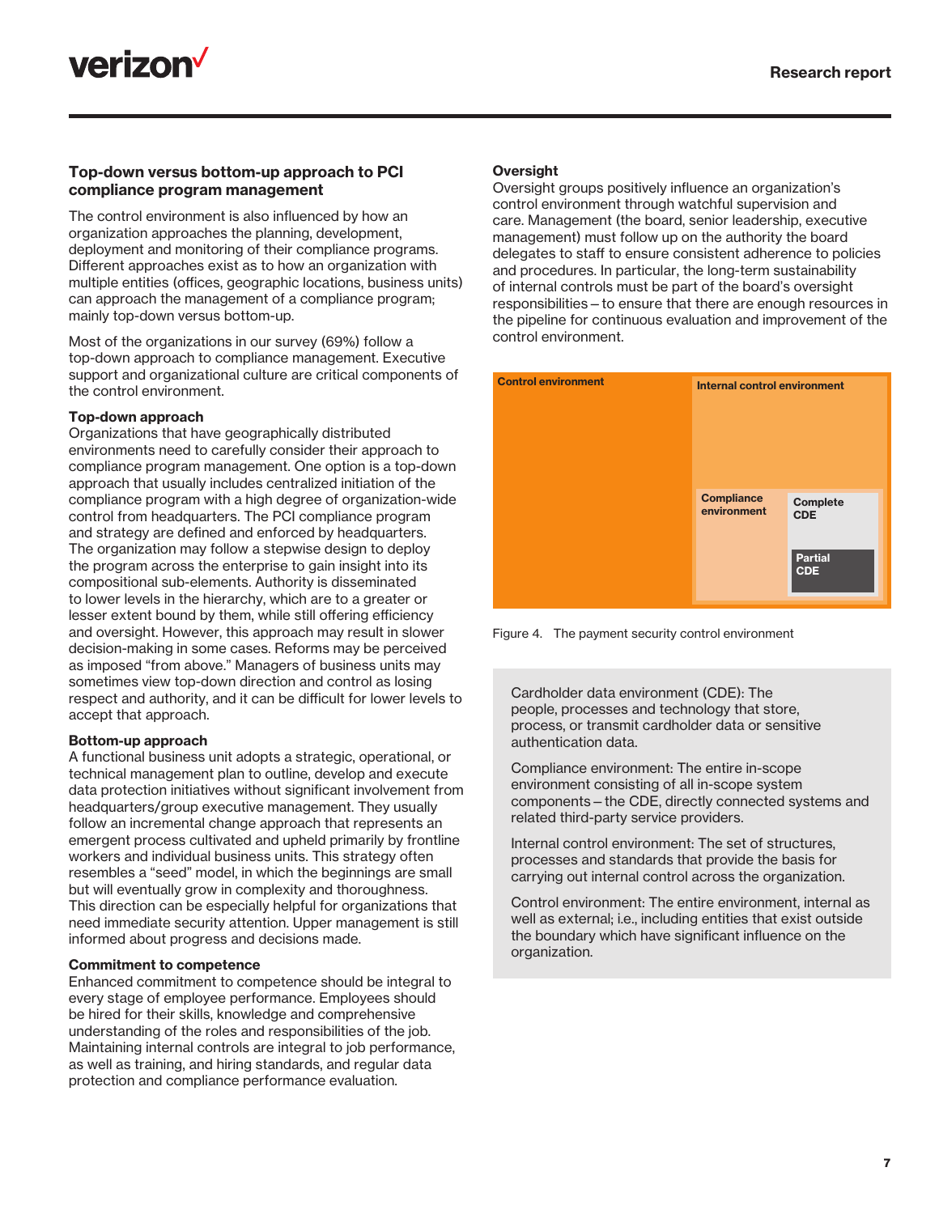## Top-down versus bottom-up approach to PCI compliance program management

The control environment is also influenced by how an organization approaches the planning, development, deployment and monitoring of their compliance programs. Different approaches exist as to how an organization with multiple entities (offices, geographic locations, business units) can approach the management of a compliance program; mainly top-down versus bottom-up.

Most of the organizations in our survey (69%) follow a top-down approach to compliance management. Executive support and organizational culture are critical components of the control environment.

### Top-down approach

Organizations that have geographically distributed environments need to carefully consider their approach to compliance program management. One option is a top-down approach that usually includes centralized initiation of the compliance program with a high degree of organization-wide control from headquarters. The PCI compliance program and strategy are defined and enforced by headquarters. The organization may follow a stepwise design to deploy the program across the enterprise to gain insight into its compositional sub-elements. Authority is disseminated to lower levels in the hierarchy, which are to a greater or lesser extent bound by them, while still offering efficiency and oversight. However, this approach may result in slower decision-making in some cases. Reforms may be perceived as imposed "from above." Managers of business units may sometimes view top-down direction and control as losing respect and authority, and it can be difficult for lower levels to accept that approach.

### Bottom-up approach

A functional business unit adopts a strategic, operational, or technical management plan to outline, develop and execute data protection initiatives without significant involvement from headquarters/group executive management. They usually follow an incremental change approach that represents an emergent process cultivated and upheld primarily by frontline workers and individual business units. This strategy often resembles a "seed" model, in which the beginnings are small but will eventually grow in complexity and thoroughness. This direction can be especially helpful for organizations that need immediate security attention. Upper management is still informed about progress and decisions made.

### Commitment to competence

Enhanced commitment to competence should be integral to every stage of employee performance. Employees should be hired for their skills, knowledge and comprehensive understanding of the roles and responsibilities of the job. Maintaining internal controls are integral to job performance, as well as training, and hiring standards, and regular data protection and compliance performance evaluation.

### Oversight

Oversight groups positively influence an organization's control environment through watchful supervision and care. Management (the board, senior leadership, executive management) must follow up on the authority the board delegates to staff to ensure consistent adherence to policies and procedures. In particular, the long-term sustainability of internal controls must be part of the board's oversight responsibilities – to ensure that there are enough resources in the pipeline for continuous evaluation and improvement of the control environment.

Control environment

Internal control environment

Compliance environment

Complete CDE

Partial CDE

Figure 4. The payment security control environment

Cardholder data environment (CDE): The people, processes and technology that store, process, or transmit cardholder data or sensitive authentication data.

Compliance environment: The entire in-scope environment consisting of all in-scope system components – the CDE, directly connected systems and related third-party service providers.

Internal control environment: The set of structures, processes and standards that provide the basis for carrying out internal control across the organization.

Control environment: The entire environment, internal as well as external; i.e., including entities that exist outside the boundary which have significant influence on the organization.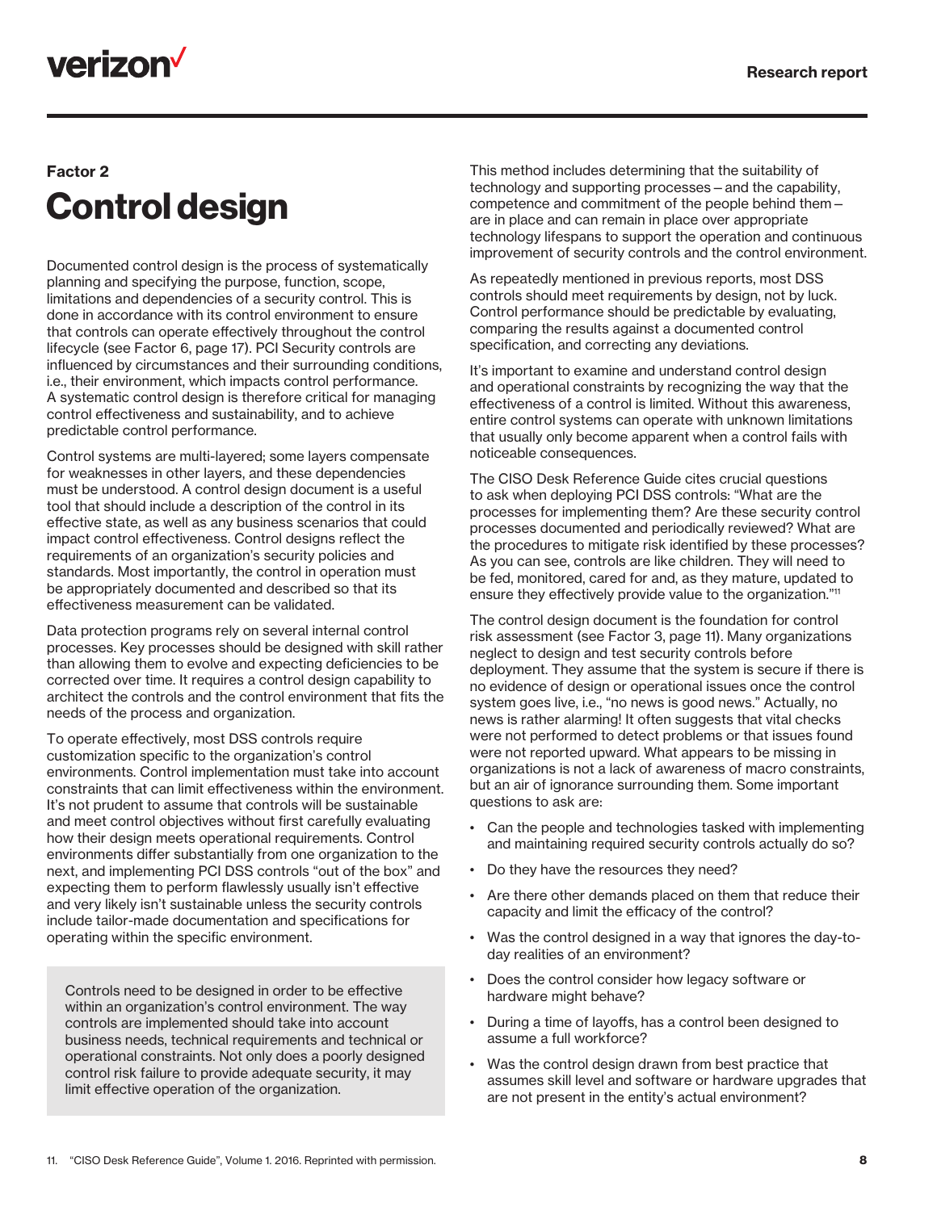Factor 2

# Control design

Documented control design is the process of systematically planning and specifying the purpose, function, scope, limitations and dependencies of a security control. This is done in accordance with its control environment to ensure that controls can operate effectively throughout the control lifecycle (see Factor 6, page 17). PCI Security controls are influenced by circumstances and their surrounding conditions, i.e., their environment, which impacts control performance. A systematic control design is therefore critical for managing control effectiveness and sustainability, and to achieve predictable control performance.

Control systems are multi-layered; some layers compensate for weaknesses in other layers, and these dependencies must be understood. A control design document is a useful tool that should include a description of the control in its effective state, as well as any business scenarios that could impact control effectiveness. Control designs reflect the requirements of an organization's security policies and standards. Most importantly, the control in operation must be appropriately documented and described so that its effectiveness measurement can be validated.

Data protection programs rely on several internal control processes. Key processes should be designed with skill rather than allowing them to evolve and expecting deficiencies to be corrected over time. It requires a control design capability to architect the controls and the control environment that fits the needs of the process and organization.

To operate effectively, most DSS controls require customization specific to the organization's control environments. Control implementation must take into account constraints that can limit effectiveness within the environment. It's not prudent to assume that controls will be sustainable and meet control objectives without first carefully evaluating how their design meets operational requirements. Control environments differ substantially from one organization to the next, and implementing PCI DSS controls "out of the box" and expecting them to perform flawlessly usually isn't effective and very likely isn't sustainable unless the security controls include tailor-made documentation and specifications for operating within the specific environment.

> Controls need to be designed in order to be effective within an organization's control environment. The way controls are implemented should take into account business needs, technical requirements and technical or operational constraints. Not only does a poorly designed control risk failure to provide adequate security, it may limit effective operation of the organization.

This method includes determining that the suitability of technology and supporting processes – and the capability, competence and commitment of the people behind them – are in place and can remain in place over appropriate technology lifespans to support the operation and continuous improvement of security controls and the control environment.

As repeatedly mentioned in previous reports, most DSS controls should meet requirements by design, not by luck. Control performance should be predictable by evaluating, comparing the results against a documented control specification, and correcting any deviations.

It's important to examine and understand control design and operational constraints by recognizing the way that the effectiveness of a control is limited. Without this awareness, entire control systems can operate with unknown limitations that usually only become apparent when a control fails with noticeable consequences.

The CISO Desk Reference Guide cites crucial questions to ask when deploying PCI DSS controls: "What are the processes for implementing them? Are these security control processes documented and periodically reviewed? What are the procedures to mitigate risk identified by these processes? As you can see, controls are like children. They will need to be fed, monitored, cared for and, as they mature, updated to ensure they effectively provide value to the organization."[11]

The control design document is the foundation for control risk assessment (see Factor 3, page 11). Many organizations neglect to design and test security controls before deployment. They assume that the system is secure if there is no evidence of design or operational issues once the control system goes live, i.e., "no news is good news." Actually, no news is rather alarming! It often suggests that vital checks were not performed to detect problems or that issues found were not reported upward. What appears to be missing in organizations is not a lack of awareness of macro constraints, but an air of ignorance surrounding them. Some important questions to ask are:

- Can the people and technologies tasked with implementing and maintaining required security controls actually do so?
- Do they have the resources they need?
- Are there other demands placed on them that reduce their capacity and limit the efficacy of the control?
- Was the control designed in a way that ignores the day-to-day realities of an environment?
- Does the control consider how legacy software or hardware might behave?
- During a time of layoffs, has a control been designed to assume a full workforce?
- Was the control design drawn from best practice that assumes skill level and software or hardware upgrades that are not present in the entity's actual environment?

11. "CISO Desk Reference Guide", Volume 1. 2016. Reprinted with permission.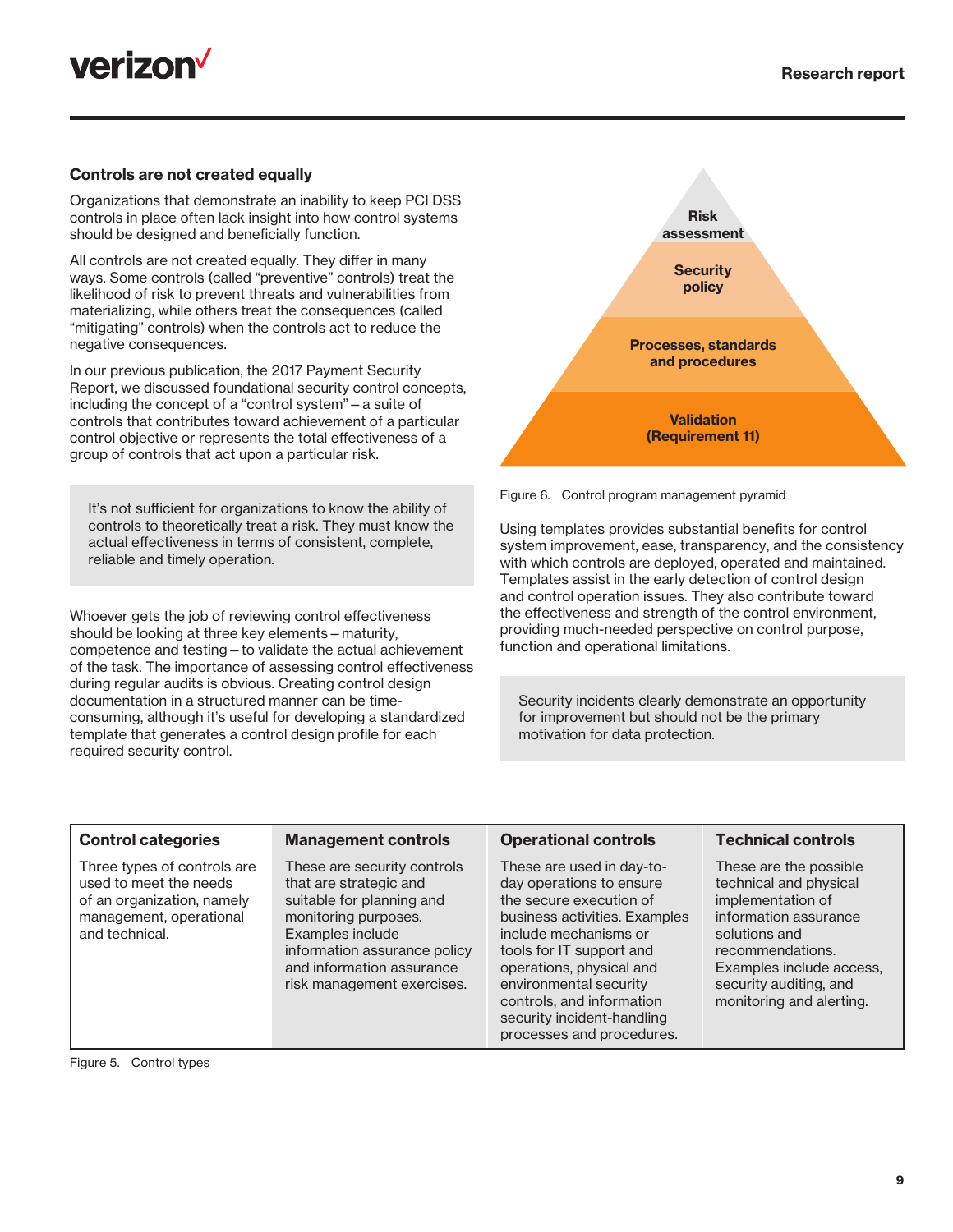## Controls are not created equally

Organizations that demonstrate an inability to keep PCI DSS controls in place often lack insight into how control systems should be designed and beneficially function.

All controls are not created equally. They differ in many ways. Some controls (called "preventive" controls) treat the likelihood of risk to prevent threats and vulnerabilities from materializing, while others treat the consequences (called "mitigating" controls) when the controls act to reduce the negative consequences.

In our previous publication, the 2017 Payment Security Report, we discussed foundational security control concepts, including the concept of a "control system" – a suite of controls that contributes toward achievement of a particular control objective or represents the total effectiveness of a group of controls that act upon a particular risk.

> It's not sufficient for organizations to know the ability of controls to theoretically treat a risk. They must know the actual effectiveness in terms of consistent, complete, reliable and timely operation.

Whoever gets the job of reviewing control effectiveness should be looking at three key elements – maturity, competence and testing – to validate the actual achievement of the task. The importance of assessing control effectiveness during regular audits is obvious. Creating control design documentation in a structured manner can be time-consuming, although it's useful for developing a standardized template that generates a control design profile for each required security control.

Risk assessment

Security policy

Processes, standards and procedures

Validation (Requirement 11)

Figure 6. Control program management pyramid

Using templates provides substantial benefits for control system improvement, ease, transparency, and the consistency with which controls are deployed, operated and maintained. Templates assist in the early detection of control design and control operation issues. They also contribute toward the effectiveness and strength of the control environment, providing much-needed perspective on control purpose, function and operational limitations.

> Security incidents clearly demonstrate an opportunity for improvement but should not be the primary motivation for data protection.

| Control categories | Management controls | Operational controls | Technical controls |
|---|---|---|---|
| Three types of controls are used to meet the needs of an organization, namely management, operational and technical. | These are security controls that are strategic and suitable for planning and monitoring purposes. Examples include information assurance policy and information assurance risk management exercises. | These are used in day-to-day operations to ensure the secure execution of business activities. Examples include mechanisms or tools for IT support and operations, physical and environmental security controls, and information security incident-handling processes and procedures. | These are the possible technical and physical implementation of information assurance solutions and recommendations. Examples include access, security auditing, and monitoring and alerting. |

Figure 5. Control types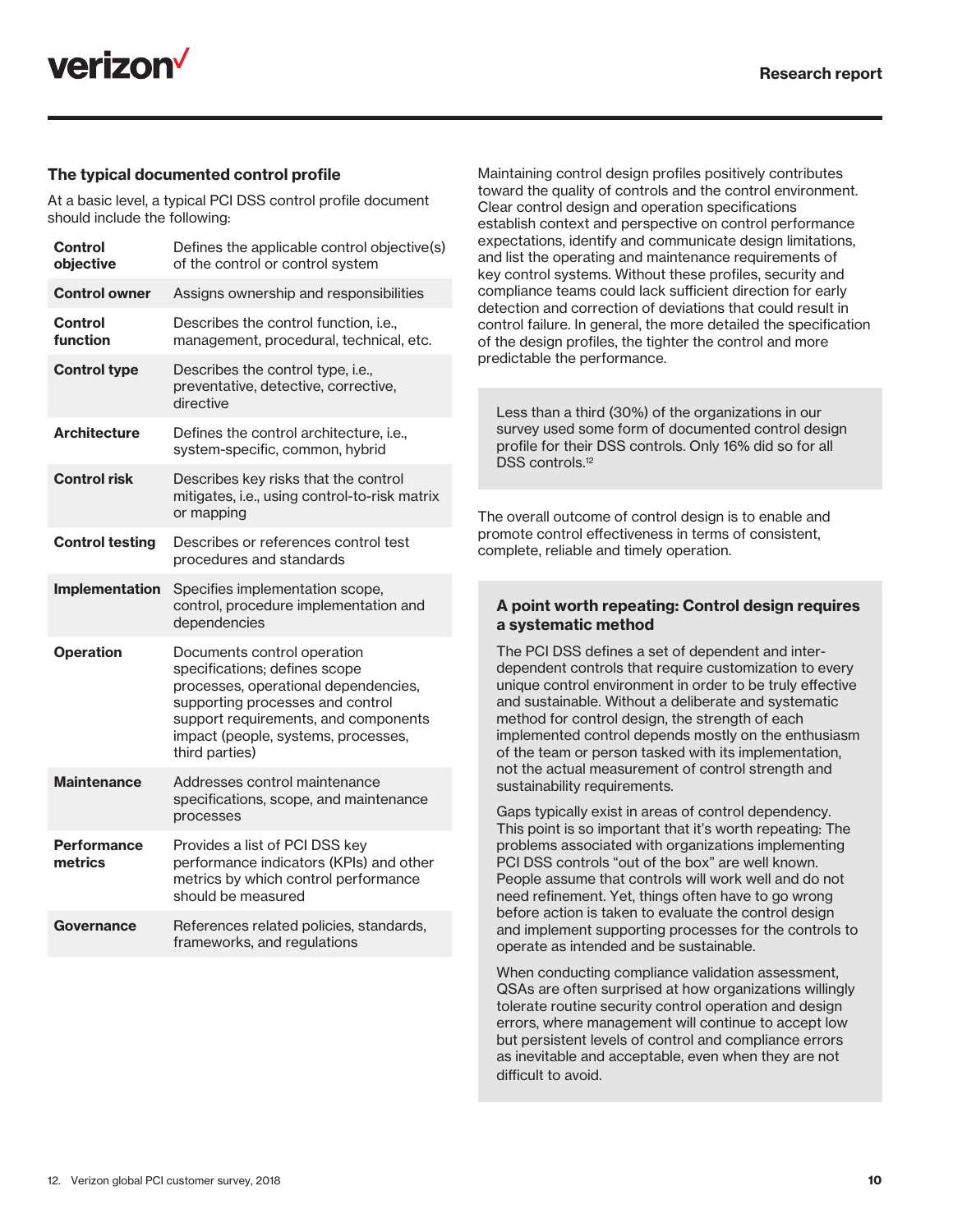### The typical documented control profile

At a basic level, a typical PCI DSS control profile document should include the following:

| | |
|---|---|
| **Control objective** | Defines the applicable control objective(s) of the control or control system |
| **Control owner** | Assigns ownership and responsibilities |
| **Control function** | Describes the control function, i.e., management, procedural, technical, etc. |
| **Control type** | Describes the control type, i.e., preventative, detective, corrective, directive |
| **Architecture** | Defines the control architecture, i.e., system-specific, common, hybrid |
| **Control risk** | Describes key risks that the control mitigates, i.e., using control-to-risk matrix or mapping |
| **Control testing** | Describes or references control test procedures and standards |
| **Implementation** | Specifies implementation scope, control, procedure implementation and dependencies |
| **Operation** | Documents control operation specifications; defines scope processes, operational dependencies, supporting processes and control support requirements, and components impact (people, systems, processes, third parties) |
| **Maintenance** | Addresses control maintenance specifications, scope, and maintenance processes |
| **Performance metrics** | Provides a list of PCI DSS key performance indicators (KPIs) and other metrics by which control performance should be measured |
| **Governance** | References related policies, standards, frameworks, and regulations |

Maintaining control design profiles positively contributes toward the quality of controls and the control environment. Clear control design and operation specifications establish context and perspective on control performance expectations, identify and communicate design limitations, and list the operating and maintenance requirements of key control systems. Without these profiles, security and compliance teams could lack sufficient direction for early detection and correction of deviations that could result in control failure. In general, the more detailed the specification of the design profiles, the tighter the control and more predictable the performance.

> Less than a third (30%) of the organizations in our survey used some form of documented control design profile for their DSS controls. Only 16% did so for all DSS controls.[12]

The overall outcome of control design is to enable and promote control effectiveness in terms of consistent, complete, reliable and timely operation.

### A point worth repeating: Control design requires a systematic method

The PCI DSS defines a set of dependent and inter-dependent controls that require customization to every unique control environment in order to be truly effective and sustainable. Without a deliberate and systematic method for control design, the strength of each implemented control depends mostly on the enthusiasm of the team or person tasked with its implementation, not the actual measurement of control strength and sustainability requirements.

Gaps typically exist in areas of control dependency. This point is so important that it's worth repeating: The problems associated with organizations implementing PCI DSS controls "out of the box" are well known. People assume that controls will work well and do not need refinement. Yet, things often have to go wrong before action is taken to evaluate the control design and implement supporting processes for the controls to operate as intended and be sustainable.

When conducting compliance validation assessment, QSAs are often surprised at how organizations willingly tolerate routine security control operation and design errors, where management will continue to accept low but persistent levels of control and compliance errors as inevitable and acceptable, even when they are not difficult to avoid.

12. Verizon global PCI customer survey, 2018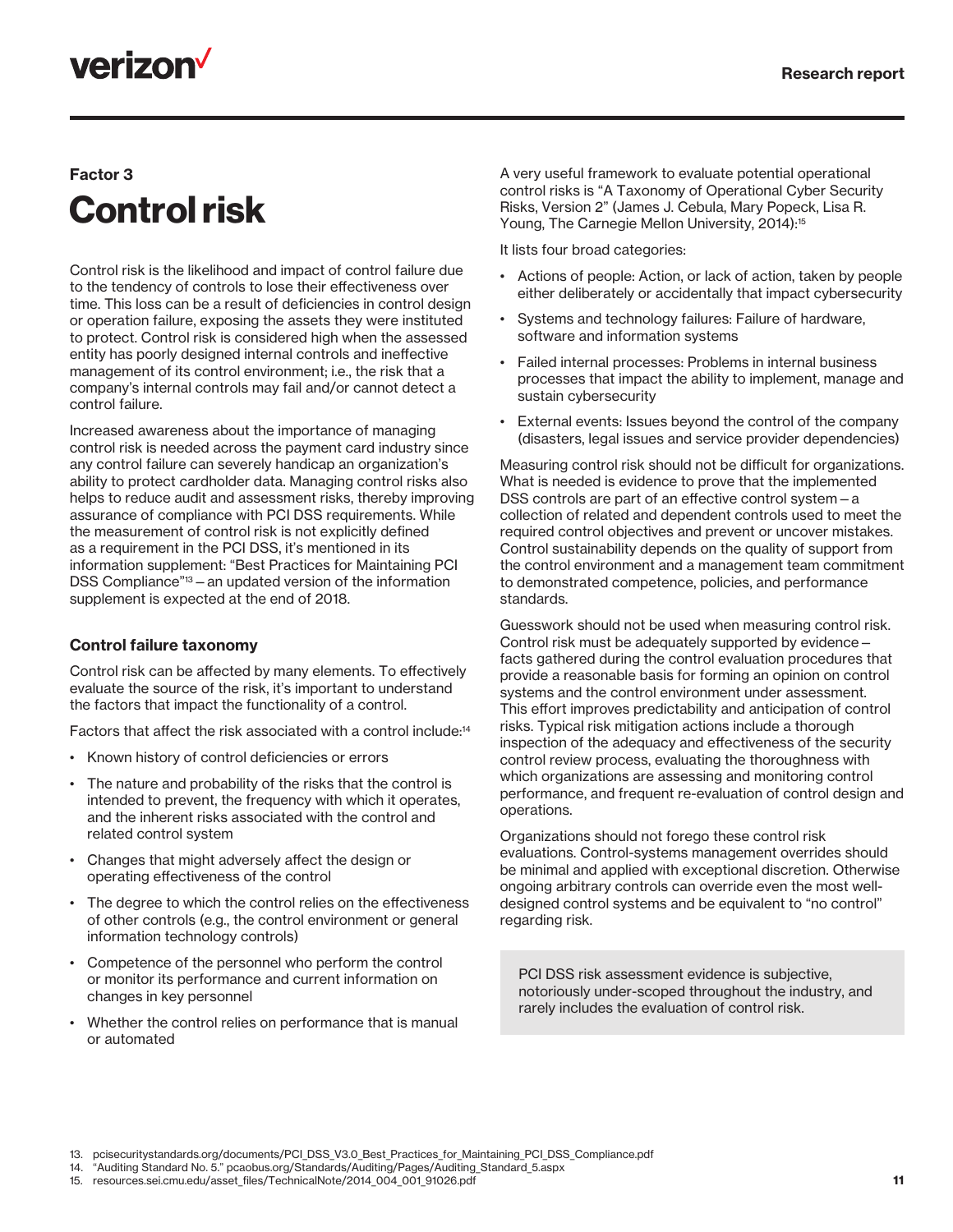Factor 3

# Control risk

Control risk is the likelihood and impact of control failure due to the tendency of controls to lose their effectiveness over time. This loss can be a result of deficiencies in control design or operation failure, exposing the assets they were instituted to protect. Control risk is considered high when the assessed entity has poorly designed internal controls and ineffective management of its control environment; i.e., the risk that a company's internal controls may fail and/or cannot detect a control failure.

Increased awareness about the importance of managing control risk is needed across the payment card industry since any control failure can severely handicap an organization's ability to protect cardholder data. Managing control risks also helps to reduce audit and assessment risks, thereby improving assurance of compliance with PCI DSS requirements. While the measurement of control risk is not explicitly defined as a requirement in the PCI DSS, it's mentioned in its information supplement: "Best Practices for Maintaining PCI DSS Compliance"[13] – an updated version of the information supplement is expected at the end of 2018.

### Control failure taxonomy

Control risk can be affected by many elements. To effectively evaluate the source of the risk, it's important to understand the factors that impact the functionality of a control.

Factors that affect the risk associated with a control include:[14]

- Known history of control deficiencies or errors
- The nature and probability of the risks that the control is intended to prevent, the frequency with which it operates, and the inherent risks associated with the control and related control system
- Changes that might adversely affect the design or operating effectiveness of the control
- The degree to which the control relies on the effectiveness of other controls (e.g., the control environment or general information technology controls)
- Competence of the personnel who perform the control or monitor its performance and current information on changes in key personnel
- Whether the control relies on performance that is manual or automated

A very useful framework to evaluate potential operational control risks is "A Taxonomy of Operational Cyber Security Risks, Version 2" (James J. Cebula, Mary Popeck, Lisa R. Young, The Carnegie Mellon University, 2014):[15]

It lists four broad categories:

- Actions of people: Action, or lack of action, taken by people either deliberately or accidentally that impact cybersecurity
- Systems and technology failures: Failure of hardware, software and information systems
- Failed internal processes: Problems in internal business processes that impact the ability to implement, manage and sustain cybersecurity
- External events: Issues beyond the control of the company (disasters, legal issues and service provider dependencies)

Measuring control risk should not be difficult for organizations. What is needed is evidence to prove that the implemented DSS controls are part of an effective control system – a collection of related and dependent controls used to meet the required control objectives and prevent or uncover mistakes. Control sustainability depends on the quality of support from the control environment and a management team commitment to demonstrated competence, policies, and performance standards.

Guesswork should not be used when measuring control risk. Control risk must be adequately supported by evidence – facts gathered during the control evaluation procedures that provide a reasonable basis for forming an opinion on control systems and the control environment under assessment. This effort improves predictability and anticipation of control risks. Typical risk mitigation actions include a thorough inspection of the adequacy and effectiveness of the security control review process, evaluating the thoroughness with which organizations are assessing and monitoring control performance, and frequent re-evaluation of control design and operations.

Organizations should not forego these control risk evaluations. Control-systems management overrides should be minimal and applied with exceptional discretion. Otherwise ongoing arbitrary controls can override even the most well-designed control systems and be equivalent to "no control" regarding risk.

> PCI DSS risk assessment evidence is subjective, notoriously under-scoped throughout the industry, and rarely includes the evaluation of control risk.

13. pcisecuritystandards.org/documents/PCI_DSS_V3.0_Best_Practices_for_Maintaining_PCI_DSS_Compliance.pdf
14. "Auditing Standard No. 5." pcaobus.org/Standards/Auditing/Pages/Auditing_Standard_5.aspx
15. resources.sei.cmu.edu/asset_files/TechnicalNote/2014_004_001_91026.pdf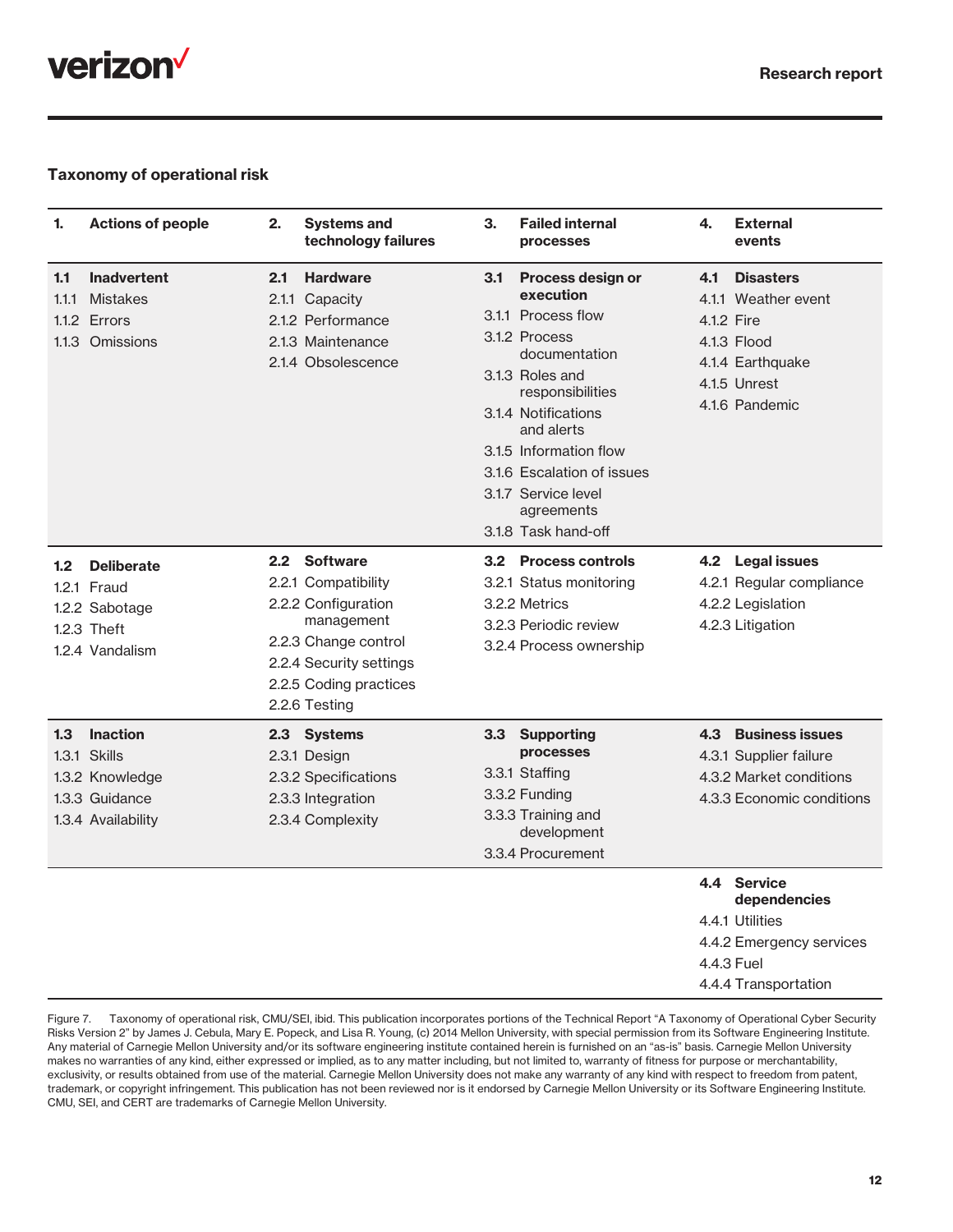### Taxonomy of operational risk

| 1. Actions of people | 2. Systems and technology failures | 3. Failed internal processes | 4. External events |
|---|---|---|---|
| **1.1 Inadvertent**<br>1.1.1 Mistakes<br>1.1.2 Errors<br>1.1.3 Omissions | **2.1 Hardware**<br>2.1.1 Capacity<br>2.1.2 Performance<br>2.1.3 Maintenance<br>2.1.4 Obsolescence | **3.1 Process design or execution**<br>3.1.1 Process flow<br>3.1.2 Process documentation<br>3.1.3 Roles and responsibilities<br>3.1.4 Notifications and alerts<br>3.1.5 Information flow<br>3.1.6 Escalation of issues<br>3.1.7 Service level agreements<br>3.1.8 Task hand-off | **4.1 Disasters**<br>4.1.1 Weather event<br>4.1.2 Fire<br>4.1.3 Flood<br>4.1.4 Earthquake<br>4.1.5 Unrest<br>4.1.6 Pandemic |
| **1.2 Deliberate**<br>1.2.1 Fraud<br>1.2.2 Sabotage<br>1.2.3 Theft<br>1.2.4 Vandalism | **2.2 Software**<br>2.2.1 Compatibility<br>2.2.2 Configuration management<br>2.2.3 Change control<br>2.2.4 Security settings<br>2.2.5 Coding practices<br>2.2.6 Testing | **3.2 Process controls**<br>3.2.1 Status monitoring<br>3.2.2 Metrics<br>3.2.3 Periodic review<br>3.2.4 Process ownership | **4.2 Legal issues**<br>4.2.1 Regular compliance<br>4.2.2 Legislation<br>4.2.3 Litigation |
| **1.3 Inaction**<br>1.3.1 Skills<br>1.3.2 Knowledge<br>1.3.3 Guidance<br>1.3.4 Availability | **2.3 Systems**<br>2.3.1 Design<br>2.3.2 Specifications<br>2.3.3 Integration<br>2.3.4 Complexity | **3.3 Supporting processes**<br>3.3.1 Staffing<br>3.3.2 Funding<br>3.3.3 Training and development<br>3.3.4 Procurement | **4.3 Business issues**<br>4.3.1 Supplier failure<br>4.3.2 Market conditions<br>4.3.3 Economic conditions |
| | | | **4.4 Service dependencies**<br>4.4.1 Utilities<br>4.4.2 Emergency services<br>4.4.3 Fuel<br>4.4.4 Transportation |

Figure 7. Taxonomy of operational risk, CMU/SEI, ibid. This publication incorporates portions of the Technical Report "A Taxonomy of Operational Cyber Security Risks Version 2" by James J. Cebula, Mary E. Popeck, and Lisa R. Young, (c) 2014 Mellon University, with special permission from its Software Engineering Institute. Any material of Carnegie Mellon University and/or its software engineering institute contained herein is furnished on an "as-is" basis. Carnegie Mellon University makes no warranties of any kind, either expressed or implied, as to any matter including, but not limited to, warranty of fitness for purpose or merchantability, exclusivity, or results obtained from use of the material. Carnegie Mellon University does not make any warranty of any kind with respect to freedom from patent, trademark, or copyright infringement. This publication has not been reviewed nor is it endorsed by Carnegie Mellon University or its Software Engineering Institute. CMU, SEI, and CERT are trademarks of Carnegie Mellon University.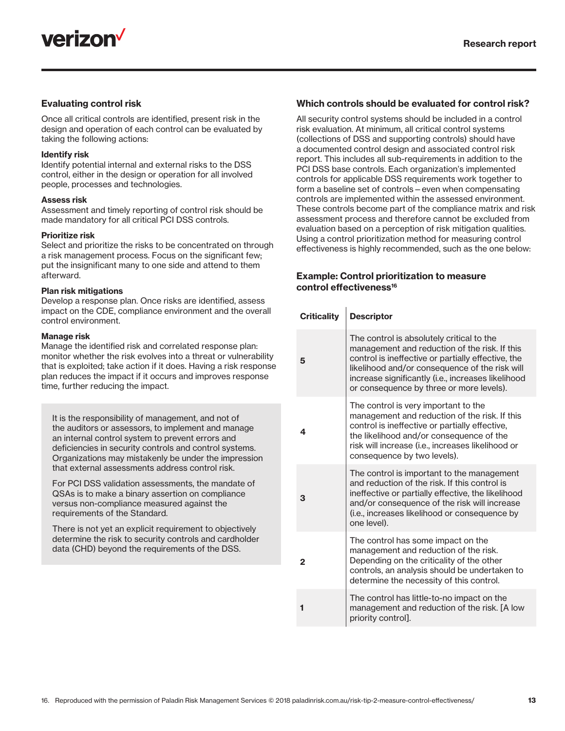## Evaluating control risk

Once all critical controls are identified, present risk in the design and operation of each control can be evaluated by taking the following actions:

**Identify risk**
Identify potential internal and external risks to the DSS control, either in the design or operation for all involved people, processes and technologies.

**Assess risk**
Assessment and timely reporting of control risk should be made mandatory for all critical PCI DSS controls.

**Prioritize risk**
Select and prioritize the risks to be concentrated on through a risk management process. Focus on the significant few; put the insignificant many to one side and attend to them afterward.

**Plan risk mitigations**
Develop a response plan. Once risks are identified, assess impact on the CDE, compliance environment and the overall control environment.

**Manage risk**
Manage the identified risk and correlated response plan: monitor whether the risk evolves into a threat or vulnerability that is exploited; take action if it does. Having a risk response plan reduces the impact if it occurs and improves response time, further reducing the impact.

> It is the responsibility of management, and not of the auditors or assessors, to implement and manage an internal control system to prevent errors and deficiencies in security controls and control systems. Organizations may mistakenly be under the impression that external assessments address control risk.
>
> For PCI DSS validation assessments, the mandate of QSAs is to make a binary assertion on compliance versus non-compliance measured against the requirements of the Standard.
>
> There is not yet an explicit requirement to objectively determine the risk to security controls and cardholder data (CHD) beyond the requirements of the DSS.

## Which controls should be evaluated for control risk?

All security control systems should be included in a control risk evaluation. At minimum, all critical control systems (collections of DSS and supporting controls) should have a documented control design and associated control risk report. This includes all sub-requirements in addition to the PCI DSS base controls. Each organization's implemented controls for applicable DSS requirements work together to form a baseline set of controls – even when compensating controls are implemented within the assessed environment. These controls become part of the compliance matrix and risk assessment process and therefore cannot be excluded from evaluation based on a perception of risk mitigation qualities. Using a control prioritization method for measuring control effectiveness is highly recommended, such as the one below:

### Example: Control prioritization to measure control effectiveness[16]

| Criticality | Descriptor |
|---|---|
| 5 | The control is absolutely critical to the management and reduction of the risk. If this control is ineffective or partially effective, the likelihood and/or consequence of the risk will increase significantly (i.e., increases likelihood or consequence by three or more levels). |
| 4 | The control is very important to the management and reduction of the risk. If this control is ineffective or partially effective, the likelihood and/or consequence of the risk will increase (i.e., increases likelihood or consequence by two levels). |
| 3 | The control is important to the management and reduction of the risk. If this control is ineffective or partially effective, the likelihood and/or consequence of the risk will increase (i.e., increases likelihood or consequence by one level). |
| 2 | The control has some impact on the management and reduction of the risk. Depending on the criticality of the other controls, an analysis should be undertaken to determine the necessity of this control. |
| 1 | The control has little-to-no impact on the management and reduction of the risk. [A low priority control]. |

16. Reproduced with the permission of Paladin Risk Management Services © 2018 paladinrisk.com.au/risk-tip-2-measure-control-effectiveness/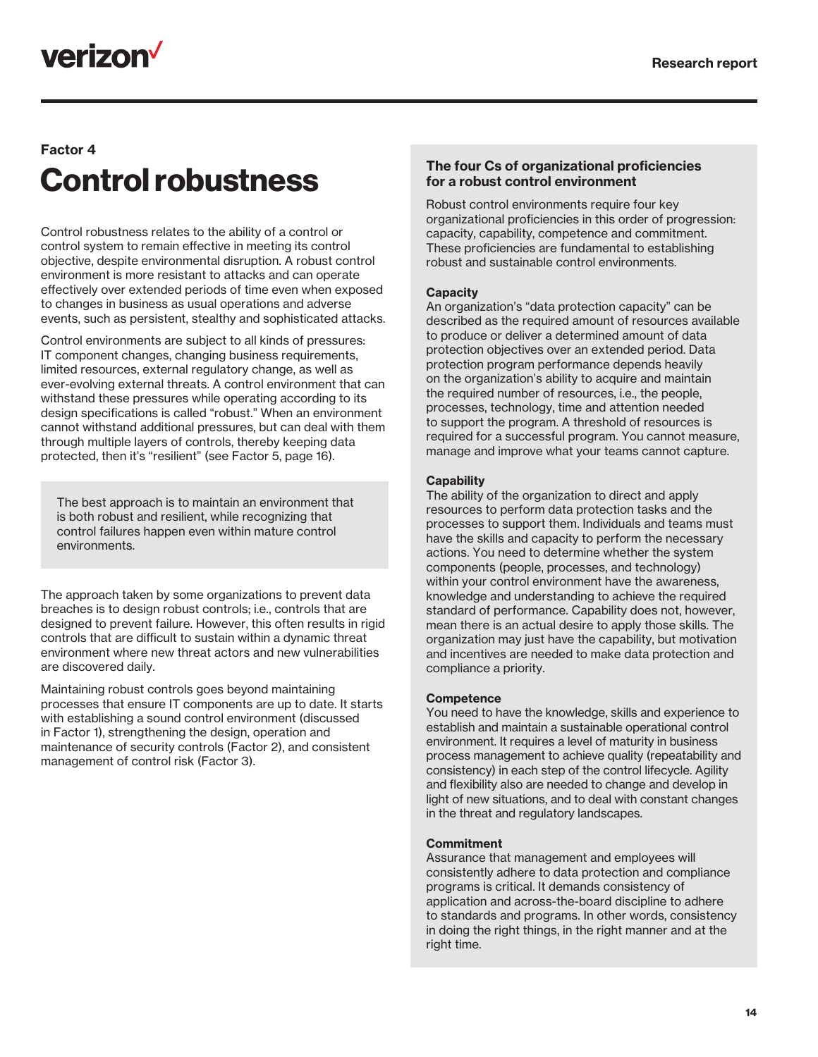Factor 4

# Control robustness

Control robustness relates to the ability of a control or control system to remain effective in meeting its control objective, despite environmental disruption. A robust control environment is more resistant to attacks and can operate effectively over extended periods of time even when exposed to changes in business as usual operations and adverse events, such as persistent, stealthy and sophisticated attacks.

Control environments are subject to all kinds of pressures: IT component changes, changing business requirements, limited resources, external regulatory change, as well as ever-evolving external threats. A control environment that can withstand these pressures while operating according to its design specifications is called "robust." When an environment cannot withstand additional pressures, but can deal with them through multiple layers of controls, thereby keeping data protected, then it's "resilient" (see Factor 5, page 16).

> The best approach is to maintain an environment that is both robust and resilient, while recognizing that control failures happen even within mature control environments.

The approach taken by some organizations to prevent data breaches is to design robust controls; i.e., controls that are designed to prevent failure. However, this often results in rigid controls that are difficult to sustain within a dynamic threat environment where new threat actors and new vulnerabilities are discovered daily.

Maintaining robust controls goes beyond maintaining processes that ensure IT components are up to date. It starts with establishing a sound control environment (discussed in Factor 1), strengthening the design, operation and maintenance of security controls (Factor 2), and consistent management of control risk (Factor 3).

### The four Cs of organizational proficiencies for a robust control environment

Robust control environments require four key organizational proficiencies in this order of progression: capacity, capability, competence and commitment. These proficiencies are fundamental to establishing robust and sustainable control environments.

**Capacity**
An organization's "data protection capacity" can be described as the required amount of resources available to produce or deliver a determined amount of data protection objectives over an extended period. Data protection program performance depends heavily on the organization's ability to acquire and maintain the required number of resources, i.e., the people, processes, technology, time and attention needed to support the program. A threshold of resources is required for a successful program. You cannot measure, manage and improve what your teams cannot capture.

**Capability**
The ability of the organization to direct and apply resources to perform data protection tasks and the processes to support them. Individuals and teams must have the skills and capacity to perform the necessary actions. You need to determine whether the system components (people, processes, and technology) within your control environment have the awareness, knowledge and understanding to achieve the required standard of performance. Capability does not, however, mean there is an actual desire to apply those skills. The organization may just have the capability, but motivation and incentives are needed to make data protection and compliance a priority.

**Competence**
You need to have the knowledge, skills and experience to establish and maintain a sustainable operational control environment. It requires a level of maturity in business process management to achieve quality (repeatability and consistency) in each step of the control lifecycle. Agility and flexibility also are needed to change and develop in light of new situations, and to deal with constant changes in the threat and regulatory landscapes.

**Commitment**
Assurance that management and employees will consistently adhere to data protection and compliance programs is critical. It demands consistency of application and across-the-board discipline to adhere to standards and programs. In other words, consistency in doing the right things, in the right manner and at the right time.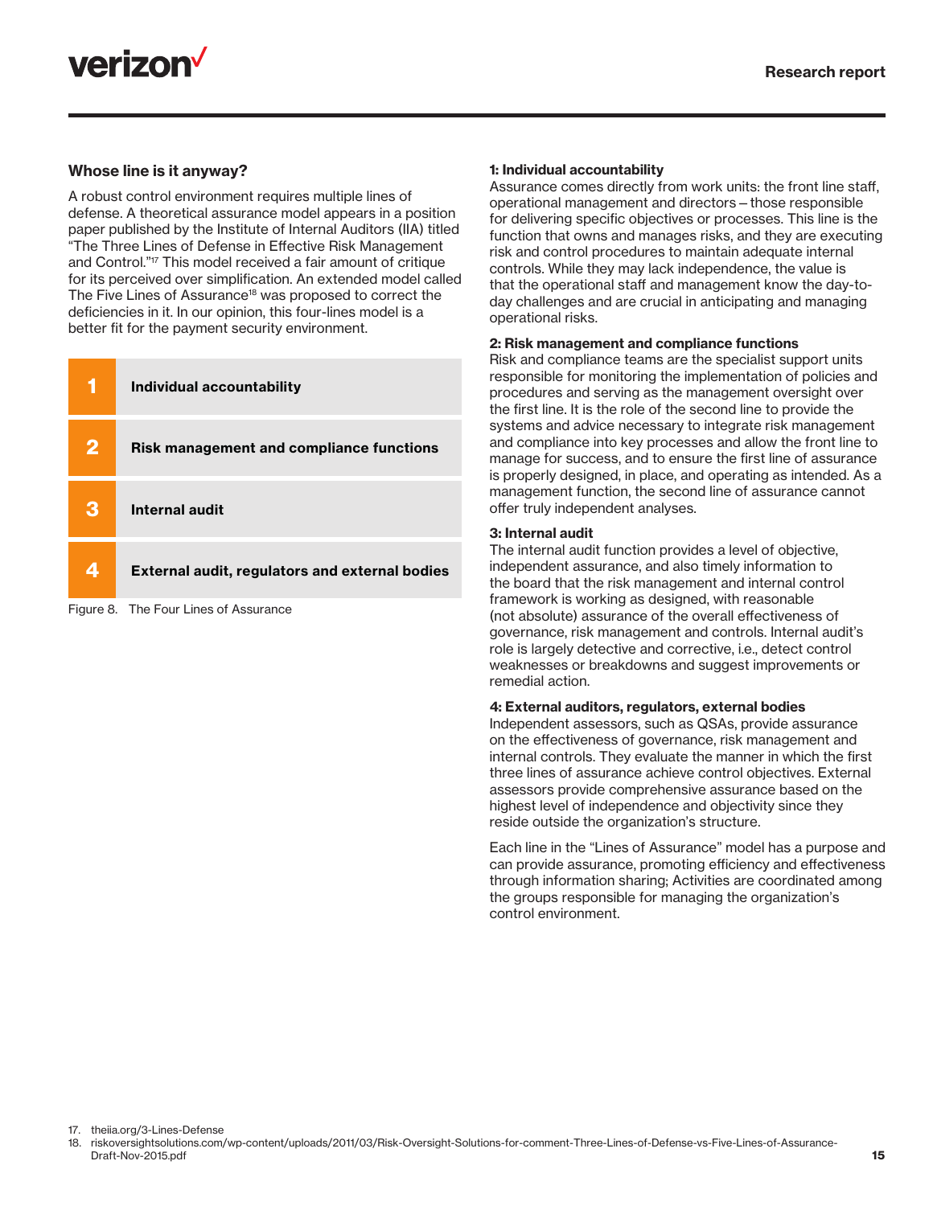## Whose line is it anyway?

A robust control environment requires multiple lines of defense. A theoretical assurance model appears in a position paper published by the Institute of Internal Auditors (IIA) titled "The Three Lines of Defense in Effective Risk Management and Control."[17] This model received a fair amount of critique for its perceived over simplification. An extended model called The Five Lines of Assurance[18] was proposed to correct the deficiencies in it. In our opinion, this four-lines model is a better fit for the payment security environment.

| | |
|---|---|
| **1** | **Individual accountability** |
| **2** | **Risk management and compliance functions** |
| **3** | **Internal audit** |
| **4** | **External audit, regulators and external bodies** |

Figure 8. The Four Lines of Assurance

**1: Individual accountability**
Assurance comes directly from work units: the front line staff, operational management and directors – those responsible for delivering specific objectives or processes. This line is the function that owns and manages risks, and they are executing risk and control procedures to maintain adequate internal controls. While they may lack independence, the value is that the operational staff and management know the day-to-day challenges and are crucial in anticipating and managing operational risks.

**2: Risk management and compliance functions**
Risk and compliance teams are the specialist support units responsible for monitoring the implementation of policies and procedures and serving as the management oversight over the first line. It is the role of the second line to provide the systems and advice necessary to integrate risk management and compliance into key processes and allow the front line to manage for success, and to ensure the first line of assurance is properly designed, in place, and operating as intended. As a management function, the second line of assurance cannot offer truly independent analyses.

**3: Internal audit**
The internal audit function provides a level of objective, independent assurance, and also timely information to the board that the risk management and internal control framework is working as designed, with reasonable (not absolute) assurance of the overall effectiveness of governance, risk management and controls. Internal audit's role is largely detective and corrective, i.e., detect control weaknesses or breakdowns and suggest improvements or remedial action.

**4: External auditors, regulators, external bodies**
Independent assessors, such as QSAs, provide assurance on the effectiveness of governance, risk management and internal controls. They evaluate the manner in which the first three lines of assurance achieve control objectives. External assessors provide comprehensive assurance based on the highest level of independence and objectivity since they reside outside the organization's structure.

Each line in the "Lines of Assurance" model has a purpose and can provide assurance, promoting efficiency and effectiveness through information sharing; Activities are coordinated among the groups responsible for managing the organization's control environment.

17. theiia.org/3-Lines-Defense
18. riskoversightsolutions.com/wp-content/uploads/2011/03/Risk-Oversight-Solutions-for-comment-Three-Lines-of-Defense-vs-Five-Lines-of-Assurance-Draft-Nov-2015.pdf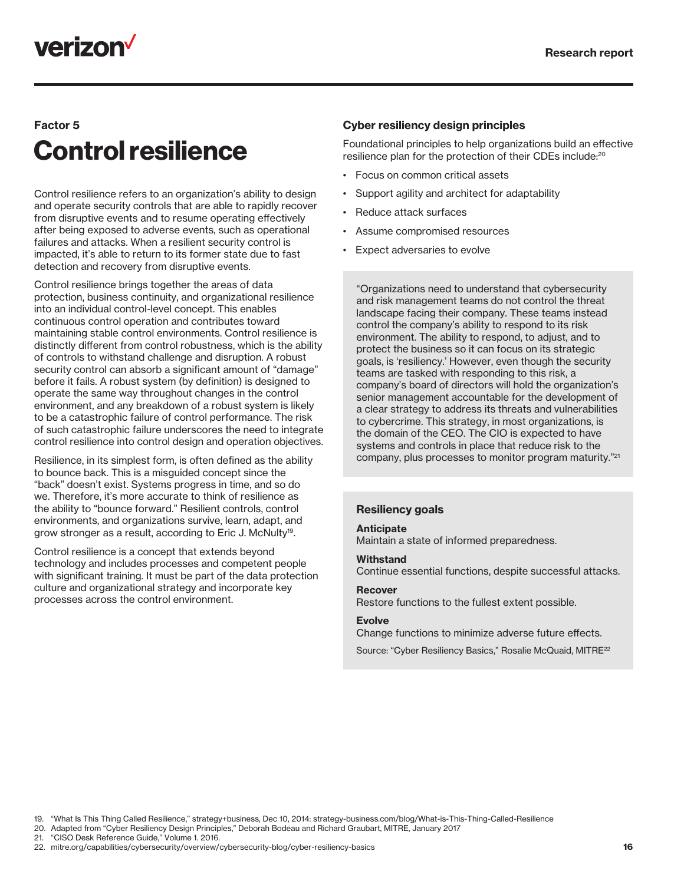Factor 5

# Control resilience

Control resilience refers to an organization's ability to design and operate security controls that are able to rapidly recover from disruptive events and to resume operating effectively after being exposed to adverse events, such as operational failures and attacks. When a resilient security control is impacted, it's able to return to its former state due to fast detection and recovery from disruptive events.

Control resilience brings together the areas of data protection, business continuity, and organizational resilience into an individual control-level concept. This enables continuous control operation and contributes toward maintaining stable control environments. Control resilience is distinctly different from control robustness, which is the ability of controls to withstand challenge and disruption. A robust security control can absorb a significant amount of "damage" before it fails. A robust system (by definition) is designed to operate the same way throughout changes in the control environment, and any breakdown of a robust system is likely to be a catastrophic failure of control performance. The risk of such catastrophic failure underscores the need to integrate control resilience into control design and operation objectives.

Resilience, in its simplest form, is often defined as the ability to bounce back. This is a misguided concept since the "back" doesn't exist. Systems progress in time, and so do we. Therefore, it's more accurate to think of resilience as the ability to "bounce forward." Resilient controls, control environments, and organizations survive, learn, adapt, and grow stronger as a result, according to Eric J. McNulty[19].

Control resilience is a concept that extends beyond technology and includes processes and competent people with significant training. It must be part of the data protection culture and organizational strategy and incorporate key processes across the control environment.

### Cyber resiliency design principles

Foundational principles to help organizations build an effective resilience plan for the protection of their CDEs include:[20]

- Focus on common critical assets
- Support agility and architect for adaptability
- Reduce attack surfaces
- Assume compromised resources
- Expect adversaries to evolve

"Organizations need to understand that cybersecurity and risk management teams do not control the threat landscape facing their company. These teams instead control the company's ability to respond to its risk environment. The ability to respond, to adjust, and to protect the business so it can focus on its strategic goals, is 'resiliency.' However, even though the security teams are tasked with responding to this risk, a company's board of directors will hold the organization's senior management accountable for the development of a clear strategy to address its threats and vulnerabilities to cybercrime. This strategy, in most organizations, is the domain of the CEO. The CIO is expected to have systems and controls in place that reduce risk to the company, plus processes to monitor program maturity."[21]

### Resiliency goals

**Anticipate**
Maintain a state of informed preparedness.

**Withstand**
Continue essential functions, despite successful attacks.

**Recover**
Restore functions to the fullest extent possible.

**Evolve**
Change functions to minimize adverse future effects.

Source: "Cyber Resiliency Basics," Rosalie McQuaid, MITRE[22]

19. "What Is This Thing Called Resilience," strategy+business, Dec 10, 2014: strategy-business.com/blog/What-is-This-Thing-Called-Resilience
20. Adapted from "Cyber Resiliency Design Principles," Deborah Bodeau and Richard Graubart, MITRE, January 2017
21. "CISO Desk Reference Guide," Volume 1. 2016.
22. mitre.org/capabilities/cybersecurity/overview/cybersecurity-blog/cyber-resiliency-basics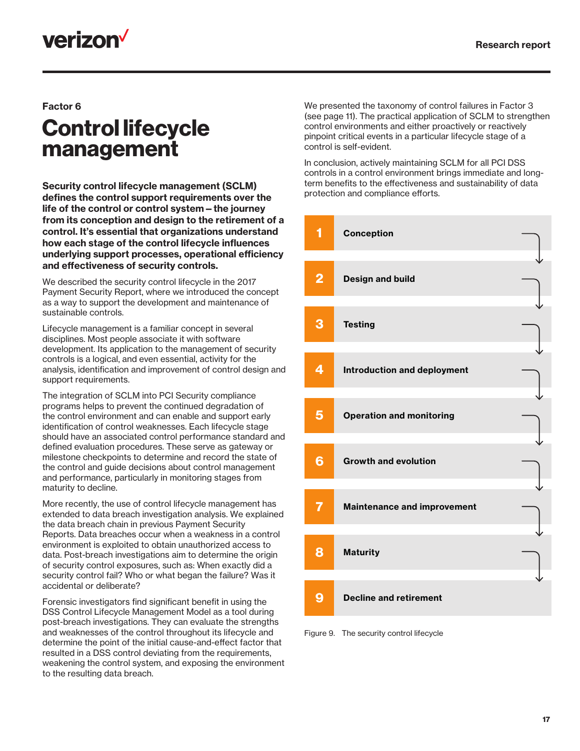Factor 6

# Control lifecycle management

**Security control lifecycle management (SCLM) defines the control support requirements over the life of the control or control system – the journey from its conception and design to the retirement of a control. It's essential that organizations understand how each stage of the control lifecycle influences underlying support processes, operational efficiency and effectiveness of security controls.**

We described the security control lifecycle in the 2017 Payment Security Report, where we introduced the concept as a way to support the development and maintenance of sustainable controls.

Lifecycle management is a familiar concept in several disciplines. Most people associate it with software development. Its application to the management of security controls is a logical, and even essential, activity for the analysis, identification and improvement of control design and support requirements.

The integration of SCLM into PCI Security compliance programs helps to prevent the continued degradation of the control environment and can enable and support early identification of control weaknesses. Each lifecycle stage should have an associated control performance standard and defined evaluation procedures. These serve as gateway or milestone checkpoints to determine and record the state of the control and guide decisions about control management and performance, particularly in monitoring stages from maturity to decline.

More recently, the use of control lifecycle management has extended to data breach investigation analysis. We explained the data breach chain in previous Payment Security Reports. Data breaches occur when a weakness in a control environment is exploited to obtain unauthorized access to data. Post-breach investigations aim to determine the origin of security control exposures, such as: When exactly did a security control fail? Who or what began the failure? Was it accidental or deliberate?

Forensic investigators find significant benefit in using the DSS Control Lifecycle Management Model as a tool during post-breach investigations. They can evaluate the strengths and weaknesses of the control throughout its lifecycle and determine the point of the initial cause-and-effect factor that resulted in a DSS control deviating from the requirements, weakening the control system, and exposing the environment to the resulting data breach.

We presented the taxonomy of control failures in Factor 3 (see page 11). The practical application of SCLM to strengthen control environments and either proactively or reactively pinpoint critical events in a particular lifecycle stage of a control is self-evident.

In conclusion, actively maintaining SCLM for all PCI DSS controls in a control environment brings immediate and long-term benefits to the effectiveness and sustainability of data protection and compliance efforts.

1. **Conception**
2. **Design and build**
3. **Testing**
4. **Introduction and deployment**
5. **Operation and monitoring**
6. **Growth and evolution**
7. **Maintenance and improvement**
8. **Maturity**
9. **Decline and retirement**

Figure 9. The security control lifecycle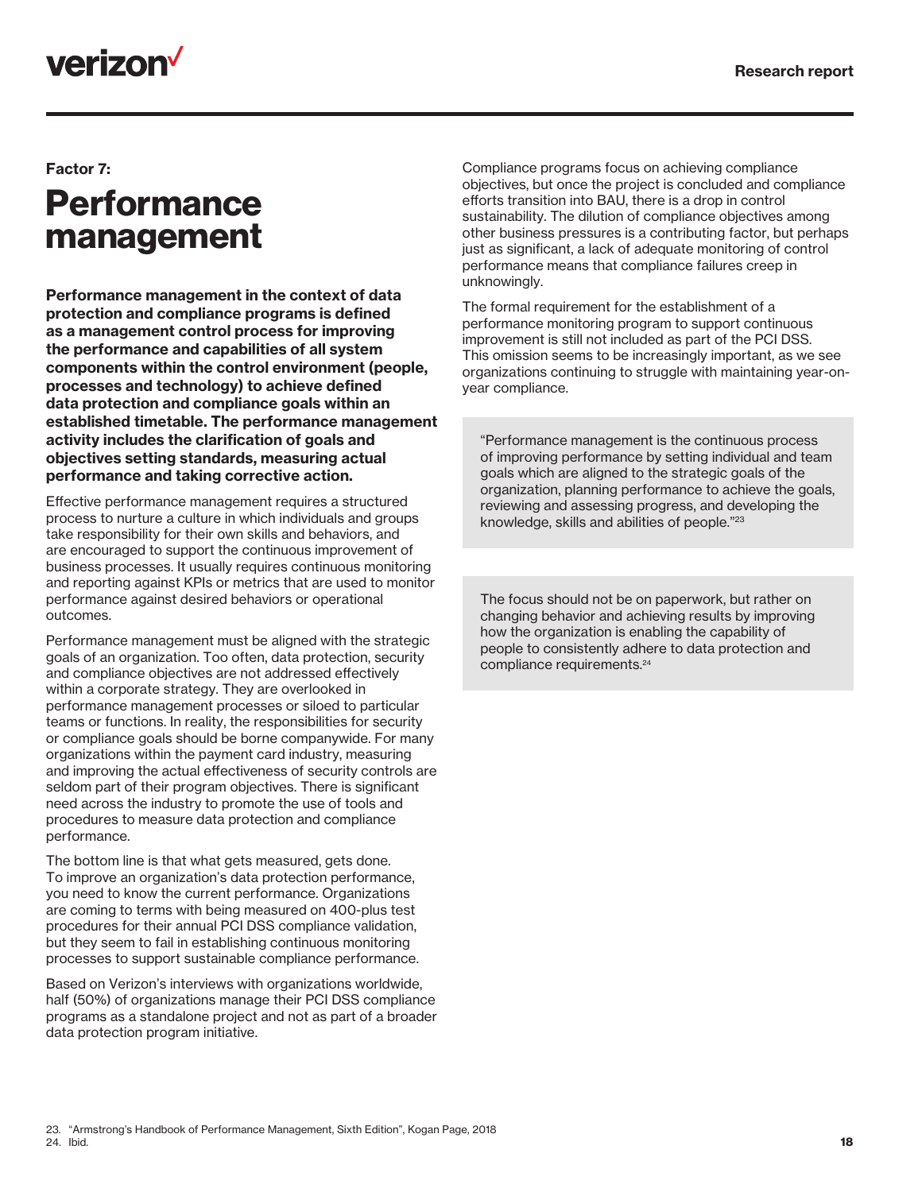Factor 7:

# Performance management

**Performance management in the context of data protection and compliance programs is defined as a management control process for improving the performance and capabilities of all system components within the control environment (people, processes and technology) to achieve defined data protection and compliance goals within an established timetable. The performance management activity includes the clarification of goals and objectives setting standards, measuring actual performance and taking corrective action.**

Effective performance management requires a structured process to nurture a culture in which individuals and groups take responsibility for their own skills and behaviors, and are encouraged to support the continuous improvement of business processes. It usually requires continuous monitoring and reporting against KPIs or metrics that are used to monitor performance against desired behaviors or operational outcomes.

Performance management must be aligned with the strategic goals of an organization. Too often, data protection, security and compliance objectives are not addressed effectively within a corporate strategy. They are overlooked in performance management processes or siloed to particular teams or functions. In reality, the responsibilities for security or compliance goals should be borne companywide. For many organizations within the payment card industry, measuring and improving the actual effectiveness of security controls are seldom part of their program objectives. There is significant need across the industry to promote the use of tools and procedures to measure data protection and compliance performance.

The bottom line is that what gets measured, gets done. To improve an organization's data protection performance, you need to know the current performance. Organizations are coming to terms with being measured on 400-plus test procedures for their annual PCI DSS compliance validation, but they seem to fail in establishing continuous monitoring processes to support sustainable compliance performance.

Based on Verizon's interviews with organizations worldwide, half (50%) of organizations manage their PCI DSS compliance programs as a standalone project and not as part of a broader data protection program initiative.

Compliance programs focus on achieving compliance objectives, but once the project is concluded and compliance efforts transition into BAU, there is a drop in control sustainability. The dilution of compliance objectives among other business pressures is a contributing factor, but perhaps just as significant, a lack of adequate monitoring of control performance means that compliance failures creep in unknowingly.

The formal requirement for the establishment of a performance monitoring program to support continuous improvement is still not included as part of the PCI DSS. This omission seems to be increasingly important, as we see organizations continuing to struggle with maintaining year-on-year compliance.

> "Performance management is the continuous process of improving performance by setting individual and team goals which are aligned to the strategic goals of the organization, planning performance to achieve the goals, reviewing and assessing progress, and developing the knowledge, skills and abilities of people."[23]

> The focus should not be on paperwork, but rather on changing behavior and achieving results by improving how the organization is enabling the capability of people to consistently adhere to data protection and compliance requirements.[24]

23. "Armstrong's Handbook of Performance Management, Sixth Edition", Kogan Page, 2018
24. Ibid.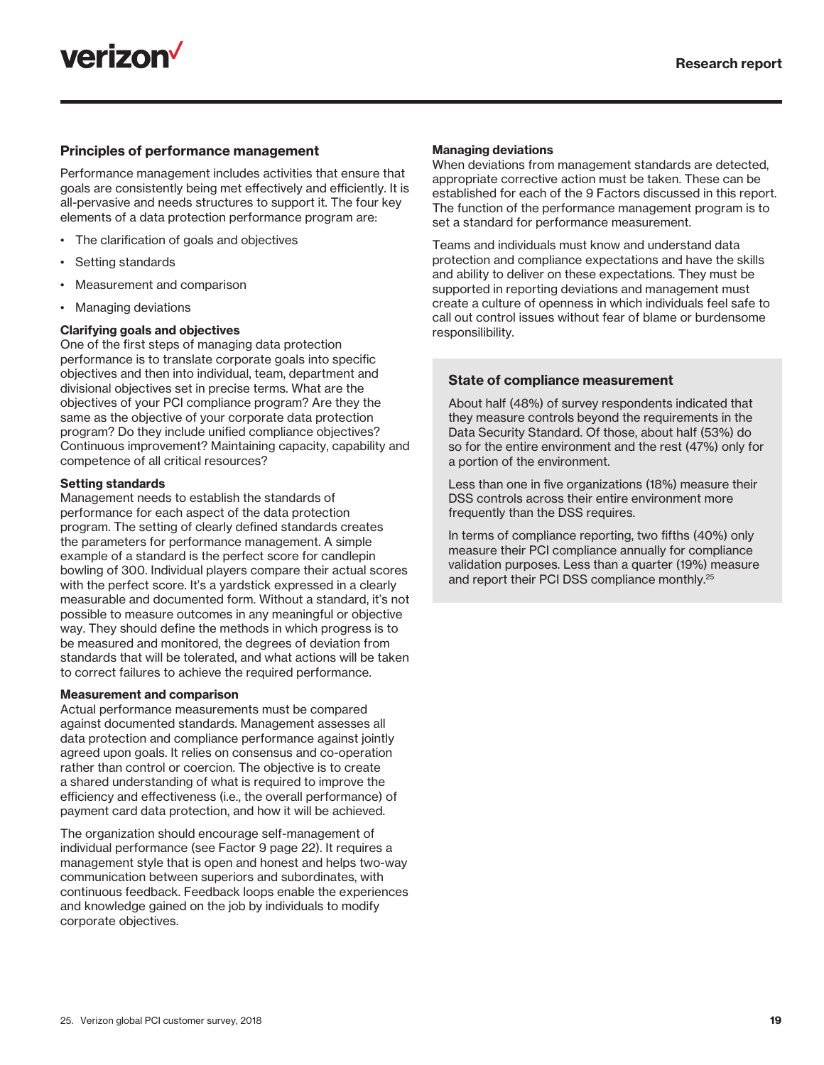## Principles of performance management

Performance management includes activities that ensure that goals are consistently being met effectively and efficiently. It is all-pervasive and needs structures to support it. The four key elements of a data protection performance program are:

- The clarification of goals and objectives
- Setting standards
- Measurement and comparison
- Managing deviations

**Clarifying goals and objectives**
One of the first steps of managing data protection performance is to translate corporate goals into specific objectives and then into individual, team, department and divisional objectives set in precise terms. What are the objectives of your PCI compliance program? Are they the same as the objective of your corporate data protection program? Do they include unified compliance objectives? Continuous improvement? Maintaining capacity, capability and competence of all critical resources?

**Setting standards**
Management needs to establish the standards of performance for each aspect of the data protection program. The setting of clearly defined standards creates the parameters for performance management. A simple example of a standard is the perfect score for candlepin bowling of 300. Individual players compare their actual scores with the perfect score. It's a yardstick expressed in a clearly measurable and documented form. Without a standard, it's not possible to measure outcomes in any meaningful or objective way. They should define the methods in which progress is to be measured and monitored, the degrees of deviation from standards that will be tolerated, and what actions will be taken to correct failures to achieve the required performance.

**Measurement and comparison**
Actual performance measurements must be compared against documented standards. Management assesses all data protection and compliance performance against jointly agreed upon goals. It relies on consensus and co-operation rather than control or coercion. The objective is to create a shared understanding of what is required to improve the efficiency and effectiveness (i.e., the overall performance) of payment card data protection, and how it will be achieved.

The organization should encourage self-management of individual performance (see Factor 9 page 22). It requires a management style that is open and honest and helps two-way communication between superiors and subordinates, with continuous feedback. Feedback loops enable the experiences and knowledge gained on the job by individuals to modify corporate objectives.

**Managing deviations**
When deviations from management standards are detected, appropriate corrective action must be taken. These can be established for each of the 9 Factors discussed in this report. The function of the performance management program is to set a standard for performance measurement.

Teams and individuals must know and understand data protection and compliance expectations and have the skills and ability to deliver on these expectations. They must be supported in reporting deviations and management must create a culture of openness in which individuals feel safe to call out control issues without fear of blame or burdensome responsilibility.

### State of compliance measurement

About half (48%) of survey respondents indicated that they measure controls beyond the requirements in the Data Security Standard. Of those, about half (53%) do so for the entire environment and the rest (47%) only for a portion of the environment.

Less than one in five organizations (18%) measure their DSS controls across their entire environment more frequently than the DSS requires.

In terms of compliance reporting, two fifths (40%) only measure their PCI compliance annually for compliance validation purposes. Less than a quarter (19%) measure and report their PCI DSS compliance monthly.[25]

25. Verizon global PCI customer survey, 2018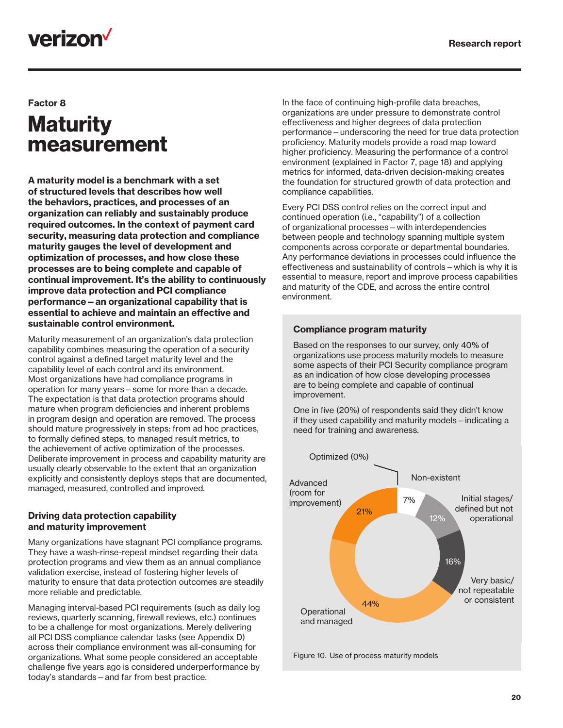Factor 8

# Maturity measurement

**A maturity model is a benchmark with a set of structured levels that describes how well the behaviors, practices, and processes of an organization can reliably and sustainably produce required outcomes. In the context of payment card security, measuring data protection and compliance maturity gauges the level of development and optimization of processes, and how close these processes are to being complete and capable of continual improvement. It's the ability to continuously improve data protection and PCI compliance performance – an organizational capability that is essential to achieve and maintain an effective and sustainable control environment.**

Maturity measurement of an organization's data protection capability combines measuring the operation of a security control against a defined target maturity level and the capability level of each control and its environment. Most organizations have had compliance programs in operation for many years – some for more than a decade. The expectation is that data protection programs should mature when program deficiencies and inherent problems in program design and operation are removed. The process should mature progressively in steps: from ad hoc practices, to formally defined steps, to managed result metrics, to the achievement of active optimization of the processes. Deliberate improvement in process and capability maturity are usually clearly observable to the extent that an organization explicitly and consistently deploys steps that are documented, managed, measured, controlled and improved.

### Driving data protection capability and maturity improvement

Many organizations have stagnant PCI compliance programs. They have a wash-rinse-repeat mindset regarding their data protection programs and view them as an annual compliance validation exercise, instead of fostering higher levels of maturity to ensure that data protection outcomes are steadily more reliable and predictable.

Managing interval-based PCI requirements (such as daily log reviews, quarterly scanning, firewall reviews, etc.) continues to be a challenge for most organizations. Merely delivering all PCI DSS compliance calendar tasks (see Appendix D) across their compliance environment was all-consuming for organizations. What some people considered an acceptable challenge five years ago is considered underperformance by today's standards – and far from best practice.

In the face of continuing high-profile data breaches, organizations are under pressure to demonstrate control effectiveness and higher degrees of data protection performance – underscoring the need for true data protection proficiency. Maturity models provide a road map toward higher proficiency. Measuring the performance of a control environment (explained in Factor 7, page 18) and applying metrics for informed, data-driven decision-making creates the foundation for structured growth of data protection and compliance capabilities.

Every PCI DSS control relies on the correct input and continued operation (i.e., "capability") of a collection of organizational processes – with interdependencies between people and technology spanning multiple system components across corporate or departmental boundaries. Any performance deviations in processes could influence the effectiveness and sustainability of controls – which is why it is essential to measure, report and improve process capabilities and maturity of the CDE, and across the entire control environment.

### Compliance program maturity

Based on the responses to our survey, only 40% of organizations use process maturity models to measure some aspects of their PCI Security compliance program as an indication of how close developing processes are to being complete and capable of continual improvement.

One in five (20%) of respondents said they didn't know if they used capability and maturity models – indicating a need for training and awareness.

| Maturity level | Share |
|---|---|
| Non-existent | 7% |
| Initial stages/defined but not operational | 12% |
| Very basic/not repeatable or consistent | 16% |
| Operational and managed | 44% |
| Advanced (room for improvement) | 21% |
| Optimized | 0% |

Figure 10. Use of process maturity models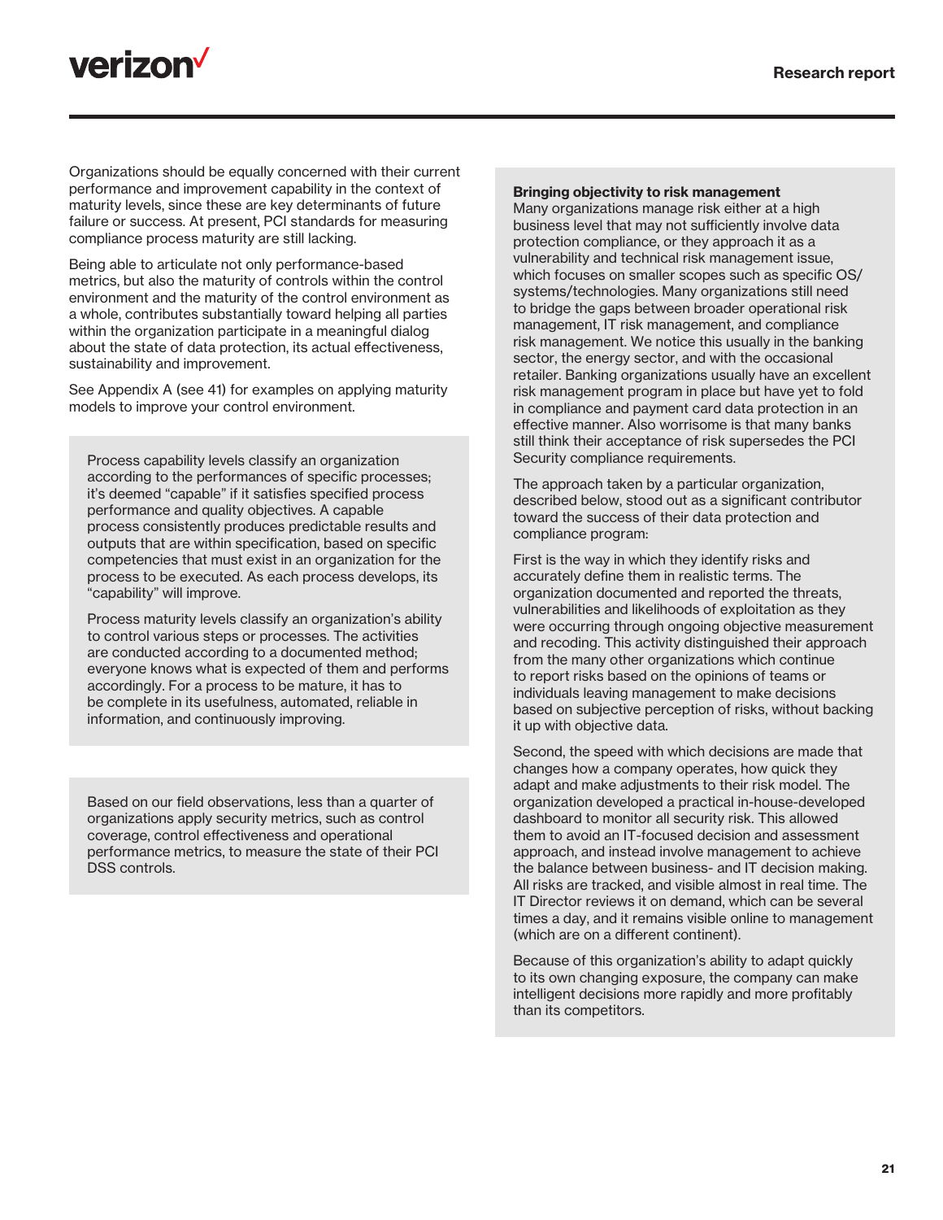Organizations should be equally concerned with their current performance and improvement capability in the context of maturity levels, since these are key determinants of future failure or success. At present, PCI standards for measuring compliance process maturity are still lacking.

Being able to articulate not only performance-based metrics, but also the maturity of controls within the control environment and the maturity of the control environment as a whole, contributes substantially toward helping all parties within the organization participate in a meaningful dialog about the state of data protection, its actual effectiveness, sustainability and improvement.

See Appendix A (see 41) for examples on applying maturity models to improve your control environment.

Process capability levels classify an organization according to the performances of specific processes; it's deemed "capable" if it satisfies specified process performance and quality objectives. A capable process consistently produces predictable results and outputs that are within specification, based on specific competencies that must exist in an organization for the process to be executed. As each process develops, its "capability" will improve.

Process maturity levels classify an organization's ability to control various steps or processes. The activities are conducted according to a documented method; everyone knows what is expected of them and performs accordingly. For a process to be mature, it has to be complete in its usefulness, automated, reliable in information, and continuously improving.

Based on our field observations, less than a quarter of organizations apply security metrics, such as control coverage, control effectiveness and operational performance metrics, to measure the state of their PCI DSS controls.

**Bringing objectivity to risk management**

Many organizations manage risk either at a high business level that may not sufficiently involve data protection compliance, or they approach it as a vulnerability and technical risk management issue, which focuses on smaller scopes such as specific OS/systems/technologies. Many organizations still need to bridge the gaps between broader operational risk management, IT risk management, and compliance risk management. We notice this usually in the banking sector, the energy sector, and with the occasional retailer. Banking organizations usually have an excellent risk management program in place but have yet to fold in compliance and payment card data protection in an effective manner. Also worrisome is that many banks still think their acceptance of risk supersedes the PCI Security compliance requirements.

The approach taken by a particular organization, described below, stood out as a significant contributor toward the success of their data protection and compliance program:

First is the way in which they identify risks and accurately define them in realistic terms. The organization documented and reported the threats, vulnerabilities and likelihoods of exploitation as they were occurring through ongoing objective measurement and recoding. This activity distinguished their approach from the many other organizations which continue to report risks based on the opinions of teams or individuals leaving management to make decisions based on subjective perception of risks, without backing it up with objective data.

Second, the speed with which decisions are made that changes how a company operates, how quick they adapt and make adjustments to their risk model. The organization developed a practical in-house-developed dashboard to monitor all security risk. This allowed them to avoid an IT-focused decision and assessment approach, and instead involve management to achieve the balance between business- and IT decision making. All risks are tracked, and visible almost in real time. The IT Director reviews it on demand, which can be several times a day, and it remains visible online to management (which are on a different continent).

Because of this organization's ability to adapt quickly to its own changing exposure, the company can make intelligent decisions more rapidly and more profitably than its competitors.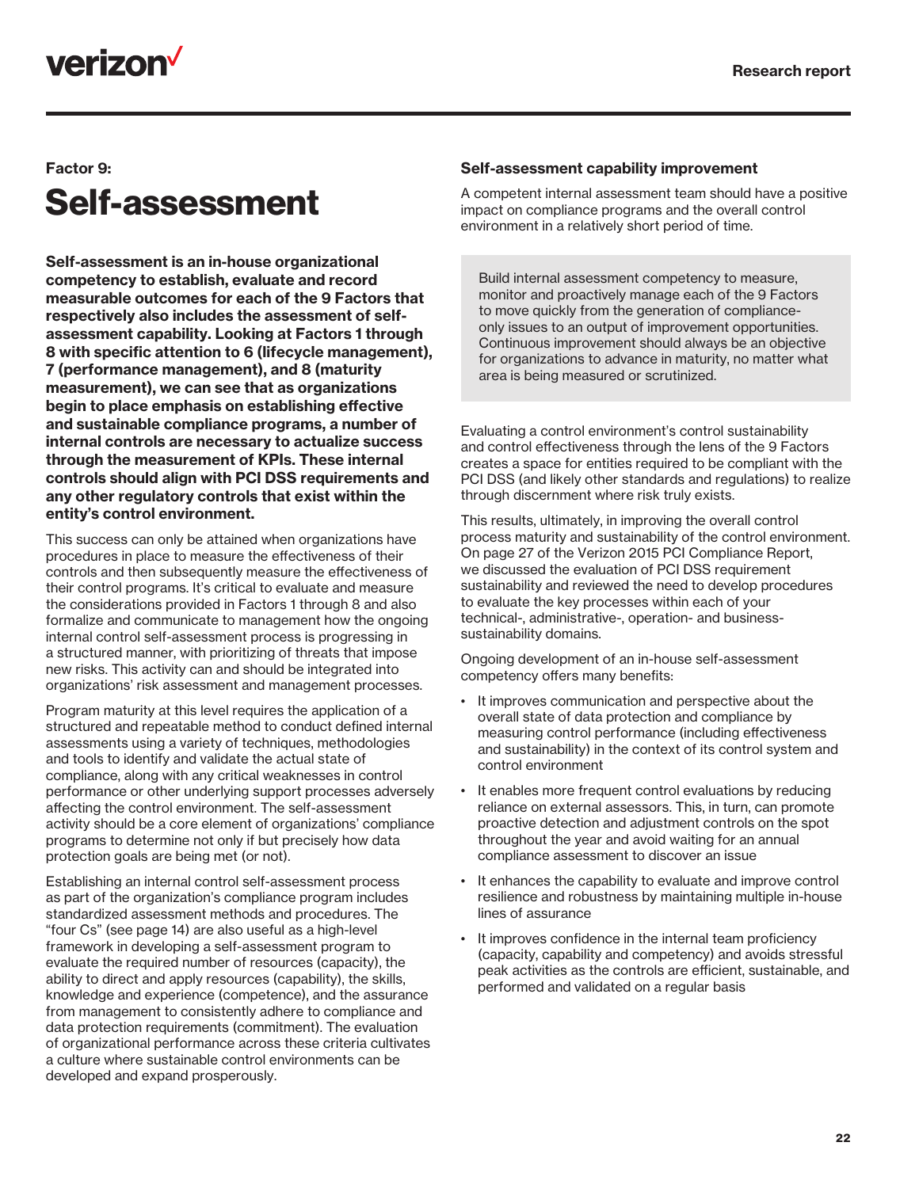Factor 9:

# Self-assessment

**Self-assessment is an in-house organizational competency to establish, evaluate and record measurable outcomes for each of the 9 Factors that respectively also includes the assessment of self-assessment capability. Looking at Factors 1 through 8 with specific attention to 6 (lifecycle management), 7 (performance management), and 8 (maturity measurement), we can see that as organizations begin to place emphasis on establishing effective and sustainable compliance programs, a number of internal controls are necessary to actualize success through the measurement of KPIs. These internal controls should align with PCI DSS requirements and any other regulatory controls that exist within the entity's control environment.**

This success can only be attained when organizations have procedures in place to measure the effectiveness of their controls and then subsequently measure the effectiveness of their control programs. It's critical to evaluate and measure the considerations provided in Factors 1 through 8 and also formalize and communicate to management how the ongoing internal control self-assessment process is progressing in a structured manner, with prioritizing of threats that impose new risks. This activity can and should be integrated into organizations' risk assessment and management processes.

Program maturity at this level requires the application of a structured and repeatable method to conduct defined internal assessments using a variety of techniques, methodologies and tools to identify and validate the actual state of compliance, along with any critical weaknesses in control performance or other underlying support processes adversely affecting the control environment. The self-assessment activity should be a core element of organizations' compliance programs to determine not only if but precisely how data protection goals are being met (or not).

Establishing an internal control self-assessment process as part of the organization's compliance program includes standardized assessment methods and procedures. The "four Cs" (see page 14) are also useful as a high-level framework in developing a self-assessment program to evaluate the required number of resources (capacity), the ability to direct and apply resources (capability), the skills, knowledge and experience (competence), and the assurance from management to consistently adhere to compliance and data protection requirements (commitment). The evaluation of organizational performance across these criteria cultivates a culture where sustainable control environments can be developed and expand prosperously.

### Self-assessment capability improvement

A competent internal assessment team should have a positive impact on compliance programs and the overall control environment in a relatively short period of time.

> Build internal assessment competency to measure, monitor and proactively manage each of the 9 Factors to move quickly from the generation of compliance-only issues to an output of improvement opportunities. Continuous improvement should always be an objective for organizations to advance in maturity, no matter what area is being measured or scrutinized.

Evaluating a control environment's control sustainability and control effectiveness through the lens of the 9 Factors creates a space for entities required to be compliant with the PCI DSS (and likely other standards and regulations) to realize through discernment where risk truly exists.

This results, ultimately, in improving the overall control process maturity and sustainability of the control environment. On page 27 of the Verizon 2015 PCI Compliance Report, we discussed the evaluation of PCI DSS requirement sustainability and reviewed the need to develop procedures to evaluate the key processes within each of your technical-, administrative-, operation- and business-sustainability domains.

Ongoing development of an in-house self-assessment competency offers many benefits:

- It improves communication and perspective about the overall state of data protection and compliance by measuring control performance (including effectiveness and sustainability) in the context of its control system and control environment
- It enables more frequent control evaluations by reducing reliance on external assessors. This, in turn, can promote proactive detection and adjustment controls on the spot throughout the year and avoid waiting for an annual compliance assessment to discover an issue
- It enhances the capability to evaluate and improve control resilience and robustness by maintaining multiple in-house lines of assurance
- It improves confidence in the internal team proficiency (capacity, capability and competency) and avoids stressful peak activities as the controls are efficient, sustainable, and performed and validated on a regular basis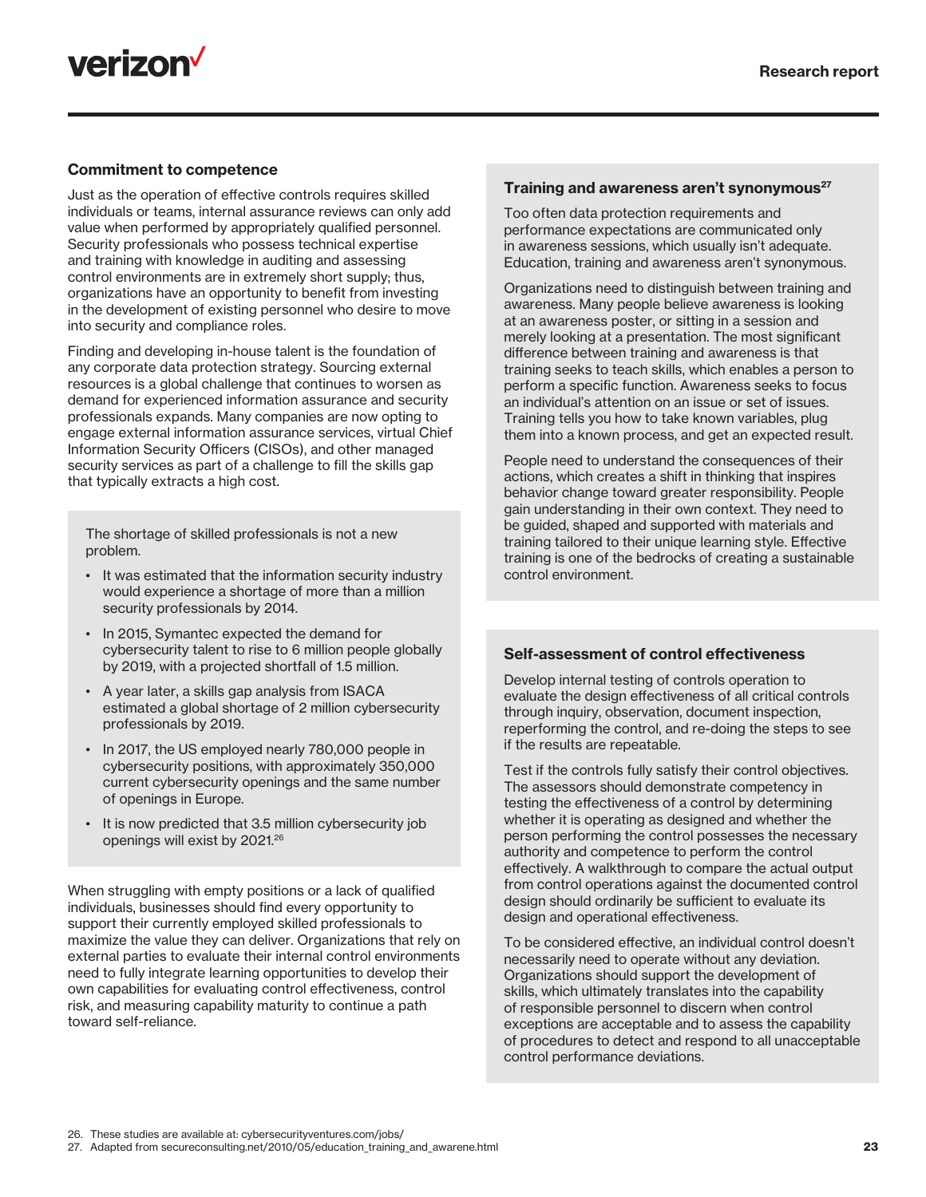### Commitment to competence

Just as the operation of effective controls requires skilled individuals or teams, internal assurance reviews can only add value when performed by appropriately qualified personnel. Security professionals who possess technical expertise and training with knowledge in auditing and assessing control environments are in extremely short supply; thus, organizations have an opportunity to benefit from investing in the development of existing personnel who desire to move into security and compliance roles.

Finding and developing in-house talent is the foundation of any corporate data protection strategy. Sourcing external resources is a global challenge that continues to worsen as demand for experienced information assurance and security professionals expands. Many companies are now opting to engage external information assurance services, virtual Chief Information Security Officers (CISOs), and other managed security services as part of a challenge to fill the skills gap that typically extracts a high cost.

The shortage of skilled professionals is not a new problem.

- It was estimated that the information security industry would experience a shortage of more than a million security professionals by 2014.
- In 2015, Symantec expected the demand for cybersecurity talent to rise to 6 million people globally by 2019, with a projected shortfall of 1.5 million.
- A year later, a skills gap analysis from ISACA estimated a global shortage of 2 million cybersecurity professionals by 2019.
- In 2017, the US employed nearly 780,000 people in cybersecurity positions, with approximately 350,000 current cybersecurity openings and the same number of openings in Europe.
- It is now predicted that 3.5 million cybersecurity job openings will exist by 2021.[26]

When struggling with empty positions or a lack of qualified individuals, businesses should find every opportunity to support their currently employed skilled professionals to maximize the value they can deliver. Organizations that rely on external parties to evaluate their internal control environments need to fully integrate learning opportunities to develop their own capabilities for evaluating control effectiveness, control risk, and measuring capability maturity to continue a path toward self-reliance.

### Training and awareness aren't synonymous[27]

Too often data protection requirements and performance expectations are communicated only in awareness sessions, which usually isn't adequate. Education, training and awareness aren't synonymous.

Organizations need to distinguish between training and awareness. Many people believe awareness is looking at an awareness poster, or sitting in a session and merely looking at a presentation. The most significant difference between training and awareness is that training seeks to teach skills, which enables a person to perform a specific function. Awareness seeks to focus an individual's attention on an issue or set of issues. Training tells you how to take known variables, plug them into a known process, and get an expected result.

People need to understand the consequences of their actions, which creates a shift in thinking that inspires behavior change toward greater responsibility. People gain understanding in their own context. They need to be guided, shaped and supported with materials and training tailored to their unique learning style. Effective training is one of the bedrocks of creating a sustainable control environment.

### Self-assessment of control effectiveness

Develop internal testing of controls operation to evaluate the design effectiveness of all critical controls through inquiry, observation, document inspection, reperforming the control, and re-doing the steps to see if the results are repeatable.

Test if the controls fully satisfy their control objectives. The assessors should demonstrate competency in testing the effectiveness of a control by determining whether it is operating as designed and whether the person performing the control possesses the necessary authority and competence to perform the control effectively. A walkthrough to compare the actual output from control operations against the documented control design should ordinarily be sufficient to evaluate its design and operational effectiveness.

To be considered effective, an individual control doesn't necessarily need to operate without any deviation. Organizations should support the development of skills, which ultimately translates into the capability of responsible personnel to discern when control exceptions are acceptable and to assess the capability of procedures to detect and respond to all unacceptable control performance deviations.

26. These studies are available at: cybersecurityventures.com/jobs/
27. Adapted from secureconsulting.net/2010/05/education_training_and_awarene.html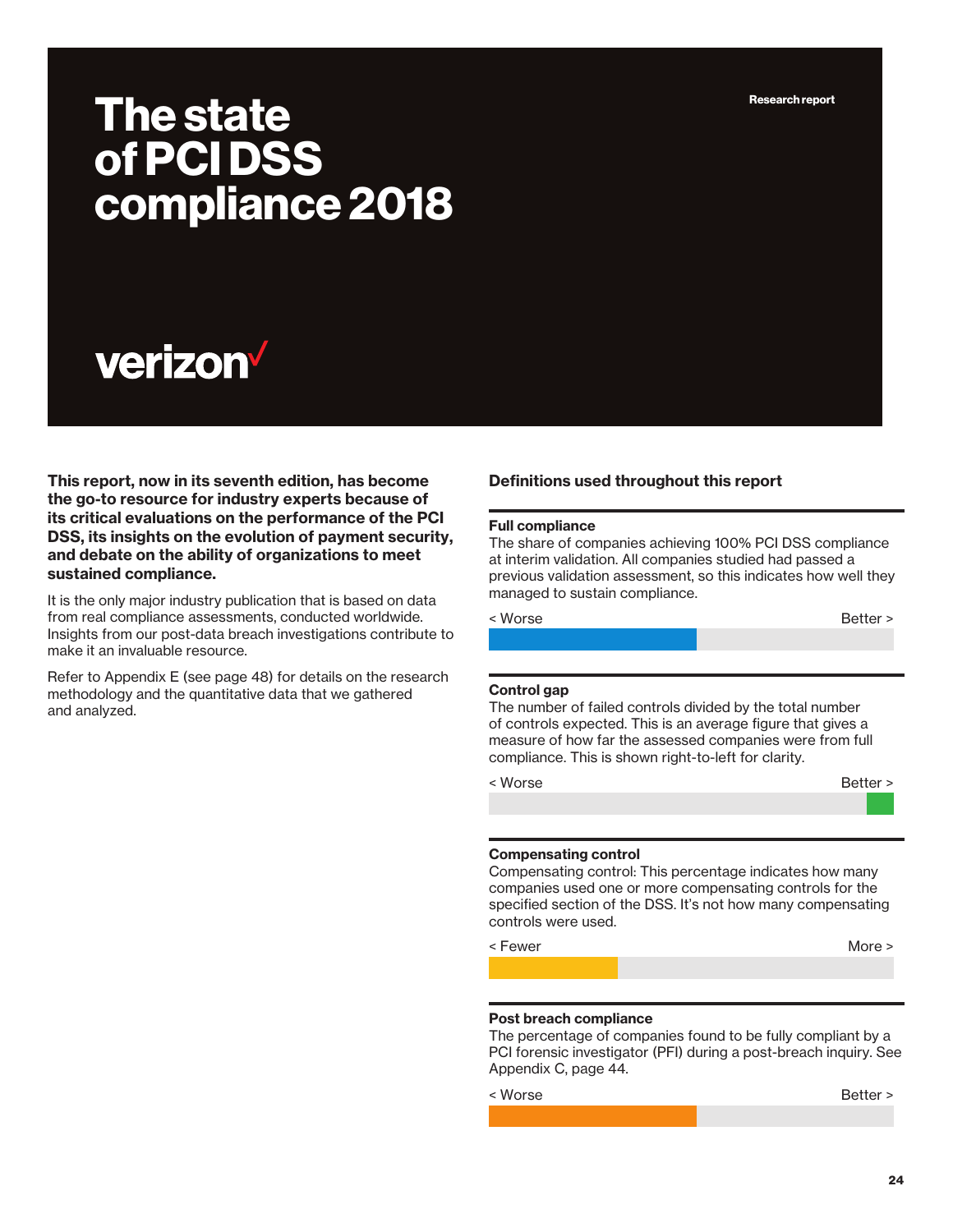Research report

# The state of PCI DSS compliance 2018

verizon✓

**This report, now in its seventh edition, has become the go-to resource for industry experts because of its critical evaluations on the performance of the PCI DSS, its insights on the evolution of payment security, and debate on the ability of organizations to meet sustained compliance.**

It is the only major industry publication that is based on data from real compliance assessments, conducted worldwide. Insights from our post-data breach investigations contribute to make it an invaluable resource.

Refer to Appendix E (see page 48) for details on the research methodology and the quantitative data that we gathered and analyzed.

## Definitions used throughout this report

**Full compliance**

The share of companies achieving 100% PCI DSS compliance at interim validation. All companies studied had passed a previous validation assessment, so this indicates how well they managed to sustain compliance.

< Worse Better >

**Control gap**

The number of failed controls divided by the total number of controls expected. This is an average figure that gives a measure of how far the assessed companies were from full compliance. This is shown right-to-left for clarity.

< Worse Better >

**Compensating control**

Compensating control: This percentage indicates how many companies used one or more compensating controls for the specified section of the DSS. It's not how many compensating controls were used.

< Fewer More >

**Post breach compliance**

The percentage of companies found to be fully compliant by a PCI forensic investigator (PFI) during a post-breach inquiry. See Appendix C, page 44.

< Worse Better >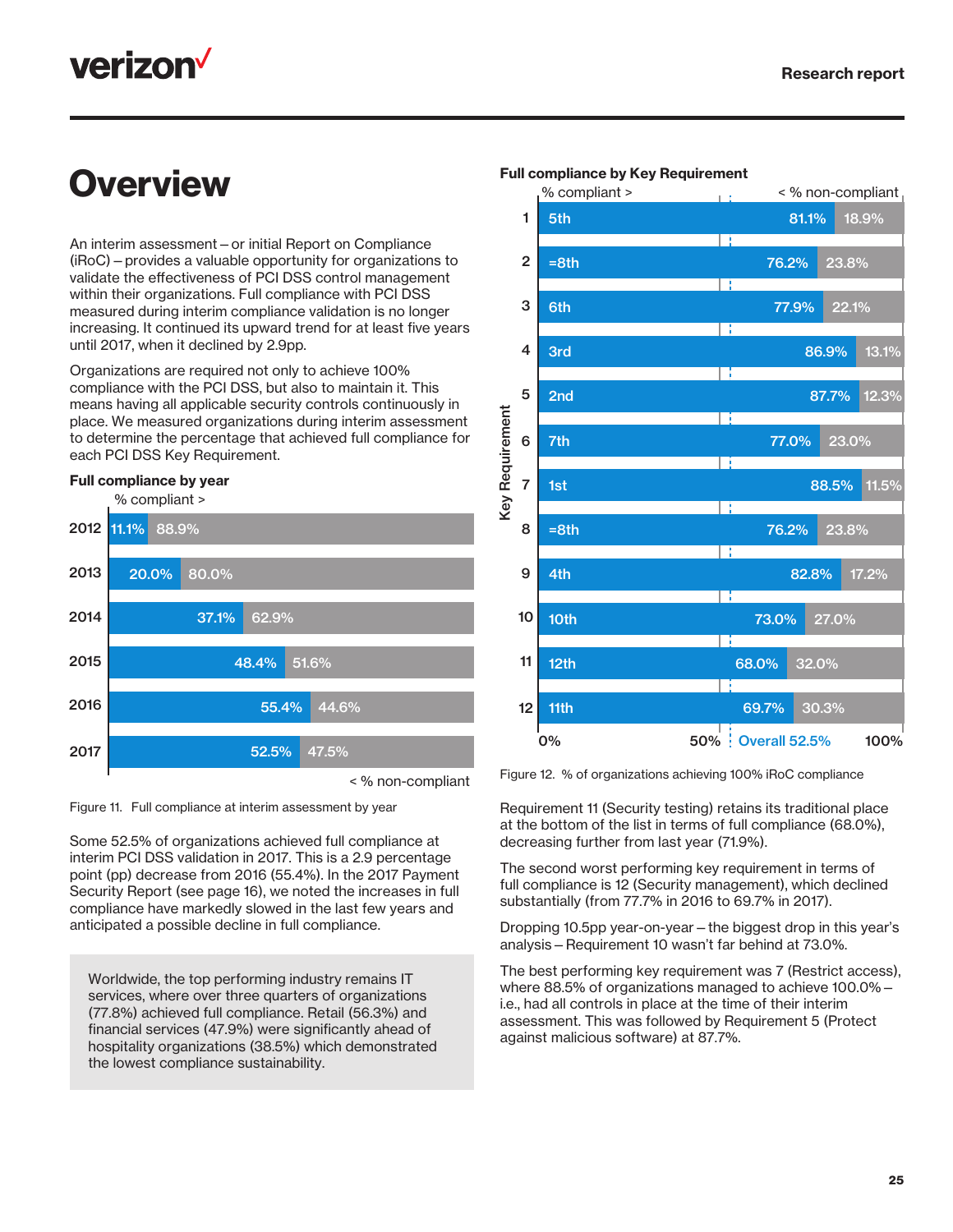# Overview

An interim assessment – or initial Report on Compliance (iRoC) – provides a valuable opportunity for organizations to validate the effectiveness of PCI DSS control management within their organizations. Full compliance with PCI DSS measured during interim compliance validation is no longer increasing. It continued its upward trend for at least five years until 2017, when it declined by 2.9pp.

Organizations are required not only to achieve 100% compliance with the PCI DSS, but also to maintain it. This means having all applicable security controls continuously in place. We measured organizations during interim assessment to determine the percentage that achieved full compliance for each PCI DSS Key Requirement.

**Full compliance by year**

| Year | % compliant | % non-compliant |
|---|---|---|
| 2012 | 11.1% | 88.9% |
| 2013 | 20.0% | 80.0% |
| 2014 | 37.1% | 62.9% |
| 2015 | 48.4% | 51.6% |
| 2016 | 55.4% | 44.6% |
| 2017 | 52.5% | 47.5% |

Figure 11. Full compliance at interim assessment by year

Some 52.5% of organizations achieved full compliance at interim PCI DSS validation in 2017. This is a 2.9 percentage point (pp) decrease from 2016 (55.4%). In the 2017 Payment Security Report (see page 16), we noted the increases in full compliance have markedly slowed in the last few years and anticipated a possible decline in full compliance.

> Worldwide, the top performing industry remains IT services, where over three quarters of organizations (77.8%) achieved full compliance. Retail (56.3%) and financial services (47.9%) were significantly ahead of hospitality organizations (38.5%) which demonstrated the lowest compliance sustainability.

**Full compliance by Key Requirement**

| Key Requirement | Rank | % compliant | % non-compliant |
|---|---|---|---|
| 1 | 5th | 81.1% | 18.9% |
| 2 | =8th | 76.2% | 23.8% |
| 3 | 6th | 77.9% | 22.1% |
| 4 | 3rd | 86.9% | 13.1% |
| 5 | 2nd | 87.7% | 12.3% |
| 6 | 7th | 77.0% | 23.0% |
| 7 | 1st | 88.5% | 11.5% |
| 8 | =8th | 76.2% | 23.8% |
| 9 | 4th | 82.8% | 17.2% |
| 10 | 10th | 73.0% | 27.0% |
| 11 | 12th | 68.0% | 32.0% |
| 12 | 11th | 69.7% | 30.3% |

Overall 52.5%

Figure 12. % of organizations achieving 100% iRoC compliance

Requirement 11 (Security testing) retains its traditional place at the bottom of the list in terms of full compliance (68.0%), decreasing further from last year (71.9%).

The second worst performing key requirement in terms of full compliance is 12 (Security management), which declined substantially (from 77.7% in 2016 to 69.7% in 2017).

Dropping 10.5pp year-on-year – the biggest drop in this year's analysis – Requirement 10 wasn't far behind at 73.0%.

The best performing key requirement was 7 (Restrict access), where 88.5% of organizations managed to achieve 100.0% – i.e., had all controls in place at the time of their interim assessment. This was followed by Requirement 5 (Protect against malicious software) at 87.7%.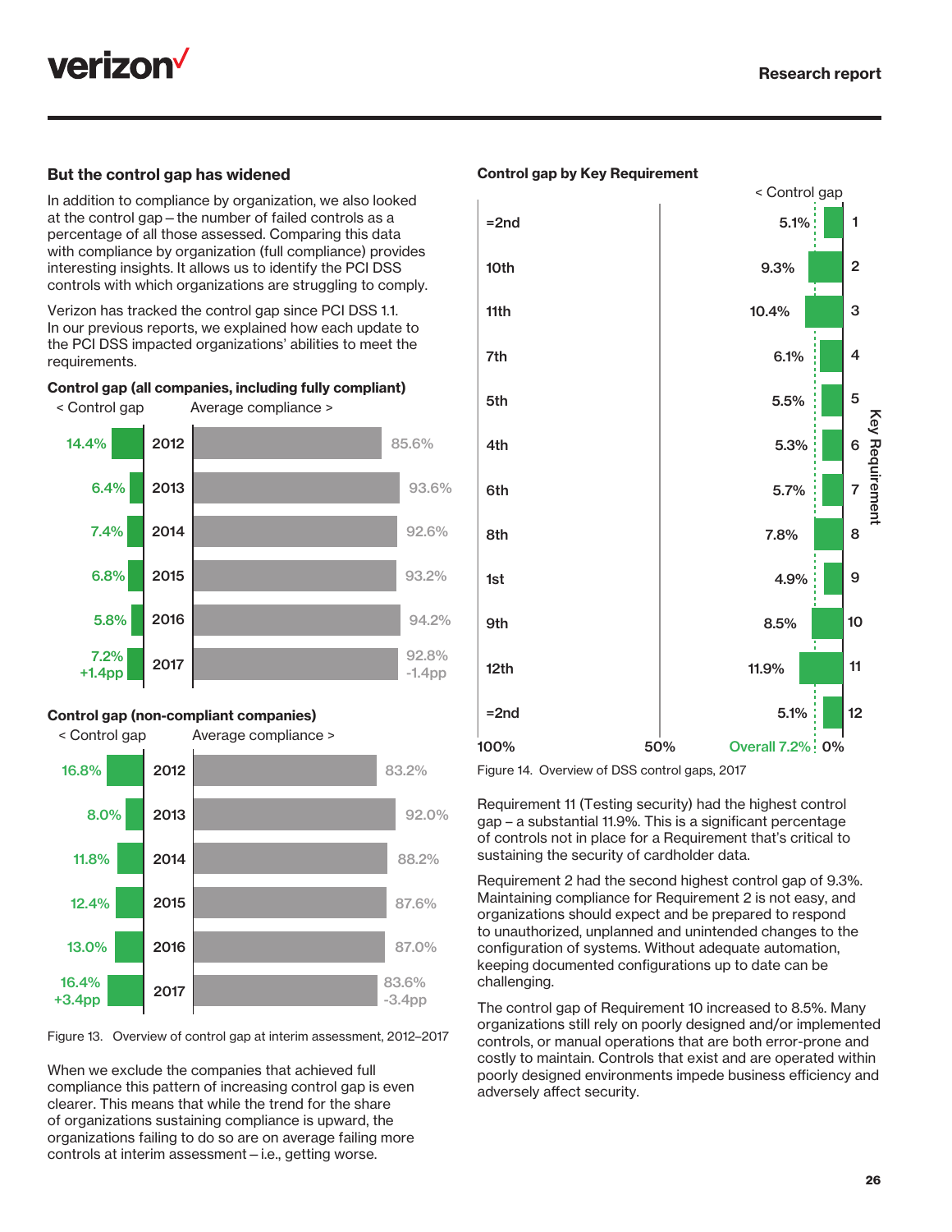## But the control gap has widened

In addition to compliance by organization, we also looked at the control gap – the number of failed controls as a percentage of all those assessed. Comparing this data with compliance by organization (full compliance) provides interesting insights. It allows us to identify the PCI DSS controls with which organizations are struggling to comply.

Verizon has tracked the control gap since PCI DSS 1.1. In our previous reports, we explained how each update to the PCI DSS impacted organizations' abilities to meet the requirements.

**Control gap (all companies, including fully compliant)**

| < Control gap | Year | Average compliance > |
|---|---|---|
| 14.4% | 2012 | 85.6% |
| 6.4% | 2013 | 93.6% |
| 7.4% | 2014 | 92.6% |
| 6.8% | 2015 | 93.2% |
| 5.8% | 2016 | 94.2% |
| 7.2% +1.4pp | 2017 | 92.8% -1.4pp |

**Control gap (non-compliant companies)**

| < Control gap | Year | Average compliance > |
|---|---|---|
| 16.8% | 2012 | 83.2% |
| 8.0% | 2013 | 92.0% |
| 11.8% | 2014 | 88.2% |
| 12.4% | 2015 | 87.6% |
| 13.0% | 2016 | 87.0% |
| 16.4% +3.4pp | 2017 | 83.6% -3.4pp |

Figure 13. Overview of control gap at interim assessment, 2012–2017

When we exclude the companies that achieved full compliance this pattern of increasing control gap is even clearer. This means that while the trend for the share of organizations sustaining compliance is upward, the organizations failing to do so are on average failing more controls at interim assessment – i.e., getting worse.

**Control gap by Key Requirement**

| Rank | < Control gap | Key Requirement |
|---|---|---|
| =2nd | 5.1% | 1 |
| 10th | 9.3% | 2 |
| 11th | 10.4% | 3 |
| 7th | 6.1% | 4 |
| 5th | 5.5% | 5 |
| 4th | 5.3% | 6 |
| 6th | 5.7% | 7 |
| 8th | 7.8% | 8 |
| 1st | 4.9% | 9 |
| 9th | 8.5% | 10 |
| 12th | 11.9% | 11 |
| =2nd | 5.1% | 12 |

Overall 7.2%

Figure 14. Overview of DSS control gaps, 2017

Requirement 11 (Testing security) had the highest control gap – a substantial 11.9%. This is a significant percentage of controls not in place for a Requirement that's critical to sustaining the security of cardholder data.

Requirement 2 had the second highest control gap of 9.3%. Maintaining compliance for Requirement 2 is not easy, and organizations should expect and be prepared to respond to unauthorized, unplanned and unintended changes to the configuration of systems. Without adequate automation, keeping documented configurations up to date can be challenging.

The control gap of Requirement 10 increased to 8.5%. Many organizations still rely on poorly designed and/or implemented controls, or manual operations that are both error-prone and costly to maintain. Controls that exist and are operated within poorly designed environments impede business efficiency and adversely affect security.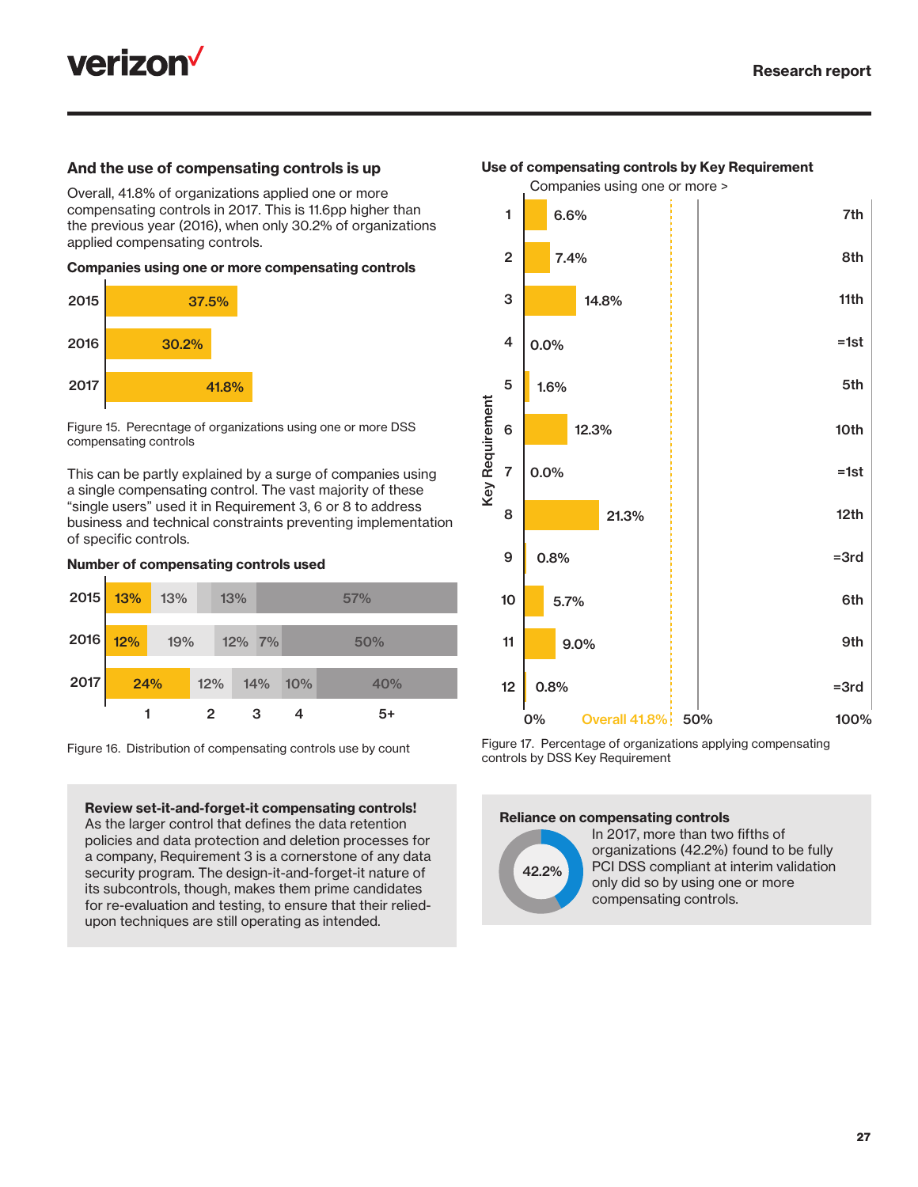## And the use of compensating controls is up

Overall, 41.8% of organizations applied one or more compensating controls in 2017. This is 11.6pp higher than the previous year (2016), when only 30.2% of organizations applied compensating controls.

**Companies using one or more compensating controls**

| Year | Percentage |
|---|---|
| 2015 | 37.5% |
| 2016 | 30.2% |
| 2017 | 41.8% |

Figure 15. Perecntage of organizations using one or more DSS compensating controls

This can be partly explained by a surge of companies using a single compensating control. The vast majority of these "single users" used it in Requirement 3, 6 or 8 to address business and technical constraints preventing implementation of specific controls.

**Number of compensating controls used**

| Year | 1 | 2 | 3 | 4 | 5+ |
|---|---|---|---|---|---|
| 2015 | 13% | 13% | 13% | | 57% |
| 2016 | 12% | 19% | 12% | 7% | 50% |
| 2017 | 24% | 12% | 14% | 10% | 40% |

Figure 16. Distribution of compensating controls use by count

**Review set-it-and-forget-it compensating controls!**
As the larger control that defines the data retention policies and data protection and deletion processes for a company, Requirement 3 is a cornerstone of any data security program. The design-it-and-forget-it nature of its subcontrols, though, makes them prime candidates for re-evaluation and testing, to ensure that their relied-upon techniques are still operating as intended.

**Use of compensating controls by Key Requirement**

Companies using one or more >

| Key Requirement | Companies using one or more | Rank |
|---|---|---|
| 1 | 6.6% | 7th |
| 2 | 7.4% | 8th |
| 3 | 14.8% | 11th |
| 4 | 0.0% | =1st |
| 5 | 1.6% | 5th |
| 6 | 12.3% | 10th |
| 7 | 0.0% | =1st |
| 8 | 21.3% | 12th |
| 9 | 0.8% | =3rd |
| 10 | 5.7% | 6th |
| 11 | 9.0% | 9th |
| 12 | 0.8% | =3rd |

Overall 41.8%

Figure 17. Percentage of organizations applying compensating controls by DSS Key Requirement

**Reliance on compensating controls**

42.2%

In 2017, more than two fifths of organizations (42.2%) found to be fully PCI DSS compliant at interim validation only did so by using one or more compensating controls.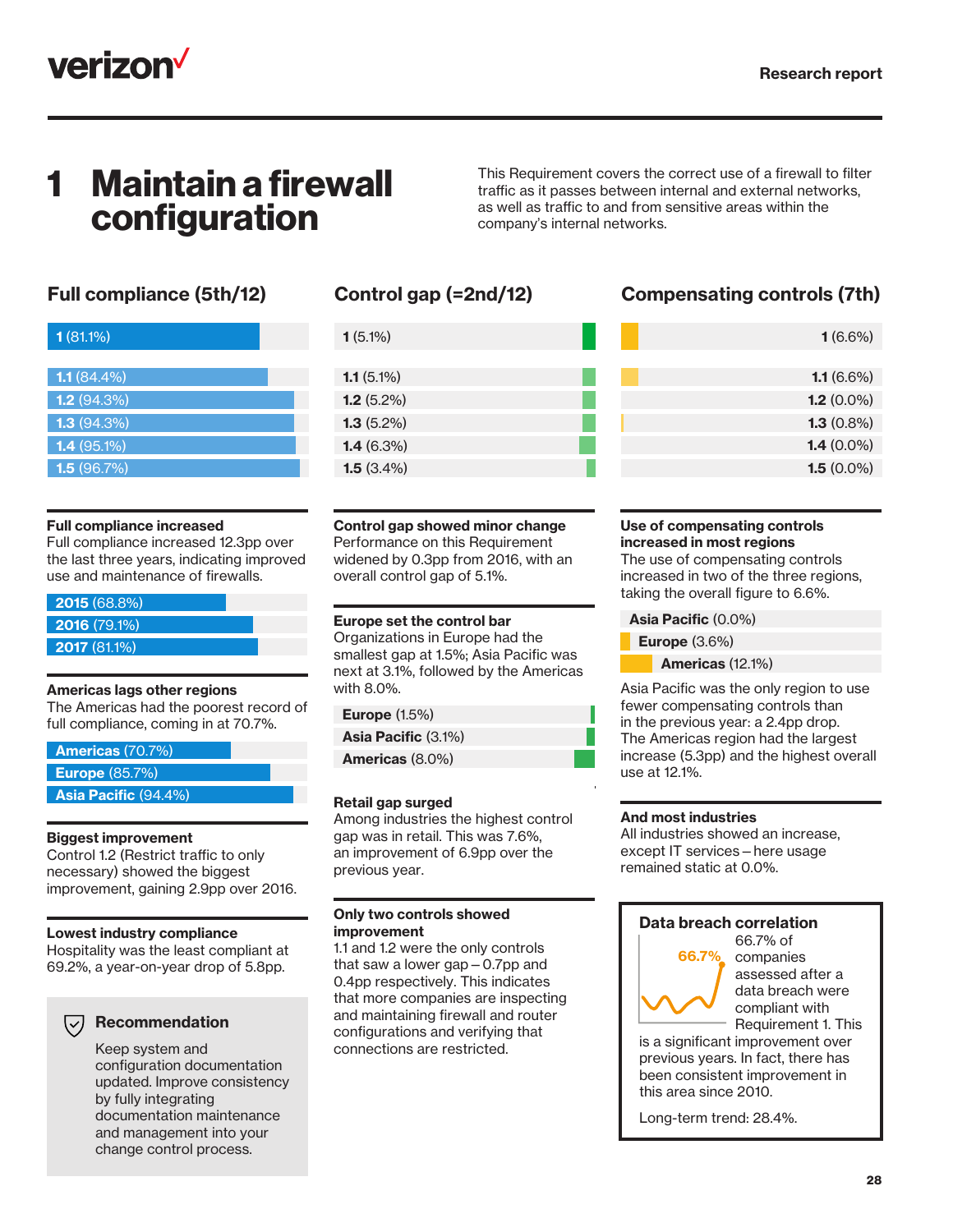# 1 Maintain a firewall configuration

This Requirement covers the correct use of a firewall to filter traffic as it passes between internal and external networks, as well as traffic to and from sensitive areas within the company's internal networks.

## Full compliance (5th/12)

| Control | Full compliance |
|---|---|
| **1** | 81.1% |
| **1.1** | 84.4% |
| **1.2** | 94.3% |
| **1.3** | 94.3% |
| **1.4** | 95.1% |
| **1.5** | 96.7% |

**Full compliance increased**
Full compliance increased 12.3pp over the last three years, indicating improved use and maintenance of firewalls.

| Year | Full compliance |
|---|---|
| **2015** | 68.8% |
| **2016** | 79.1% |
| **2017** | 81.1% |

**Americas lags other regions**
The Americas had the poorest record of full compliance, coming in at 70.7%.

| Region | Full compliance |
|---|---|
| **Americas** | 70.7% |
| **Europe** | 85.7% |
| **Asia Pacific** | 94.4% |

**Biggest improvement**
Control 1.2 (Restrict traffic to only necessary) showed the biggest improvement, gaining 2.9pp over 2016.

**Lowest industry compliance**
Hospitality was the least compliant at 69.2%, a year-on-year drop of 5.8pp.

### Recommendation

Keep system and configuration documentation updated. Improve consistency by fully integrating documentation maintenance and management into your change control process.

## Control gap (=2nd/12)

| Control | Control gap |
|---|---|
| **1** | 5.1% |
| **1.1** | 5.1% |
| **1.2** | 5.2% |
| **1.3** | 5.2% |
| **1.4** | 6.3% |
| **1.5** | 3.4% |

**Control gap showed minor change**
Performance on this Requirement widened by 0.3pp from 2016, with an overall control gap of 5.1%.

**Europe set the control bar**
Organizations in Europe had the smallest gap at 1.5%; Asia Pacific was next at 3.1%, followed by the Americas with 8.0%.

| Region | Control gap |
|---|---|
| **Europe** | 1.5% |
| **Asia Pacific** | 3.1% |
| **Americas** | 8.0% |

**Retail gap surged**
Among industries the highest control gap was in retail. This was 7.6%, an improvement of 6.9pp over the previous year.

**Only two controls showed improvement**
1.1 and 1.2 were the only controls that saw a lower gap – 0.7pp and 0.4pp respectively. This indicates that more companies are inspecting and maintaining firewall and router configurations and verifying that connections are restricted.

## Compensating controls (7th)

| Control | Compensating controls |
|---|---|
| **1** | 6.6% |
| **1.1** | 6.6% |
| **1.2** | 0.0% |
| **1.3** | 0.8% |
| **1.4** | 0.0% |
| **1.5** | 0.0% |

**Use of compensating controls increased in most regions**
The use of compensating controls increased in two of the three regions, taking the overall figure to 6.6%.

| Region | Compensating controls |
|---|---|
| **Asia Pacific** | 0.0% |
| **Europe** | 3.6% |
| **Americas** | 12.1% |

Asia Pacific was the only region to use fewer compensating controls than in the previous year: a 2.4pp drop. The Americas region had the largest increase (5.3pp) and the highest overall use at 12.1%.

**And most industries**
All industries showed an increase, except IT services – here usage remained static at 0.0%.

### Data breach correlation

66.7%

66.7% of companies assessed after a data breach were compliant with Requirement 1. This is a significant improvement over previous years. In fact, there has been consistent improvement in this area since 2010.

Long-term trend: 28.4%.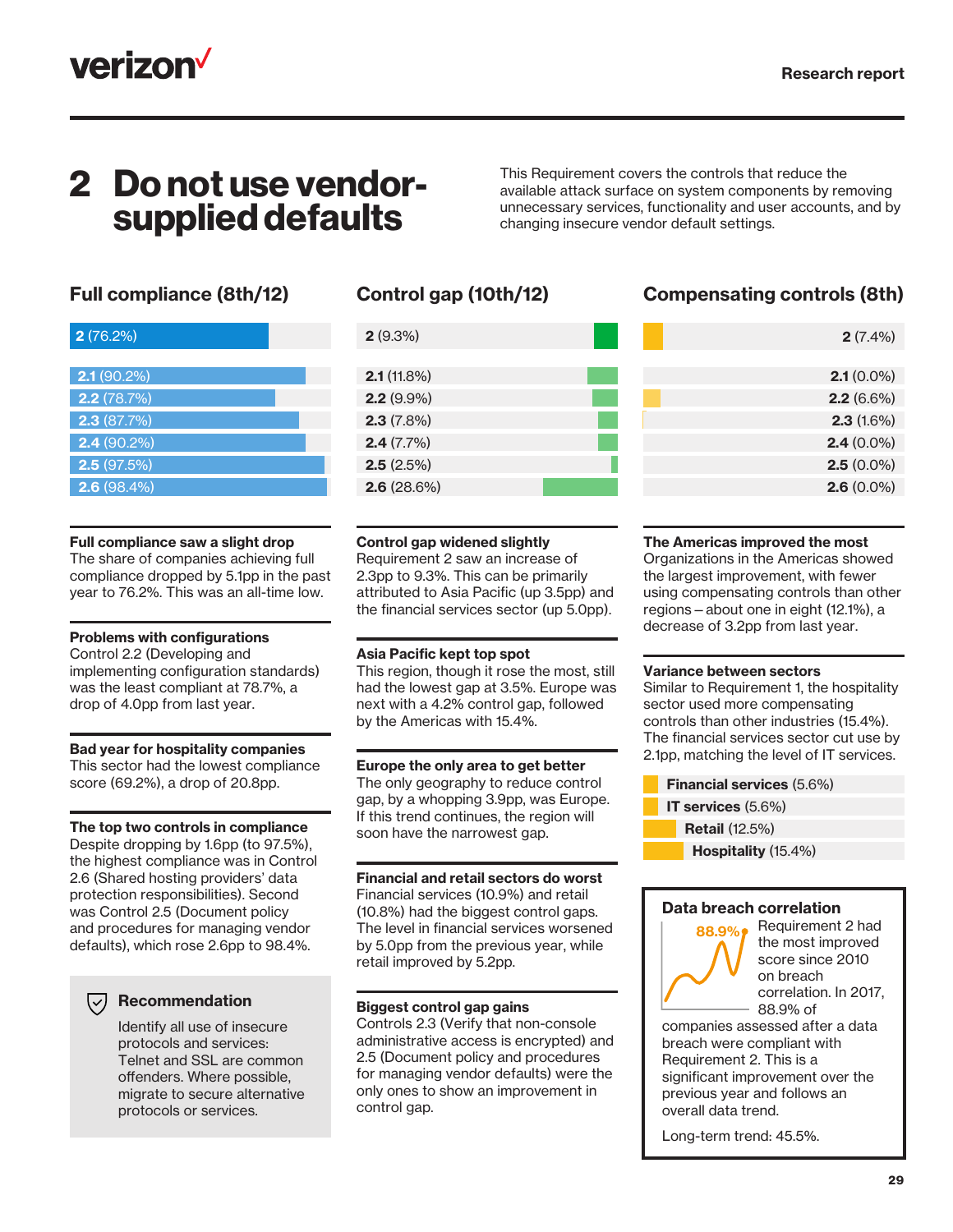# 2 Do not use vendor-supplied defaults

This Requirement covers the controls that reduce the available attack surface on system components by removing unnecessary services, functionality and user accounts, and by changing insecure vendor default settings.

## Full compliance (8th/12)

| Control | Full compliance |
| --- | --- |
| **2** | 76.2% |
| **2.1** | 90.2% |
| **2.2** | 78.7% |
| **2.3** | 87.7% |
| **2.4** | 90.2% |
| **2.5** | 97.5% |
| **2.6** | 98.4% |

**Full compliance saw a slight drop**
The share of companies achieving full compliance dropped by 5.1pp in the past year to 76.2%. This was an all-time low.

**Problems with configurations**
Control 2.2 (Developing and implementing configuration standards) was the least compliant at 78.7%, a drop of 4.0pp from last year.

**Bad year for hospitality companies**
This sector had the lowest compliance score (69.2%), a drop of 20.8pp.

**The top two controls in compliance**
Despite dropping by 1.6pp (to 97.5%), the highest compliance was in Control 2.6 (Shared hosting providers' data protection responsibilities). Second was Control 2.5 (Document policy and procedures for managing vendor defaults), which rose 2.6pp to 98.4%.

### Recommendation

Identify all use of insecure protocols and services: Telnet and SSL are common offenders. Where possible, migrate to secure alternative protocols or services.

## Control gap (10th/12)

| Control | Control gap |
| --- | --- |
| **2** | 9.3% |
| **2.1** | 11.8% |
| **2.2** | 9.9% |
| **2.3** | 7.8% |
| **2.4** | 7.7% |
| **2.5** | 2.5% |
| **2.6** | 28.6% |

**Control gap widened slightly**
Requirement 2 saw an increase of 2.3pp to 9.3%. This can be primarily attributed to Asia Pacific (up 3.5pp) and the financial services sector (up 5.0pp).

**Asia Pacific kept top spot**
This region, though it rose the most, still had the lowest gap at 3.5%. Europe was next with a 4.2% control gap, followed by the Americas with 15.4%.

**Europe the only area to get better**
The only geography to reduce control gap, by a whopping 3.9pp, was Europe. If this trend continues, the region will soon have the narrowest gap.

**Financial and retail sectors do worst**
Financial services (10.9%) and retail (10.8%) had the biggest control gaps. The level in financial services worsened by 5.0pp from the previous year, while retail improved by 5.2pp.

**Biggest control gap gains**
Controls 2.3 (Verify that non-console administrative access is encrypted) and 2.5 (Document policy and procedures for managing vendor defaults) were the only ones to show an improvement in control gap.

## Compensating controls (8th)

| Control | Compensating controls |
| --- | --- |
| **2** | 7.4% |
| **2.1** | 0.0% |
| **2.2** | 6.6% |
| **2.3** | 1.6% |
| **2.4** | 0.0% |
| **2.5** | 0.0% |
| **2.6** | 0.0% |

**The Americas improved the most**
Organizations in the Americas showed the largest improvement, with fewer using compensating controls than other regions – about one in eight (12.1%), a decrease of 3.2pp from last year.

**Variance between sectors**
Similar to Requirement 1, the hospitality sector used more compensating controls than other industries (15.4%). The financial services sector cut use by 2.1pp, matching the level of IT services.

| Sector | Compensating controls |
| --- | --- |
| **Financial services** | 5.6% |
| **IT services** | 5.6% |
| **Retail** | 12.5% |
| **Hospitality** | 15.4% |

### Data breach correlation

88.9%

Requirement 2 had the most improved score since 2010 on breach correlation. In 2017, 88.9% of companies assessed after a data breach were compliant with Requirement 2. This is a significant improvement over the previous year and follows an overall data trend.

Long-term trend: 45.5%.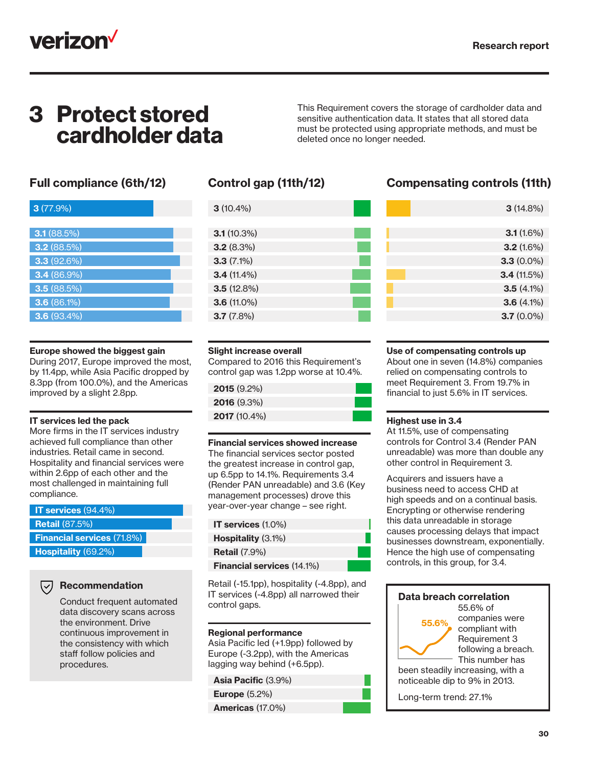# 3 Protect stored cardholder data

This Requirement covers the storage of cardholder data and sensitive authentication data. It states that all stored data must be protected using appropriate methods, and must be deleted once no longer needed.

## Full compliance (6th/12)

| Requirement | Full compliance |
|---|---|
| 3 | 77.9% |
| 3.1 | 88.5% |
| 3.2 | 88.5% |
| 3.3 | 92.6% |
| 3.4 | 86.9% |
| 3.5 | 88.5% |
| 3.6 | 86.1% |
| 3.6 | 93.4% |

**Europe showed the biggest gain**
During 2017, Europe improved the most, by 11.4pp, while Asia Pacific dropped by 8.3pp (from 100.0%), and the Americas improved by a slight 2.8pp.

**IT services led the pack**
More firms in the IT services industry achieved full compliance than other industries. Retail came in second. Hospitality and financial services were within 2.6pp of each other and the most challenged in maintaining full compliance.

| Industry | Full compliance |
|---|---|
| IT services | 94.4% |
| Retail | 87.5% |
| Financial services | 71.8% |
| Hospitality | 69.2% |

### Recommendation

Conduct frequent automated data discovery scans across the environment. Drive continuous improvement in the consistency with which staff follow policies and procedures.

## Control gap (11th/12)

| Requirement | Control gap |
|---|---|
| 3 | 10.4% |
| 3.1 | 10.3% |
| 3.2 | 8.3% |
| 3.3 | 7.1% |
| 3.4 | 11.4% |
| 3.5 | 12.8% |
| 3.6 | 11.0% |
| 3.7 | 7.8% |

**Slight increase overall**
Compared to 2016 this Requirement's control gap was 1.2pp worse at 10.4%.

| Year | Control gap |
|---|---|
| 2015 | 9.2% |
| 2016 | 9.3% |
| 2017 | 10.4% |

**Financial services showed increase**
The financial services sector posted the greatest increase in control gap, up 6.5pp to 14.1%. Requirements 3.4 (Render PAN unreadable) and 3.6 (Key management processes) drove this year-over-year change – see right.

| Industry | Control gap |
|---|---|
| IT services | 1.0% |
| Hospitality | 3.1% |
| Retail | 7.9% |
| Financial services | 14.1% |

Retail (-15.1pp), hospitality (-4.8pp), and IT services (-4.8pp) all narrowed their control gaps.

**Regional performance**
Asia Pacific led (+1.9pp) followed by Europe (-3.2pp), with the Americas lagging way behind (+6.5pp).

| Region | Control gap |
|---|---|
| Asia Pacific | 3.9% |
| Europe | 5.2% |
| Americas | 17.0% |

## Compensating controls (11th)

| Requirement | Compensating controls |
|---|---|
| 3 | 14.8% |
| 3.1 | 1.6% |
| 3.2 | 1.6% |
| 3.3 | 0.0% |
| 3.4 | 11.5% |
| 3.5 | 4.1% |
| 3.6 | 4.1% |
| 3.7 | 0.0% |

**Use of compensating controls up**
About one in seven (14.8%) companies relied on compensating controls to meet Requirement 3. From 19.7% in financial to just 5.6% in IT services.

**Highest use in 3.4**
At 11.5%, use of compensating controls for Control 3.4 (Render PAN unreadable) was more than double any other control in Requirement 3.

Acquirers and issuers have a business need to access CHD at high speeds and on a continual basis. Encrypting or otherwise rendering this data unreadable in storage causes processing delays that impact businesses downstream, exponentially. Hence the high use of compensating controls, in this group, for 3.4.

### Data breach correlation

55.6%

55.6% of companies were compliant with Requirement 3 following a breach. This number has been steadily increasing, with a noticeable dip to 9% in 2013.

Long-term trend: 27.1%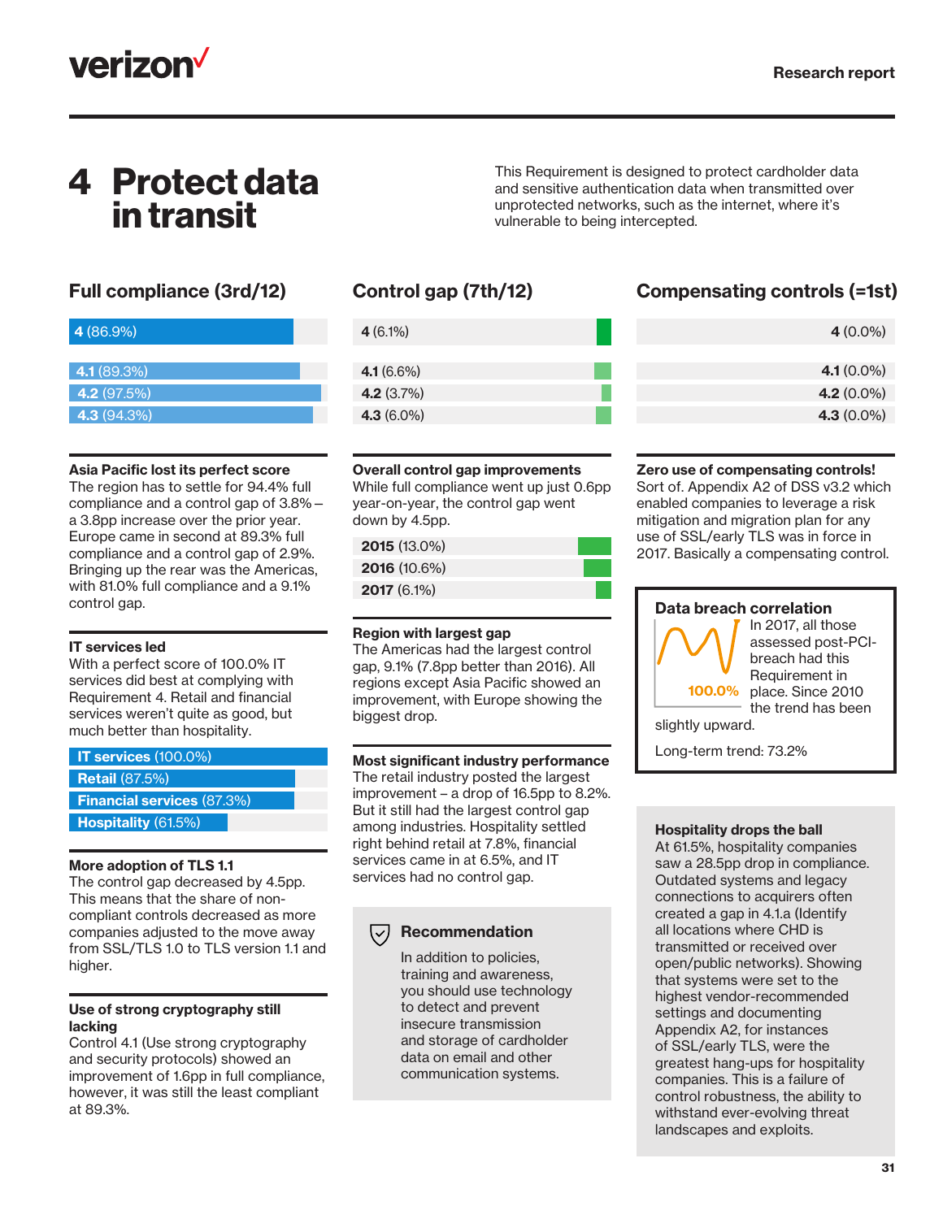# 4 Protect data in transit

This Requirement is designed to protect cardholder data and sensitive authentication data when transmitted over unprotected networks, such as the internet, where it's vulnerable to being intercepted.

## Full compliance (3rd/12)

- **4** (86.9%)
- **4.1** (89.3%)
- **4.2** (97.5%)
- **4.3** (94.3%)

### Asia Pacific lost its perfect score

The region has to settle for 94.4% full compliance and a control gap of 3.8% – a 3.8pp increase over the prior year. Europe came in second at 89.3% full compliance and a control gap of 2.9%. Bringing up the rear was the Americas, with 81.0% full compliance and a 9.1% control gap.

### IT services led

With a perfect score of 100.0% IT services did best at complying with Requirement 4. Retail and financial services weren't quite as good, but much better than hospitality.

- **IT services** (100.0%)
- **Retail** (87.5%)
- **Financial services** (87.3%)
- **Hospitality** (61.5%)

### More adoption of TLS 1.1

The control gap decreased by 4.5pp. This means that the share of non-compliant controls decreased as more companies adjusted to the move away from SSL/TLS 1.0 to TLS version 1.1 and higher.

### Use of strong cryptography still lacking

Control 4.1 (Use strong cryptography and security protocols) showed an improvement of 1.6pp in full compliance, however, it was still the least compliant at 89.3%.

## Control gap (7th/12)

- **4** (6.1%)
- **4.1** (6.6%)
- **4.2** (3.7%)
- **4.3** (6.0%)

### Overall control gap improvements

While full compliance went up just 0.6pp year-on-year, the control gap went down by 4.5pp.

- **2015** (13.0%)
- **2016** (10.6%)
- **2017** (6.1%)

### Region with largest gap

The Americas had the largest control gap, 9.1% (7.8pp better than 2016). All regions except Asia Pacific showed an improvement, with Europe showing the biggest drop.

### Most significant industry performance

The retail industry posted the largest improvement – a drop of 16.5pp to 8.2%. But it still had the largest control gap among industries. Hospitality settled right behind retail at 7.8%, financial services came in at 6.5%, and IT services had no control gap.

### Recommendation

In addition to policies, training and awareness, you should use technology to detect and prevent insecure transmission and storage of cardholder data on email and other communication systems.

## Compensating controls (=1st)

- **4** (0.0%)
- **4.1** (0.0%)
- **4.2** (0.0%)
- **4.3** (0.0%)

### Zero use of compensating controls!

Sort of. Appendix A2 of DSS v3.2 which enabled companies to leverage a risk mitigation and migration plan for any use of SSL/early TLS was in force in 2017. Basically a compensating control.

### Data breach correlation

100.0%

In 2017, all those assessed post-PCI-breach had this Requirement in place. Since 2010 the trend has been slightly upward.

Long-term trend: 73.2%

### Hospitality drops the ball

At 61.5%, hospitality companies saw a 28.5pp drop in compliance. Outdated systems and legacy connections to acquirers often created a gap in 4.1.a (Identify all locations where CHD is transmitted or received over open/public networks). Showing that systems were set to the highest vendor-recommended settings and documenting Appendix A2, for instances of SSL/early TLS, were the greatest hang-ups for hospitality companies. This is a failure of control robustness, the ability to withstand ever-evolving threat landscapes and exploits.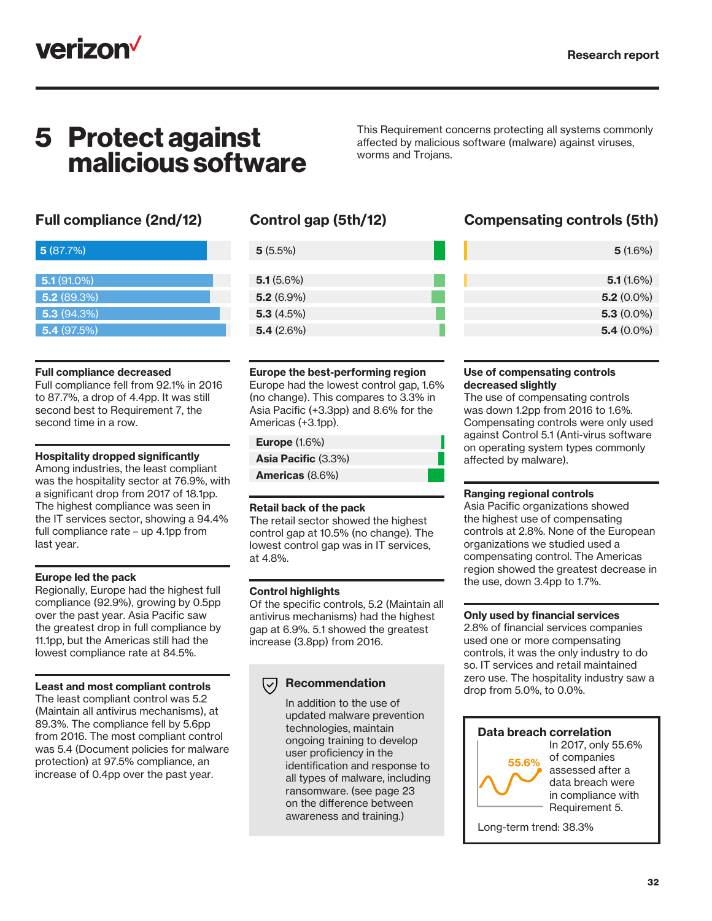# 5 Protect against malicious software

This Requirement concerns protecting all systems commonly affected by malicious software (malware) against viruses, worms and Trojans.

## Full compliance (2nd/12)

| Control | Full compliance |
|---|---|
| 5 | 87.7% |
| 5.1 | 91.0% |
| 5.2 | 89.3% |
| 5.3 | 94.3% |
| 5.4 | 97.5% |

**Full compliance decreased**
Full compliance fell from 92.1% in 2016 to 87.7%, a drop of 4.4pp. It was still second best to Requirement 7, the second time in a row.

**Hospitality dropped significantly**
Among industries, the least compliant was the hospitality sector at 76.9%, with a significant drop from 2017 of 18.1pp. The highest compliance was seen in the IT services sector, showing a 94.4% full compliance rate – up 4.1pp from last year.

**Europe led the pack**
Regionally, Europe had the highest full compliance (92.9%), growing by 0.5pp over the past year. Asia Pacific saw the greatest drop in full compliance by 11.1pp, but the Americas still had the lowest compliance rate at 84.5%.

**Least and most compliant controls**
The least compliant control was 5.2 (Maintain all antivirus mechanisms), at 89.3%. The compliance fell by 5.6pp from 2016. The most compliant control was 5.4 (Document policies for malware protection) at 97.5% compliance, an increase of 0.4pp over the past year.

## Control gap (5th/12)

| Control | Control gap |
|---|---|
| 5 | 5.5% |
| 5.1 | 5.6% |
| 5.2 | 6.9% |
| 5.3 | 4.5% |
| 5.4 | 2.6% |

**Europe the best-performing region**
Europe had the lowest control gap, 1.6% (no change). This compares to 3.3% in Asia Pacific (+3.3pp) and 8.6% for the Americas (+3.1pp).

| Region | Control gap |
|---|---|
| Europe | 1.6% |
| Asia Pacific | 3.3% |
| Americas | 8.6% |

**Retail back of the pack**
The retail sector showed the highest control gap at 10.5% (no change). The lowest control gap was in IT services, at 4.8%.

**Control highlights**
Of the specific controls, 5.2 (Maintain all antivirus mechanisms) had the highest gap at 6.9%. 5.1 showed the greatest increase (3.8pp) from 2016.

**Recommendation**

In addition to the use of updated malware prevention technologies, maintain ongoing training to develop user proficiency in the identification and response to all types of malware, including ransomware. (see page 23 on the difference between awareness and training.)

## Compensating controls (5th)

| Control | Compensating controls |
|---|---|
| 5 | 1.6% |
| 5.1 | 1.6% |
| 5.2 | 0.0% |
| 5.3 | 0.0% |
| 5.4 | 0.0% |

**Use of compensating controls decreased slightly**
The use of compensating controls was down 1.2pp from 2016 to 1.6%. Compensating controls were only used against Control 5.1 (Anti-virus software on operating system types commonly affected by malware).

**Ranging regional controls**
Asia Pacific organizations showed the highest use of compensating controls at 2.8%. None of the European organizations we studied used a compensating control. The Americas region showed the greatest decrease in the use, down 3.4pp to 1.7%.

**Only used by financial services**
2.8% of financial services companies used one or more compensating controls, it was the only industry to do so. IT services and retail maintained zero use. The hospitality industry saw a drop from 5.0%, to 0.0%.

**Data breach correlation**

55.6%

In 2017, only 55.6% of companies assessed after a data breach were in compliance with Requirement 5.

Long-term trend: 38.3%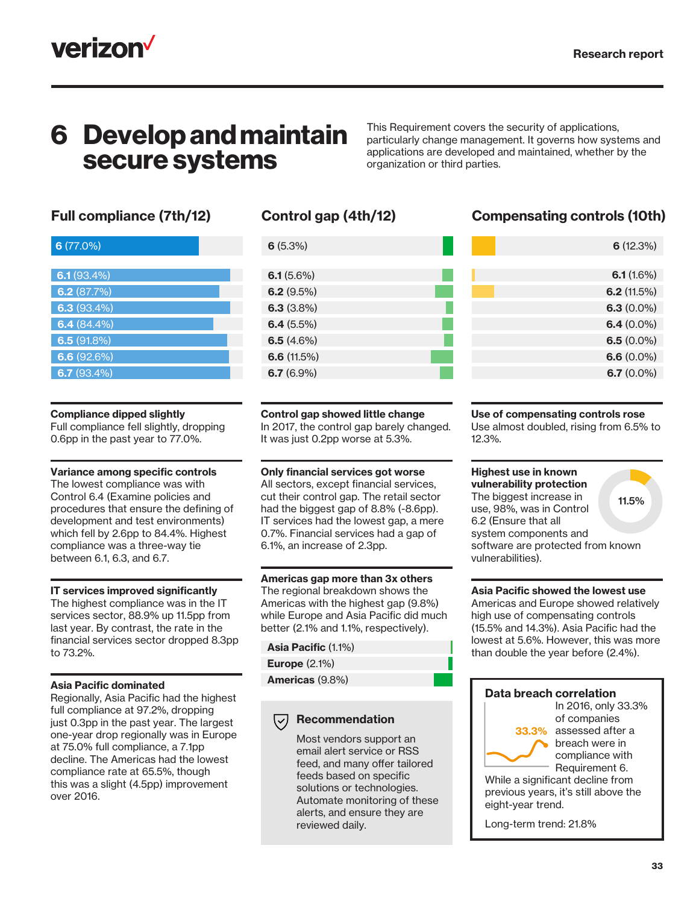# 6 Develop and maintain secure systems

This Requirement covers the security of applications, particularly change management. It governs how systems and applications are developed and maintained, whether by the organization or third parties.

## Full compliance (7th/12)

| Control | Full compliance |
|---|---|
| 6 | 77.0% |
| 6.1 | 93.4% |
| 6.2 | 87.7% |
| 6.3 | 93.4% |
| 6.4 | 84.4% |
| 6.5 | 91.8% |
| 6.6 | 92.6% |
| 6.7 | 93.4% |

**Compliance dipped slightly**
Full compliance fell slightly, dropping 0.6pp in the past year to 77.0%.

**Variance among specific controls**
The lowest compliance was with Control 6.4 (Examine policies and procedures that ensure the defining of development and test environments) which fell by 2.6pp to 84.4%. Highest compliance was a three-way tie between 6.1, 6.3, and 6.7.

**IT services improved significantly**
The highest compliance was in the IT services sector, 88.9% up 11.5pp from last year. By contrast, the rate in the financial services sector dropped 8.3pp to 73.2%.

**Asia Pacific dominated**
Regionally, Asia Pacific had the highest full compliance at 97.2%, dropping just 0.3pp in the past year. The largest one-year drop regionally was in Europe at 75.0% full compliance, a 7.1pp decline. The Americas had the lowest compliance rate at 65.5%, though this was a slight (4.5pp) improvement over 2016.

## Control gap (4th/12)

| Control | Control gap |
|---|---|
| 6 | 5.3% |
| 6.1 | 5.6% |
| 6.2 | 9.5% |
| 6.3 | 3.8% |
| 6.4 | 5.5% |
| 6.5 | 4.6% |
| 6.6 | 11.5% |
| 6.7 | 6.9% |

**Control gap showed little change**
In 2017, the control gap barely changed. It was just 0.2pp worse at 5.3%.

**Only financial services got worse**
All sectors, except financial services, cut their control gap. The retail sector had the biggest gap of 8.8% (-8.6pp). IT services had the lowest gap, a mere 0.7%. Financial services had a gap of 6.1%, an increase of 2.3pp.

**Americas gap more than 3x others**
The regional breakdown shows the Americas with the highest gap (9.8%) while Europe and Asia Pacific did much better (2.1% and 1.1%, respectively).

| Region | Control gap |
|---|---|
| Asia Pacific | 1.1% |
| Europe | 2.1% |
| Americas | 9.8% |

**Recommendation**

Most vendors support an email alert service or RSS feed, and many offer tailored feeds based on specific solutions or technologies. Automate monitoring of these alerts, and ensure they are reviewed daily.

## Compensating controls (10th)

| Control | Compensating controls |
|---|---|
| 6 | 12.3% |
| 6.1 | 1.6% |
| 6.2 | 11.5% |
| 6.3 | 0.0% |
| 6.4 | 0.0% |
| 6.5 | 0.0% |
| 6.6 | 0.0% |
| 6.7 | 0.0% |

**Use of compensating controls rose**
Use almost doubled, rising from 6.5% to 12.3%.

**Highest use in known vulnerability protection**
The biggest increase in use, 98%, was in Control 6.2 (Ensure that all system components and software are protected from known vulnerabilities).

11.5%

**Asia Pacific showed the lowest use**
Americas and Europe showed relatively high use of compensating controls (15.5% and 14.3%). Asia Pacific had the lowest at 5.6%. However, this was more than double the year before (2.4%).

**Data breach correlation**

33.3%

In 2016, only 33.3% of companies assessed after a breach were in compliance with Requirement 6.

While a significant decline from previous years, it's still above the eight-year trend.

Long-term trend: 21.8%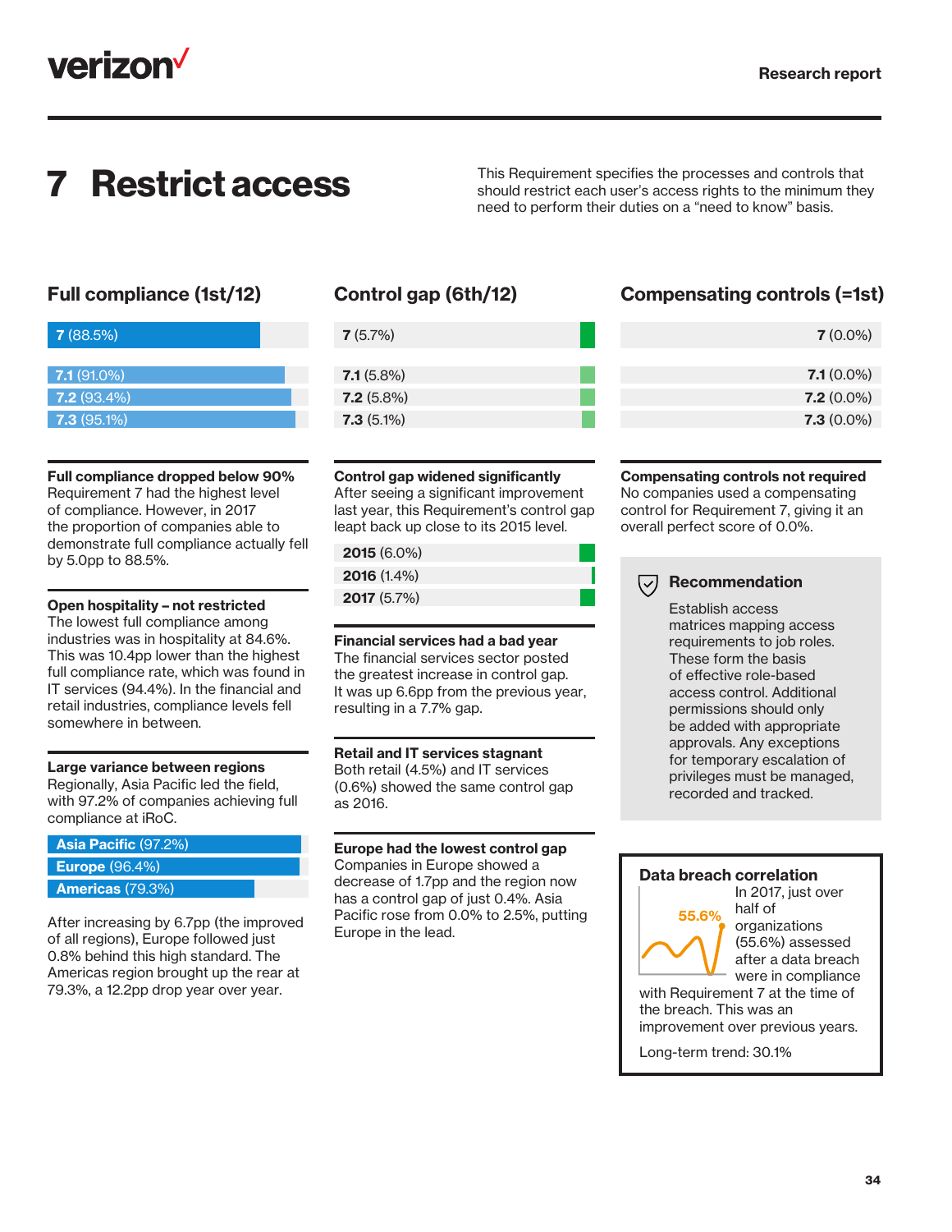# 7 Restrict access

This Requirement specifies the processes and controls that should restrict each user's access rights to the minimum they need to perform their duties on a "need to know" basis.

## Full compliance (1st/12)

| Requirement | Full compliance |
| --- | --- |
| **7** | 88.5% |
| **7.1** | 91.0% |
| **7.2** | 93.4% |
| **7.3** | 95.1% |

### Full compliance dropped below 90%

Requirement 7 had the highest level of compliance. However, in 2017 the proportion of companies able to demonstrate full compliance actually fell by 5.0pp to 88.5%.

### Open hospitality – not restricted

The lowest full compliance among industries was in hospitality at 84.6%. This was 10.4pp lower than the highest full compliance rate, which was found in IT services (94.4%). In the financial and retail industries, compliance levels fell somewhere in between.

### Large variance between regions

Regionally, Asia Pacific led the field, with 97.2% of companies achieving full compliance at iRoC.

| Region | Full compliance |
| --- | --- |
| **Asia Pacific** | 97.2% |
| **Europe** | 96.4% |
| **Americas** | 79.3% |

After increasing by 6.7pp (the improved of all regions), Europe followed just 0.8% behind this high standard. The Americas region brought up the rear at 79.3%, a 12.2pp drop year over year.

## Control gap (6th/12)

| Requirement | Control gap |
| --- | --- |
| **7** | 5.7% |
| **7.1** | 5.8% |
| **7.2** | 5.8% |
| **7.3** | 5.1% |

### Control gap widened significantly

After seeing a significant improvement last year, this Requirement's control gap leapt back up close to its 2015 level.

| Year | Control gap |
| --- | --- |
| **2015** | 6.0% |
| **2016** | 1.4% |
| **2017** | 5.7% |

### Financial services had a bad year

The financial services sector posted the greatest increase in control gap. It was up 6.6pp from the previous year, resulting in a 7.7% gap.

### Retail and IT services stagnant

Both retail (4.5%) and IT services (0.6%) showed the same control gap as 2016.

### Europe had the lowest control gap

Companies in Europe showed a decrease of 1.7pp and the region now has a control gap of just 0.4%. Asia Pacific rose from 0.0% to 2.5%, putting Europe in the lead.

## Compensating controls (=1st)

| Requirement | Compensating controls |
| --- | --- |
| **7** | 0.0% |
| **7.1** | 0.0% |
| **7.2** | 0.0% |
| **7.3** | 0.0% |

### Compensating controls not required

No companies used a compensating control for Requirement 7, giving it an overall perfect score of 0.0%.

### Recommendation

Establish access matrices mapping access requirements to job roles. These form the basis of effective role-based access control. Additional permissions should only be added with appropriate approvals. Any exceptions for temporary escalation of privileges must be managed, recorded and tracked.

### Data breach correlation

55.6%

In 2017, just over half of organizations (55.6%) assessed after a data breach were in compliance with Requirement 7 at the time of the breach. This was an improvement over previous years.

Long-term trend: 30.1%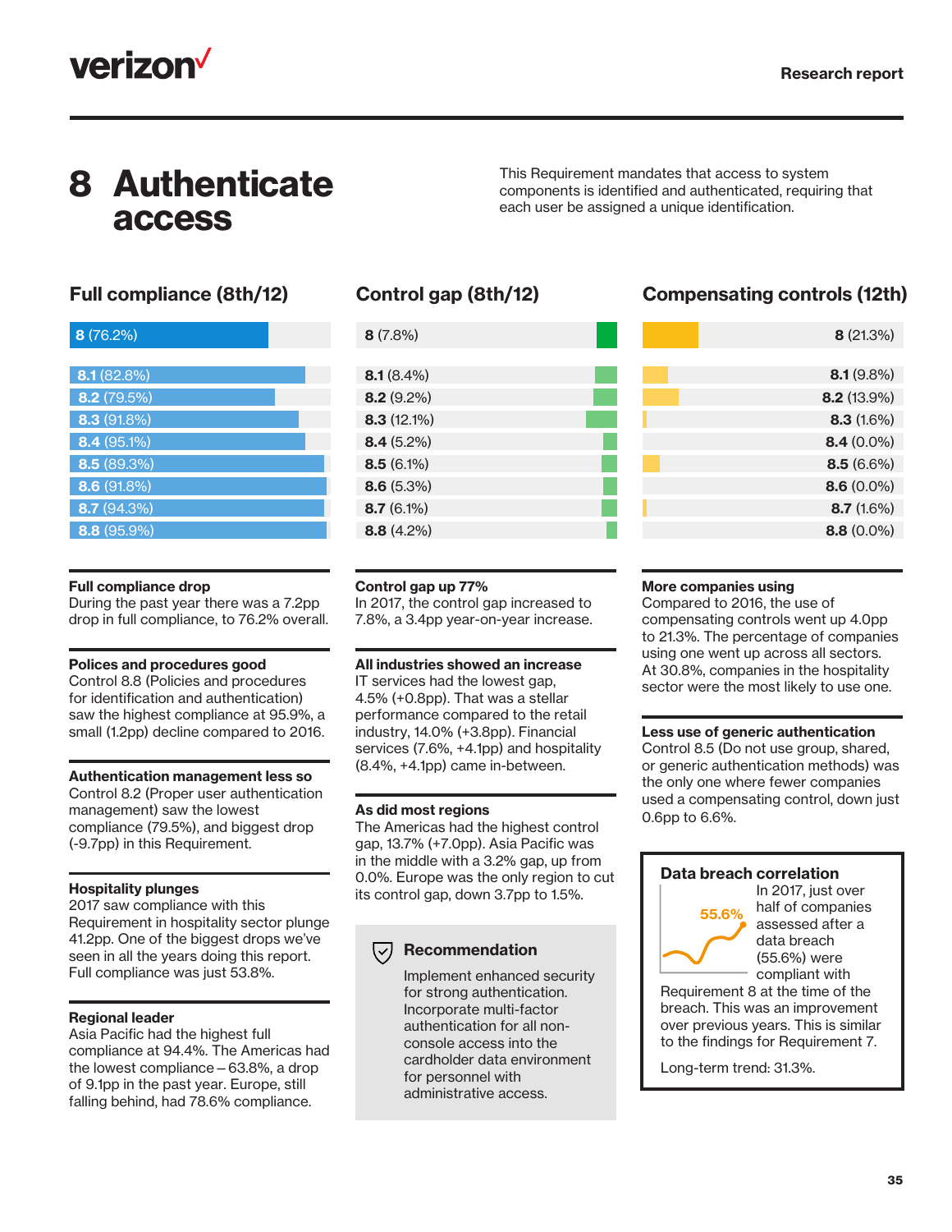# 8 Authenticate access

This Requirement mandates that access to system components is identified and authenticated, requiring that each user be assigned a unique identification.

## Full compliance (8th/12)

| Control | Full compliance |
|---|---|
| **8** | 76.2% |
| **8.1** | 82.8% |
| **8.2** | 79.5% |
| **8.3** | 91.8% |
| **8.4** | 95.1% |
| **8.5** | 89.3% |
| **8.6** | 91.8% |
| **8.7** | 94.3% |
| **8.8** | 95.9% |

## Control gap (8th/12)

| Control | Control gap |
|---|---|
| **8** | 7.8% |
| **8.1** | 8.4% |
| **8.2** | 9.2% |
| **8.3** | 12.1% |
| **8.4** | 5.2% |
| **8.5** | 6.1% |
| **8.6** | 5.3% |
| **8.7** | 6.1% |
| **8.8** | 4.2% |

## Compensating controls (12th)

| Control | Compensating controls |
|---|---|
| **8** | 21.3% |
| **8.1** | 9.8% |
| **8.2** | 13.9% |
| **8.3** | 1.6% |
| **8.4** | 0.0% |
| **8.5** | 6.6% |
| **8.6** | 0.0% |
| **8.7** | 1.6% |
| **8.8** | 0.0% |

**Full compliance drop**
During the past year there was a 7.2pp drop in full compliance, to 76.2% overall.

**Polices and procedures good**
Control 8.8 (Policies and procedures for identification and authentication) saw the highest compliance at 95.9%, a small (1.2pp) decline compared to 2016.

**Authentication management less so**
Control 8.2 (Proper user authentication management) saw the lowest compliance (79.5%), and biggest drop (-9.7pp) in this Requirement.

**Hospitality plunges**
2017 saw compliance with this Requirement in hospitality sector plunge 41.2pp. One of the biggest drops we've seen in all the years doing this report. Full compliance was just 53.8%.

**Regional leader**
Asia Pacific had the highest full compliance at 94.4%. The Americas had the lowest compliance – 63.8%, a drop of 9.1pp in the past year. Europe, still falling behind, had 78.6% compliance.

**Control gap up 77%**
In 2017, the control gap increased to 7.8%, a 3.4pp year-on-year increase.

**All industries showed an increase**
IT services had the lowest gap, 4.5% (+0.8pp). That was a stellar performance compared to the retail industry, 14.0% (+3.8pp). Financial services (7.6%, +4.1pp) and hospitality (8.4%, +4.1pp) came in-between.

**As did most regions**
The Americas had the highest control gap, 13.7% (+7.0pp). Asia Pacific was in the middle with a 3.2% gap, up from 0.0%. Europe was the only region to cut its control gap, down 3.7pp to 1.5%.

**Recommendation**

Implement enhanced security for strong authentication. Incorporate multi-factor authentication for all non-console access into the cardholder data environment for personnel with administrative access.

**More companies using**
Compared to 2016, the use of compensating controls went up 4.0pp to 21.3%. The percentage of companies using one went up across all sectors. At 30.8%, companies in the hospitality sector were the most likely to use one.

**Less use of generic authentication**
Control 8.5 (Do not use group, shared, or generic authentication methods) was the only one where fewer companies used a compensating control, down just 0.6pp to 6.6%.

**Data breach correlation**

55.6%

In 2017, just over half of companies assessed after a data breach (55.6%) were compliant with Requirement 8 at the time of the breach. This was an improvement over previous years. This is similar to the findings for Requirement 7.

Long-term trend: 31.3%.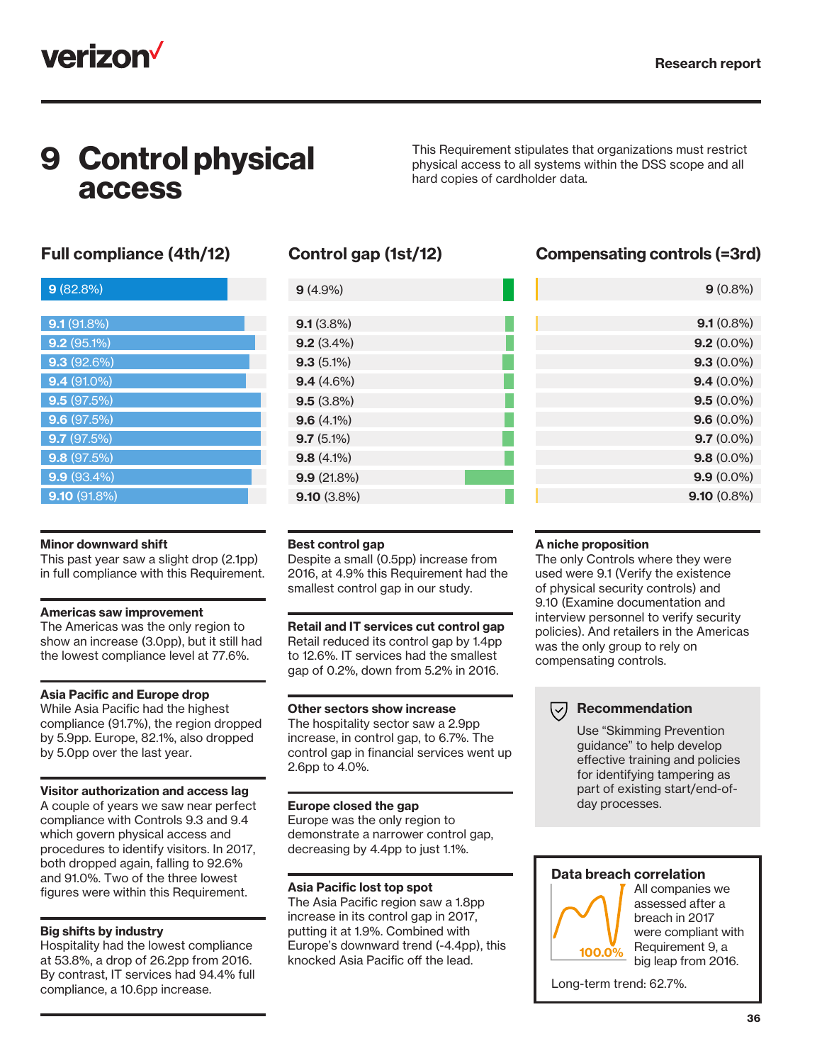# 9 Control physical access

This Requirement stipulates that organizations must restrict physical access to all systems within the DSS scope and all hard copies of cardholder data.

## Full compliance (4th/12)

| Requirement | Full compliance |
|---|---|
| **9** | 82.8% |
| **9.1** | 91.8% |
| **9.2** | 95.1% |
| **9.3** | 92.6% |
| **9.4** | 91.0% |
| **9.5** | 97.5% |
| **9.6** | 97.5% |
| **9.7** | 97.5% |
| **9.8** | 97.5% |
| **9.9** | 93.4% |
| **9.10** | 91.8% |

### Minor downward shift
This past year saw a slight drop (2.1pp) in full compliance with this Requirement.

### Americas saw improvement
The Americas was the only region to show an increase (3.0pp), but it still had the lowest compliance level at 77.6%.

### Asia Pacific and Europe drop
While Asia Pacific had the highest compliance (91.7%), the region dropped by 5.9pp. Europe, 82.1%, also dropped by 5.0pp over the last year.

### Visitor authorization and access lag
A couple of years we saw near perfect compliance with Controls 9.3 and 9.4 which govern physical access and procedures to identify visitors. In 2017, both dropped again, falling to 92.6% and 91.0%. Two of the three lowest figures were within this Requirement.

### Big shifts by industry
Hospitality had the lowest compliance at 53.8%, a drop of 26.2pp from 2016. By contrast, IT services had 94.4% full compliance, a 10.6pp increase.

## Control gap (1st/12)

| Requirement | Control gap |
|---|---|
| **9** | 4.9% |
| **9.1** | 3.8% |
| **9.2** | 3.4% |
| **9.3** | 5.1% |
| **9.4** | 4.6% |
| **9.5** | 3.8% |
| **9.6** | 4.1% |
| **9.7** | 5.1% |
| **9.8** | 4.1% |
| **9.9** | 21.8% |
| **9.10** | 3.8% |

### Best control gap
Despite a small (0.5pp) increase from 2016, at 4.9% this Requirement had the smallest control gap in our study.

### Retail and IT services cut control gap
Retail reduced its control gap by 1.4pp to 12.6%. IT services had the smallest gap of 0.2%, down from 5.2% in 2016.

### Other sectors show increase
The hospitality sector saw a 2.9pp increase, in control gap, to 6.7%. The control gap in financial services went up 2.6pp to 4.0%.

### Europe closed the gap
Europe was the only region to demonstrate a narrower control gap, decreasing by 4.4pp to just 1.1%.

### Asia Pacific lost top spot
The Asia Pacific region saw a 1.8pp increase in its control gap in 2017, putting it at 1.9%. Combined with Europe's downward trend (-4.4pp), this knocked Asia Pacific off the lead.

## Compensating controls (=3rd)

| Requirement | Compensating controls |
|---|---|
| **9** | 0.8% |
| **9.1** | 0.8% |
| **9.2** | 0.0% |
| **9.3** | 0.0% |
| **9.4** | 0.0% |
| **9.5** | 0.0% |
| **9.6** | 0.0% |
| **9.7** | 0.0% |
| **9.8** | 0.0% |
| **9.9** | 0.0% |
| **9.10** | 0.8% |

### A niche proposition
The only Controls where they were used were 9.1 (Verify the existence of physical security controls) and 9.10 (Examine documentation and interview personnel to verify security policies). And retailers in the Americas was the only group to rely on compensating controls.

### Recommendation
Use "Skimming Prevention guidance" to help develop effective training and policies for identifying tampering as part of existing start/end-of-day processes.

### Data breach correlation
**100.0%**

All companies we assessed after a breach in 2017 were compliant with Requirement 9, a big leap from 2016.

Long-term trend: 62.7%.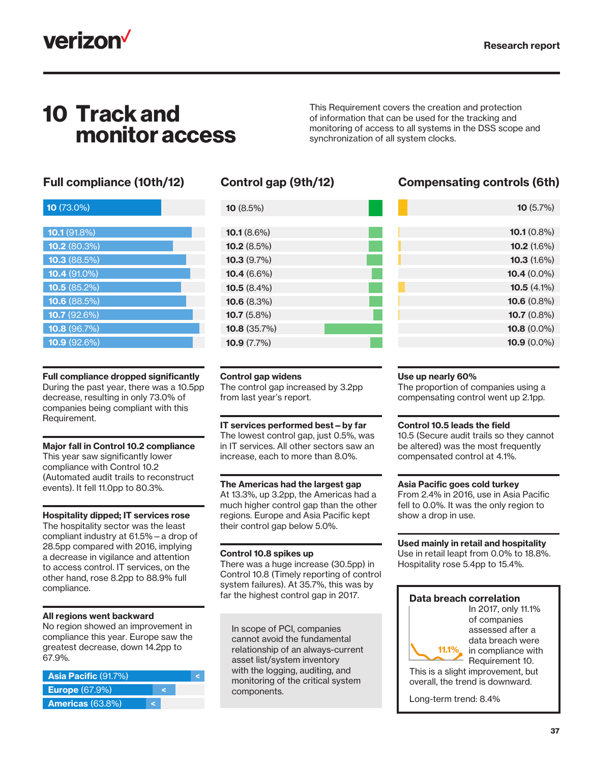# 10 Track and monitor access

This Requirement covers the creation and protection of information that can be used for the tracking and monitoring of access to all systems in the DSS scope and synchronization of all system clocks.

## Full compliance (10th/12)

| Control | Full compliance |
|---|---|
| 10 | 73.0% |
| 10.1 | 91.8% |
| 10.2 | 80.3% |
| 10.3 | 88.5% |
| 10.4 | 91.0% |
| 10.5 | 85.2% |
| 10.6 | 88.5% |
| 10.7 | 92.6% |
| 10.8 | 96.7% |
| 10.9 | 92.6% |

**Full compliance dropped significantly**
During the past year, there was a 10.5pp decrease, resulting in only 73.0% of companies being compliant with this Requirement.

**Major fall in Control 10.2 compliance**
This year saw significantly lower compliance with Control 10.2 (Automated audit trails to reconstruct events). It fell 11.0pp to 80.3%.

**Hospitality dipped; IT services rose**
The hospitality sector was the least compliant industry at 61.5% – a drop of 28.5pp compared with 2016, implying a decrease in vigilance and attention to access control. IT services, on the other hand, rose 8.2pp to 88.9% full compliance.

**All regions went backward**
No region showed an improvement in compliance this year. Europe saw the greatest decrease, down 14.2pp to 67.9%.

| Region | Full compliance |
|---|---|
| Asia Pacific | 91.7% |
| Europe | 67.9% |
| Americas | 63.8% |

## Control gap (9th/12)

| Control | Control gap |
|---|---|
| 10 | 8.5% |
| 10.1 | 8.6% |
| 10.2 | 8.5% |
| 10.3 | 9.7% |
| 10.4 | 6.6% |
| 10.5 | 8.4% |
| 10.6 | 8.3% |
| 10.7 | 5.8% |
| 10.8 | 35.7% |
| 10.9 | 7.7% |

**Control gap widens**
The control gap increased by 3.2pp from last year's report.

**IT services performed best – by far**
The lowest control gap, just 0.5%, was in IT services. All other sectors saw an increase, each to more than 8.0%.

**The Americas had the largest gap**
At 13.3%, up 3.2pp, the Americas had a much higher control gap than the other regions. Europe and Asia Pacific kept their control gap below 5.0%.

**Control 10.8 spikes up**
There was a huge increase (30.5pp) in Control 10.8 (Timely reporting of control system failures). At 35.7%, this was by far the highest control gap in 2017.

In scope of PCI, companies cannot avoid the fundamental relationship of an always-current asset list/system inventory with the logging, auditing, and monitoring of the critical system components.

## Compensating controls (6th)

| Control | Compensating controls |
|---|---|
| 10 | 5.7% |
| 10.1 | 0.8% |
| 10.2 | 1.6% |
| 10.3 | 1.6% |
| 10.4 | 0.0% |
| 10.5 | 4.1% |
| 10.6 | 0.8% |
| 10.7 | 0.8% |
| 10.8 | 0.0% |
| 10.9 | 0.0% |

**Use up nearly 60%**
The proportion of companies using a compensating control went up 2.1pp.

**Control 10.5 leads the field**
10.5 (Secure audit trails so they cannot be altered) was the most frequently compensated control at 4.1%.

**Asia Pacific goes cold turkey**
From 2.4% in 2016, use in Asia Pacific fell to 0.0%. It was the only region to show a drop in use.

**Used mainly in retail and hospitality**
Use in retail leapt from 0.0% to 18.8%. Hospitality rose 5.4pp to 15.4%.

**Data breach correlation**

11.1%

In 2017, only 11.1% of companies assessed after a data breach were in compliance with Requirement 10. This is a slight improvement, but overall, the trend is downward.

Long-term trend: 8.4%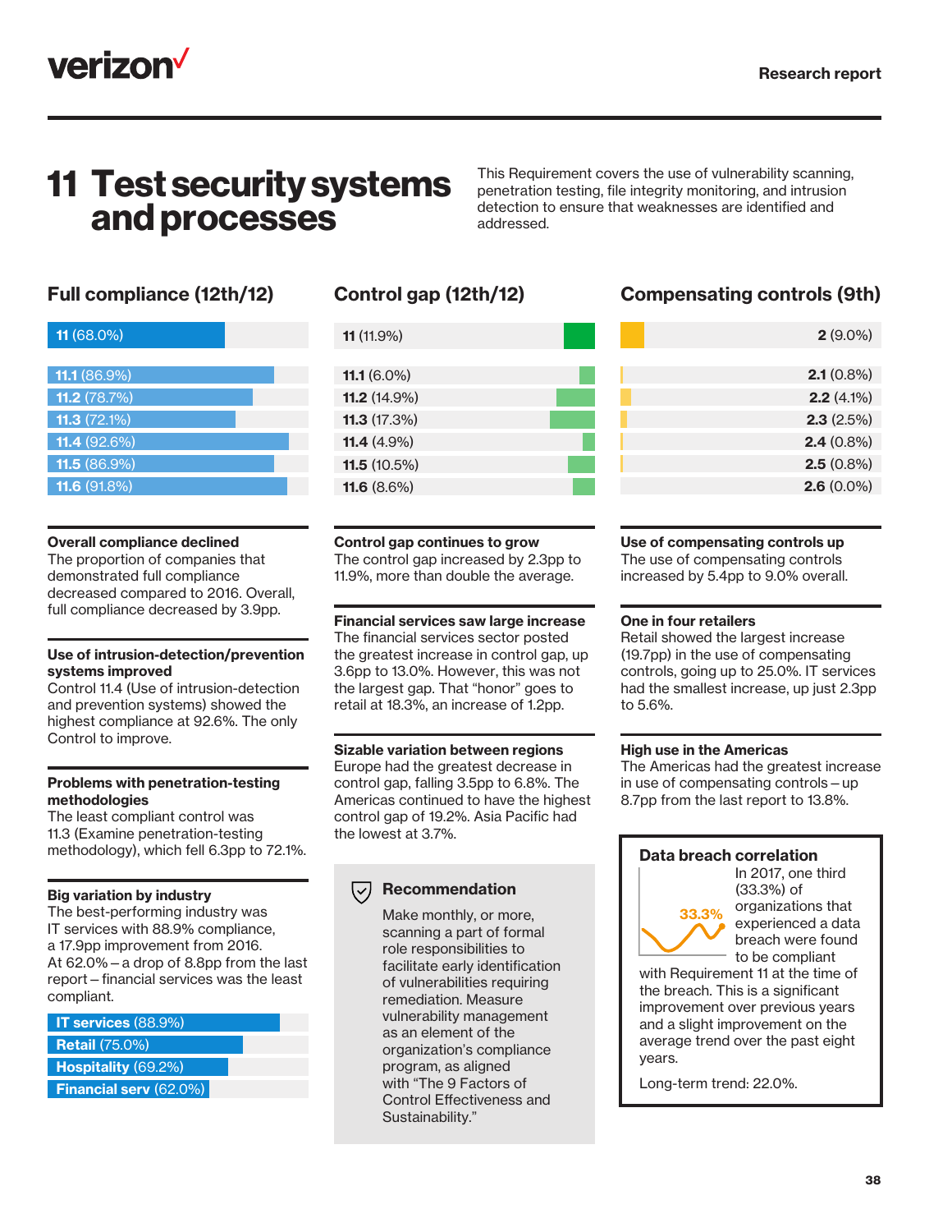# 11 Test security systems and processes

This Requirement covers the use of vulnerability scanning, penetration testing, file integrity monitoring, and intrusion detection to ensure that weaknesses are identified and addressed.

## Full compliance (12th/12)

| Requirement | Full compliance |
| --- | --- |
| 11 | 68.0% |
| 11.1 | 86.9% |
| 11.2 | 78.7% |
| 11.3 | 72.1% |
| 11.4 | 92.6% |
| 11.5 | 86.9% |
| 11.6 | 91.8% |

**Overall compliance declined**
The proportion of companies that demonstrated full compliance decreased compared to 2016. Overall, full compliance decreased by 3.9pp.

**Use of intrusion-detection/prevention systems improved**
Control 11.4 (Use of intrusion-detection and prevention systems) showed the highest compliance at 92.6%. The only Control to improve.

**Problems with penetration-testing methodologies**
The least compliant control was 11.3 (Examine penetration-testing methodology), which fell 6.3pp to 72.1%.

**Big variation by industry**
The best-performing industry was IT services with 88.9% compliance, a 17.9pp improvement from 2016. At 62.0% – a drop of 8.8pp from the last report – financial services was the least compliant.

| Industry | Compliance |
| --- | --- |
| IT services | 88.9% |
| Retail | 75.0% |
| Hospitality | 69.2% |
| Financial serv | 62.0% |

## Control gap (12th/12)

| Requirement | Control gap |
| --- | --- |
| 11 | 11.9% |
| 11.1 | 6.0% |
| 11.2 | 14.9% |
| 11.3 | 17.3% |
| 11.4 | 4.9% |
| 11.5 | 10.5% |
| 11.6 | 8.6% |

**Control gap continues to grow**
The control gap increased by 2.3pp to 11.9%, more than double the average.

**Financial services saw large increase**
The financial services sector posted the greatest increase in control gap, up 3.6pp to 13.0%. However, this was not the largest gap. That "honor" goes to retail at 18.3%, an increase of 1.2pp.

**Sizable variation between regions**
Europe had the greatest decrease in control gap, falling 3.5pp to 6.8%. The Americas continued to have the highest control gap of 19.2%. Asia Pacific had the lowest at 3.7%.

### Recommendation

Make monthly, or more, scanning a part of formal role responsibilities to facilitate early identification of vulnerabilities requiring remediation. Measure vulnerability management as an element of the organization's compliance program, as aligned with "The 9 Factors of Control Effectiveness and Sustainability."

## Compensating controls (9th)

| Requirement | Compensating controls |
| --- | --- |
| 2 | 9.0% |
| 2.1 | 0.8% |
| 2.2 | 4.1% |
| 2.3 | 2.5% |
| 2.4 | 0.8% |
| 2.5 | 0.8% |
| 2.6 | 0.0% |

**Use of compensating controls up**
The use of compensating controls increased by 5.4pp to 9.0% overall.

**One in four retailers**
Retail showed the largest increase (19.7pp) in the use of compensating controls, going up to 25.0%. IT services had the smallest increase, up just 2.3pp to 5.6%.

**High use in the Americas**
The Americas had the greatest increase in use of compensating controls – up 8.7pp from the last report to 13.8%.

### Data breach correlation

33.3%

In 2017, one third (33.3%) of organizations that experienced a data breach were found to be compliant with Requirement 11 at the time of the breach. This is a significant improvement over previous years and a slight improvement on the average trend over the past eight years.

Long-term trend: 22.0%.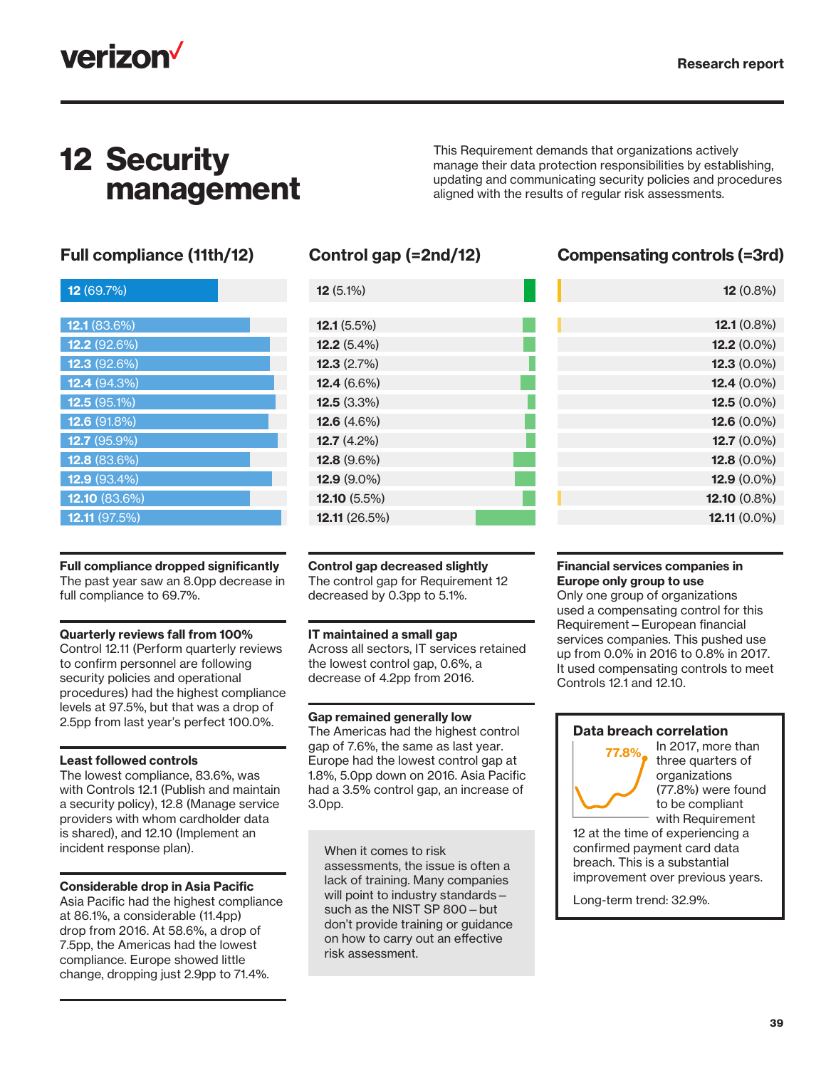# 12 Security management

This Requirement demands that organizations actively manage their data protection responsibilities by establishing, updating and communicating security policies and procedures aligned with the results of regular risk assessments.

| Requirement | Full compliance (11th/12) | Control gap (=2nd/12) | Compensating controls (=3rd) |
|---|---|---|---|
| 12 | 69.7% | 5.1% | 0.8% |
| 12.1 | 83.6% | 5.5% | 0.8% |
| 12.2 | 92.6% | 5.4% | 0.0% |
| 12.3 | 92.6% | 2.7% | 0.0% |
| 12.4 | 94.3% | 6.6% | 0.0% |
| 12.5 | 95.1% | 3.3% | 0.0% |
| 12.6 | 91.8% | 4.6% | 0.0% |
| 12.7 | 95.9% | 4.2% | 0.0% |
| 12.8 | 83.6% | 9.6% | 0.0% |
| 12.9 | 93.4% | 9.0% | 0.0% |
| 12.10 | 83.6% | 5.5% | 0.8% |
| 12.11 | 97.5% | 26.5% | 0.0% |

**Full compliance dropped significantly**
The past year saw an 8.0pp decrease in full compliance to 69.7%.

**Quarterly reviews fall from 100%**
Control 12.11 (Perform quarterly reviews to confirm personnel are following security policies and operational procedures) had the highest compliance levels at 97.5%, but that was a drop of 2.5pp from last year's perfect 100.0%.

**Least followed controls**
The lowest compliance, 83.6%, was with Controls 12.1 (Publish and maintain a security policy), 12.8 (Manage service providers with whom cardholder data is shared), and 12.10 (Implement an incident response plan).

**Considerable drop in Asia Pacific**
Asia Pacific had the highest compliance at 86.1%, a considerable (11.4pp) drop from 2016. At 58.6%, a drop of 7.5pp, the Americas had the lowest compliance. Europe showed little change, dropping just 2.9pp to 71.4%.

**Control gap decreased slightly**
The control gap for Requirement 12 decreased by 0.3pp to 5.1%.

**IT maintained a small gap**
Across all sectors, IT services retained the lowest control gap, 0.6%, a decrease of 4.2pp from 2016.

**Gap remained generally low**
The Americas had the highest control gap of 7.6%, the same as last year. Europe had the lowest control gap at 1.8%, 5.0pp down on 2016. Asia Pacific had a 3.5% control gap, an increase of 3.0pp.

When it comes to risk assessments, the issue is often a lack of training. Many companies will point to industry standards – such as the NIST SP 800 – but don't provide training or guidance on how to carry out an effective risk assessment.

**Financial services companies in Europe only group to use**
Only one group of organizations used a compensating control for this Requirement – European financial services companies. This pushed use up from 0.0% in 2016 to 0.8% in 2017. It used compensating controls to meet Controls 12.1 and 12.10.

**Data breach correlation**

77.8%

In 2017, more than three quarters of organizations (77.8%) were found to be compliant with Requirement 12 at the time of experiencing a confirmed payment card data breach. This is a substantial improvement over previous years.

Long-term trend: 32.9%.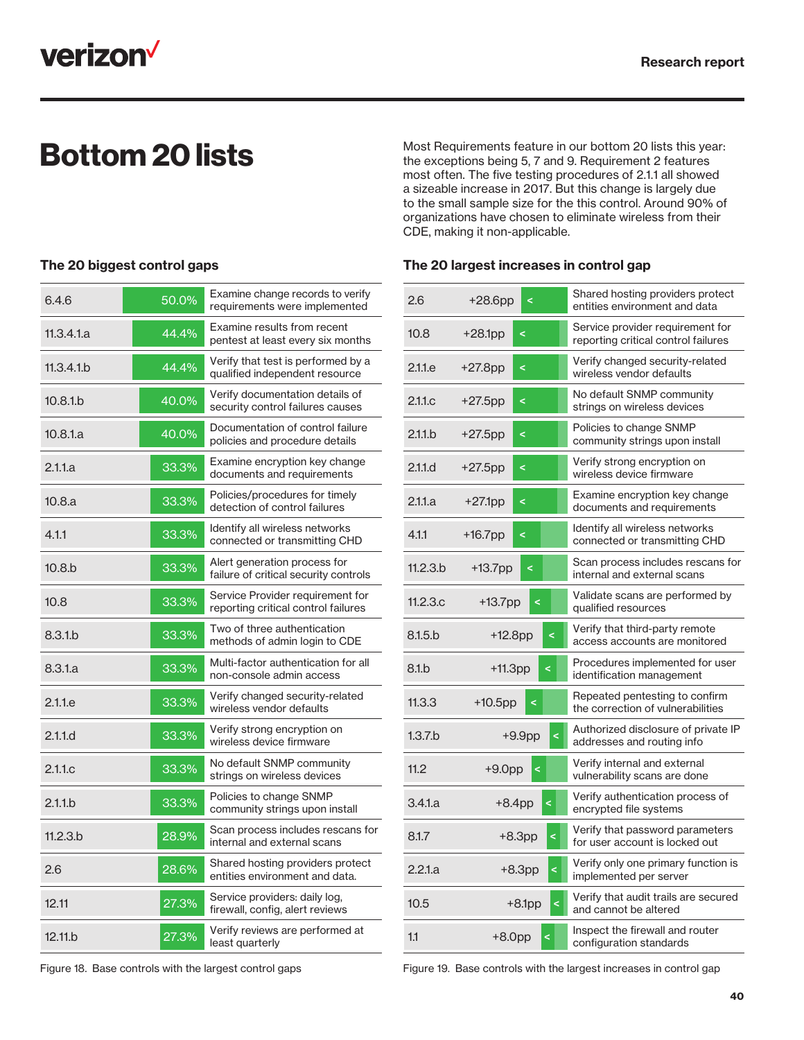# Bottom 20 lists

Most Requirements feature in our bottom 20 lists this year: the exceptions being 5, 7 and 9. Requirement 2 features most often. The five testing procedures of 2.1.1 all showed a sizeable increase in 2017. But this change is largely due to the small sample size for the this control. Around 90% of organizations have chosen to eliminate wireless from their CDE, making it non-applicable.

### The 20 biggest control gaps

| Control | Gap | Description |
|---|---|---|
| 6.4.6 | 50.0% | Examine change records to verify requirements were implemented |
| 11.3.4.1.a | 44.4% | Examine results from recent pentest at least every six months |
| 11.3.4.1.b | 44.4% | Verify that test is performed by a qualified independent resource |
| 10.8.1.b | 40.0% | Verify documentation details of security control failures causes |
| 10.8.1.a | 40.0% | Documentation of control failure policies and procedure details |
| 2.1.1.a | 33.3% | Examine encryption key change documents and requirements |
| 10.8.a | 33.3% | Policies/procedures for timely detection of control failures |
| 4.1.1 | 33.3% | Identify all wireless networks connected or transmitting CHD |
| 10.8.b | 33.3% | Alert generation process for failure of critical security controls |
| 10.8 | 33.3% | Service Provider requirement for reporting critical control failures |
| 8.3.1.b | 33.3% | Two of three authentication methods of admin login to CDE |
| 8.3.1.a | 33.3% | Multi-factor authentication for all non-console admin access |
| 2.1.1.e | 33.3% | Verify changed security-related wireless vendor defaults |
| 2.1.1.d | 33.3% | Verify strong encryption on wireless device firmware |
| 2.1.1.c | 33.3% | No default SNMP community strings on wireless devices |
| 2.1.1.b | 33.3% | Policies to change SNMP community strings upon install |
| 11.2.3.b | 28.9% | Scan process includes rescans for internal and external scans |
| 2.6 | 28.6% | Shared hosting providers protect entities environment and data. |
| 12.11 | 27.3% | Service providers: daily log, firewall, config, alert reviews |
| 12.11.b | 27.3% | Verify reviews are performed at least quarterly |

Figure 18. Base controls with the largest control gaps

### The 20 largest increases in control gap

| Control | Increase | Description |
|---|---|---|
| 2.6 | +28.6pp | Shared hosting providers protect entities environment and data |
| 10.8 | +28.1pp | Service provider requirement for reporting critical control failures |
| 2.1.1.e | +27.8pp | Verify changed security-related wireless vendor defaults |
| 2.1.1.c | +27.5pp | No default SNMP community strings on wireless devices |
| 2.1.1.b | +27.5pp | Policies to change SNMP community strings upon install |
| 2.1.1.d | +27.5pp | Verify strong encryption on wireless device firmware |
| 2.1.1.a | +27.1pp | Examine encryption key change documents and requirements |
| 4.1.1 | +16.7pp | Identify all wireless networks connected or transmitting CHD |
| 11.2.3.b | +13.7pp | Scan process includes rescans for internal and external scans |
| 11.2.3.c | +13.7pp | Validate scans are performed by qualified resources |
| 8.1.5.b | +12.8pp | Verify that third-party remote access accounts are monitored |
| 8.1.b | +11.3pp | Procedures implemented for user identification management |
| 11.3.3 | +10.5pp | Repeated pentesting to confirm the correction of vulnerabilities |
| 1.3.7.b | +9.9pp | Authorized disclosure of private IP addresses and routing info |
| 11.2 | +9.0pp | Verify internal and external vulnerability scans are done |
| 3.4.1.a | +8.4pp | Verify authentication process of encrypted file systems |
| 8.1.7 | +8.3pp | Verify that password parameters for user account is locked out |
| 2.2.1.a | +8.3pp | Verify only one primary function is implemented per server |
| 10.5 | +8.1pp | Verify that audit trails are secured and cannot be altered |
| 1.1 | +8.0pp | Inspect the firewall and router configuration standards |

Figure 19. Base controls with the largest increases in control gap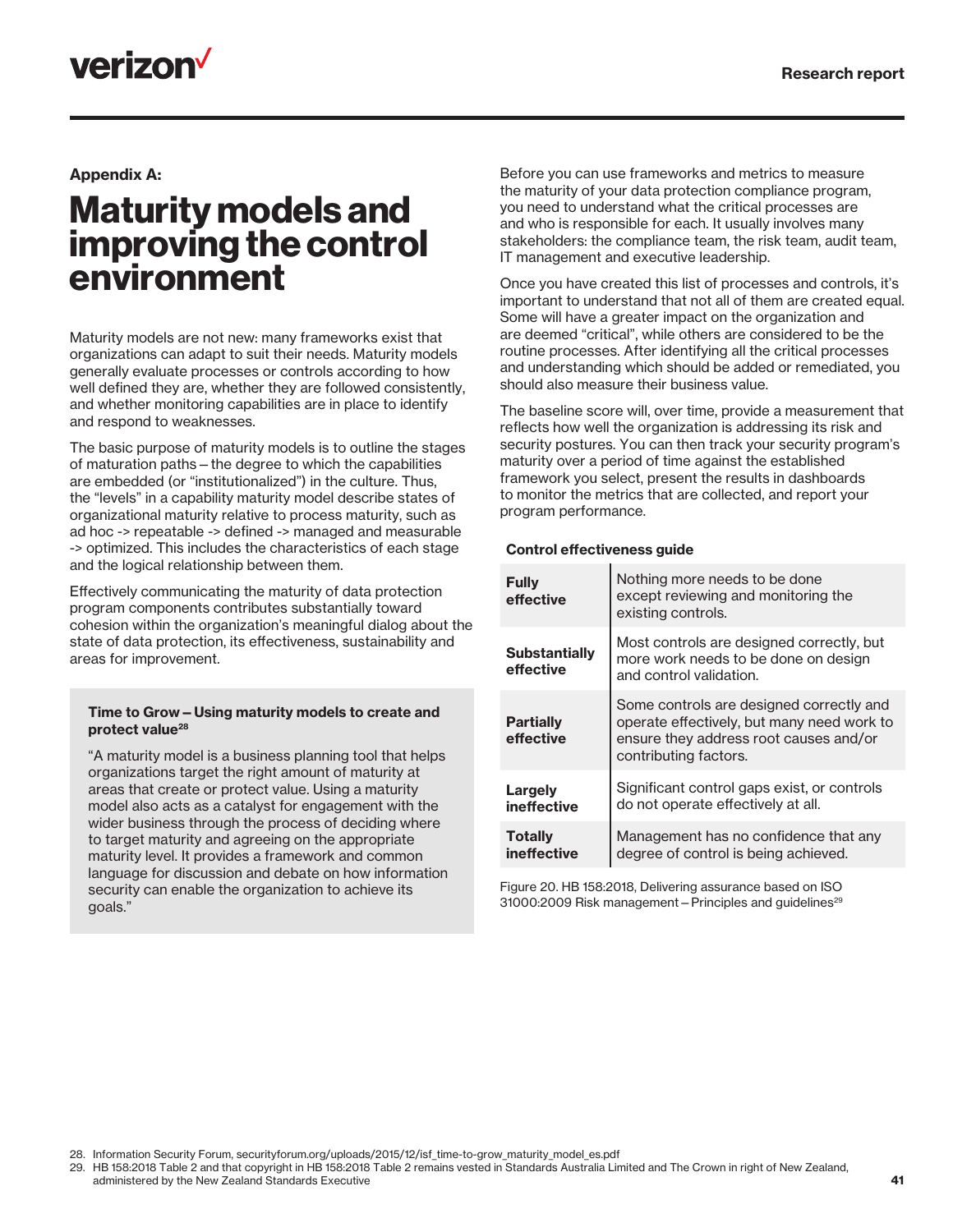Appendix A:

# Maturity models and improving the control environment

Maturity models are not new: many frameworks exist that organizations can adapt to suit their needs. Maturity models generally evaluate processes or controls according to how well defined they are, whether they are followed consistently, and whether monitoring capabilities are in place to identify and respond to weaknesses.

The basic purpose of maturity models is to outline the stages of maturation paths – the degree to which the capabilities are embedded (or "institutionalized") in the culture. Thus, the "levels" in a capability maturity model describe states of organizational maturity relative to process maturity, such as ad hoc -> repeatable -> defined -> managed and measurable -> optimized. This includes the characteristics of each stage and the logical relationship between them.

Effectively communicating the maturity of data protection program components contributes substantially toward cohesion within the organization's meaningful dialog about the state of data protection, its effectiveness, sustainability and areas for improvement.

**Time to Grow – Using maturity models to create and protect value[28]**

"A maturity model is a business planning tool that helps organizations target the right amount of maturity at areas that create or protect value. Using a maturity model also acts as a catalyst for engagement with the wider business through the process of deciding where to target maturity and agreeing on the appropriate maturity level. It provides a framework and common language for discussion and debate on how information security can enable the organization to achieve its goals."

Before you can use frameworks and metrics to measure the maturity of your data protection compliance program, you need to understand what the critical processes are and who is responsible for each. It usually involves many stakeholders: the compliance team, the risk team, audit team, IT management and executive leadership.

Once you have created this list of processes and controls, it's important to understand that not all of them are created equal. Some will have a greater impact on the organization and are deemed "critical", while others are considered to be the routine processes. After identifying all the critical processes and understanding which should be added or remediated, you should also measure their business value.

The baseline score will, over time, provide a measurement that reflects how well the organization is addressing its risk and security postures. You can then track your security program's maturity over a period of time against the established framework you select, present the results in dashboards to monitor the metrics that are collected, and report your program performance.

**Control effectiveness guide**

| | |
|---|---|
| **Fully effective** | Nothing more needs to be done except reviewing and monitoring the existing controls. |
| **Substantially effective** | Most controls are designed correctly, but more work needs to be done on design and control validation. |
| **Partially effective** | Some controls are designed correctly and operate effectively, but many need work to ensure they address root causes and/or contributing factors. |
| **Largely ineffective** | Significant control gaps exist, or controls do not operate effectively at all. |
| **Totally ineffective** | Management has no confidence that any degree of control is being achieved. |

Figure 20. HB 158:2018, Delivering assurance based on ISO 31000:2009 Risk management – Principles and guidelines[29]

28. Information Security Forum, securityforum.org/uploads/2015/12/isf_time-to-grow_maturity_model_es.pdf
29. HB 158:2018 Table 2 and that copyright in HB 158:2018 Table 2 remains vested in Standards Australia Limited and The Crown in right of New Zealand, administered by the New Zealand Standards Executive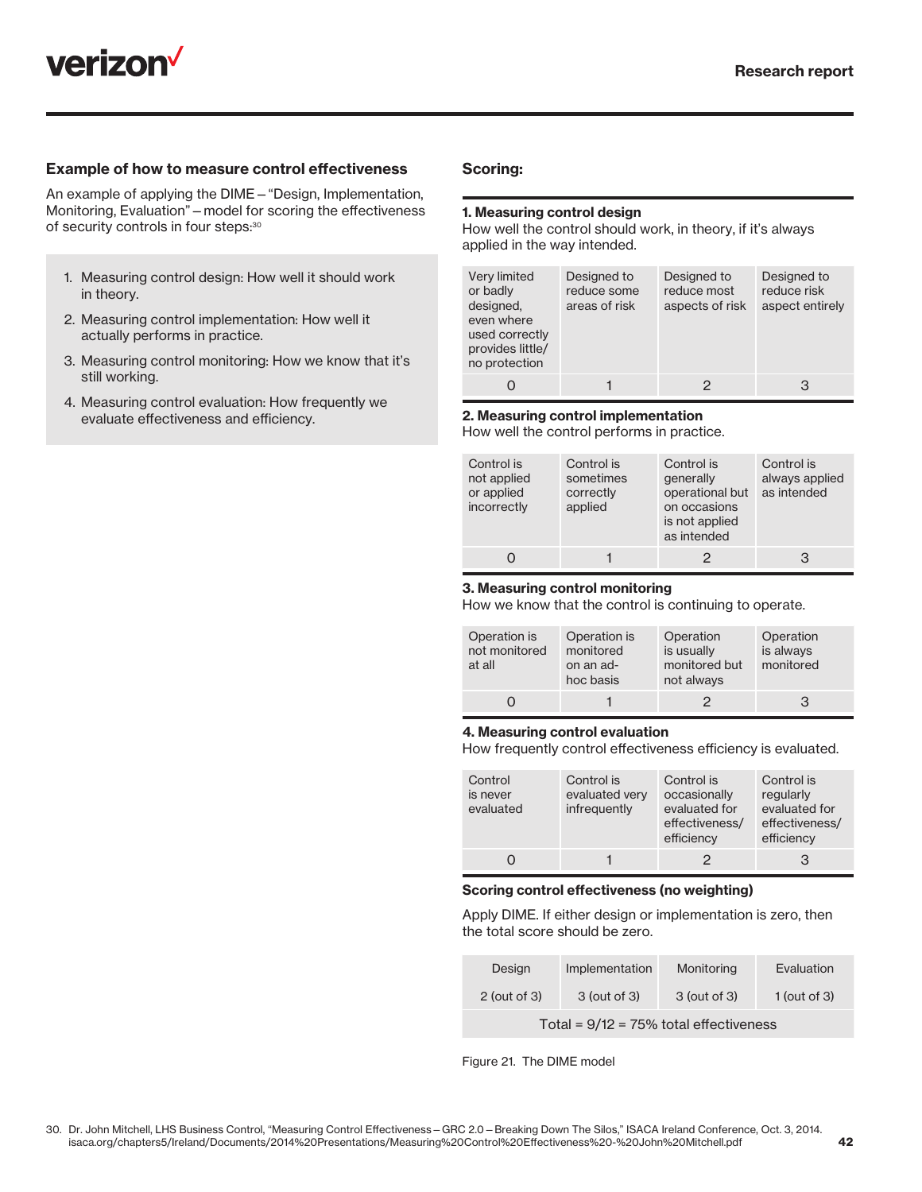### Example of how to measure control effectiveness

An example of applying the DIME – "Design, Implementation, Monitoring, Evaluation" – model for scoring the effectiveness of security controls in four steps:[30]

1. Measuring control design: How well it should work in theory.
2. Measuring control implementation: How well it actually performs in practice.
3. Measuring control monitoring: How we know that it's still working.
4. Measuring control evaluation: How frequently we evaluate effectiveness and efficiency.

### Scoring:

**1. Measuring control design**

How well the control should work, in theory, if it's always applied in the way intended.

| Very limited or badly designed, even where used correctly provides little/no protection | Designed to reduce some areas of risk | Designed to reduce most aspects of risk | Designed to reduce risk aspect entirely |
|---|---|---|---|
| 0 | 1 | 2 | 3 |

**2. Measuring control implementation**

How well the control performs in practice.

| Control is not applied or applied incorrectly | Control is sometimes correctly applied | Control is generally operational but on occasions is not applied as intended | Control is always applied as intended |
|---|---|---|---|
| 0 | 1 | 2 | 3 |

**3. Measuring control monitoring**

How we know that the control is continuing to operate.

| Operation is not monitored at all | Operation is monitored on an ad-hoc basis | Operation is usually monitored but not always | Operation is always monitored |
|---|---|---|---|
| 0 | 1 | 2 | 3 |

**4. Measuring control evaluation**

How frequently control effectiveness efficiency is evaluated.

| Control is never evaluated | Control is evaluated very infrequently | Control is occasionally evaluated for effectiveness/efficiency | Control is regularly evaluated for effectiveness/efficiency |
|---|---|---|---|
| 0 | 1 | 2 | 3 |

**Scoring control effectiveness (no weighting)**

Apply DIME. If either design or implementation is zero, then the total score should be zero.

| Design | Implementation | Monitoring | Evaluation |
|---|---|---|---|
| 2 (out of 3) | 3 (out of 3) | 3 (out of 3) | 1 (out of 3) |
| Total = 9/12 = 75% total effectiveness | | | |

Figure 21. The DIME model

30. Dr. John Mitchell, LHS Business Control, "Measuring Control Effectiveness – GRC 2.0 – Breaking Down The Silos," ISACA Ireland Conference, Oct. 3, 2014. isaca.org/chapters5/Ireland/Documents/2014%20Presentations/Measuring%20Control%20Effectiveness%20-%20John%20Mitchell.pdf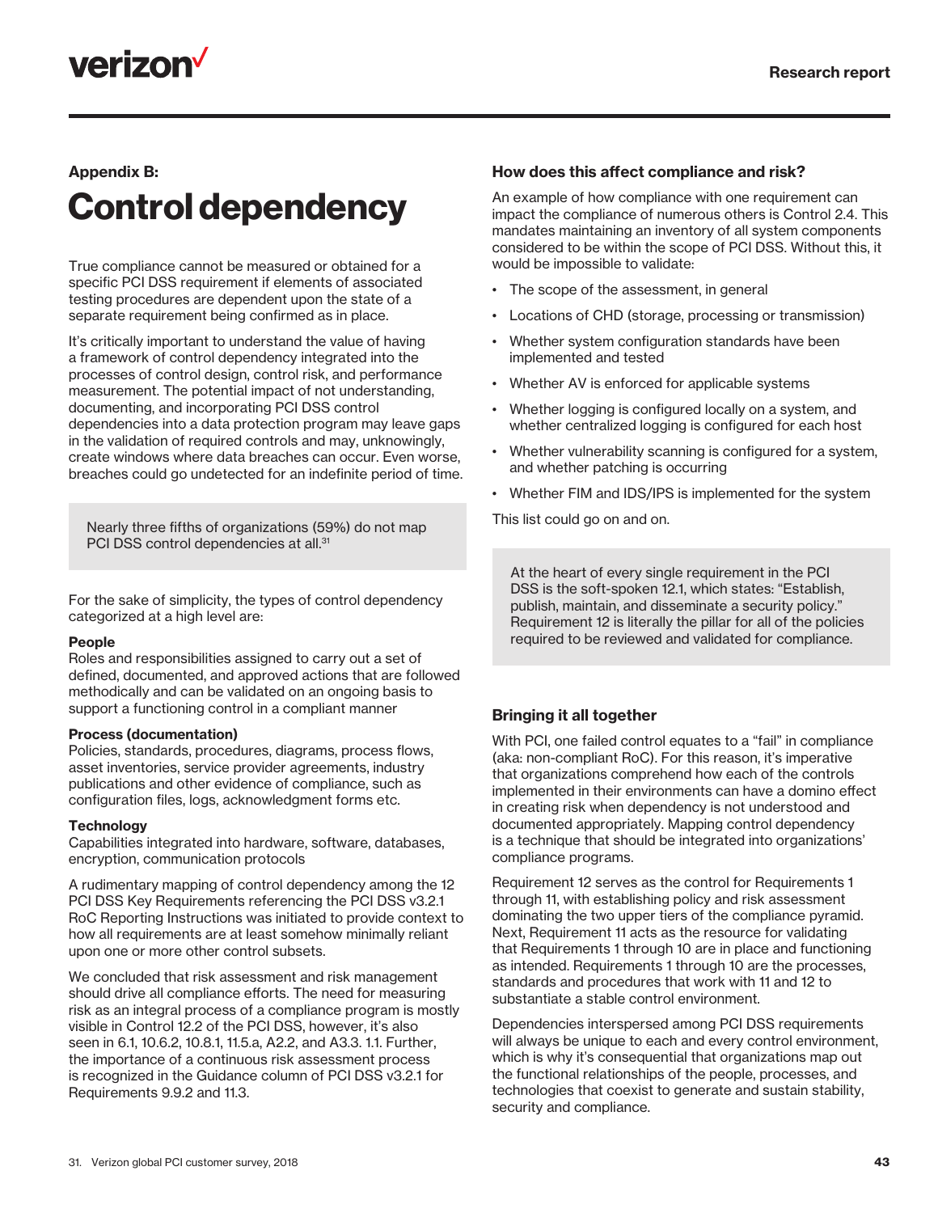Appendix B:

# Control dependency

True compliance cannot be measured or obtained for a specific PCI DSS requirement if elements of associated testing procedures are dependent upon the state of a separate requirement being confirmed as in place.

It's critically important to understand the value of having a framework of control dependency integrated into the processes of control design, control risk, and performance measurement. The potential impact of not understanding, documenting, and incorporating PCI DSS control dependencies into a data protection program may leave gaps in the validation of required controls and may, unknowingly, create windows where data breaches can occur. Even worse, breaches could go undetected for an indefinite period of time.

> Nearly three fifths of organizations (59%) do not map PCI DSS control dependencies at all.[31]

For the sake of simplicity, the types of control dependency categorized at a high level are:

**People**
Roles and responsibilities assigned to carry out a set of defined, documented, and approved actions that are followed methodically and can be validated on an ongoing basis to support a functioning control in a compliant manner

**Process (documentation)**
Policies, standards, procedures, diagrams, process flows, asset inventories, service provider agreements, industry publications and other evidence of compliance, such as configuration files, logs, acknowledgment forms etc.

**Technology**
Capabilities integrated into hardware, software, databases, encryption, communication protocols

A rudimentary mapping of control dependency among the 12 PCI DSS Key Requirements referencing the PCI DSS v3.2.1 RoC Reporting Instructions was initiated to provide context to how all requirements are at least somehow minimally reliant upon one or more other control subsets.

We concluded that risk assessment and risk management should drive all compliance efforts. The need for measuring risk as an integral process of a compliance program is mostly visible in Control 12.2 of the PCI DSS, however, it's also seen in 6.1, 10.6.2, 10.8.1, 11.5.a, A2.2, and A3.3. 1.1. Further, the importance of a continuous risk assessment process is recognized in the Guidance column of PCI DSS v3.2.1 for Requirements 9.9.2 and 11.3.

### How does this affect compliance and risk?

An example of how compliance with one requirement can impact the compliance of numerous others is Control 2.4. This mandates maintaining an inventory of all system components considered to be within the scope of PCI DSS. Without this, it would be impossible to validate:

- The scope of the assessment, in general
- Locations of CHD (storage, processing or transmission)
- Whether system configuration standards have been implemented and tested
- Whether AV is enforced for applicable systems
- Whether logging is configured locally on a system, and whether centralized logging is configured for each host
- Whether vulnerability scanning is configured for a system, and whether patching is occurring
- Whether FIM and IDS/IPS is implemented for the system

This list could go on and on.

> At the heart of every single requirement in the PCI DSS is the soft-spoken 12.1, which states: "Establish, publish, maintain, and disseminate a security policy." Requirement 12 is literally the pillar for all of the policies required to be reviewed and validated for compliance.

### Bringing it all together

With PCI, one failed control equates to a "fail" in compliance (aka: non-compliant RoC). For this reason, it's imperative that organizations comprehend how each of the controls implemented in their environments can have a domino effect in creating risk when dependency is not understood and documented appropriately. Mapping control dependency is a technique that should be integrated into organizations' compliance programs.

Requirement 12 serves as the control for Requirements 1 through 11, with establishing policy and risk assessment dominating the two upper tiers of the compliance pyramid. Next, Requirement 11 acts as the resource for validating that Requirements 1 through 10 are in place and functioning as intended. Requirements 1 through 10 are the processes, standards and procedures that work with 11 and 12 to substantiate a stable control environment.

Dependencies interspersed among PCI DSS requirements will always be unique to each and every control environment, which is why it's consequential that organizations map out the functional relationships of the people, processes, and technologies that coexist to generate and sustain stability, security and compliance.

31. Verizon global PCI customer survey, 2018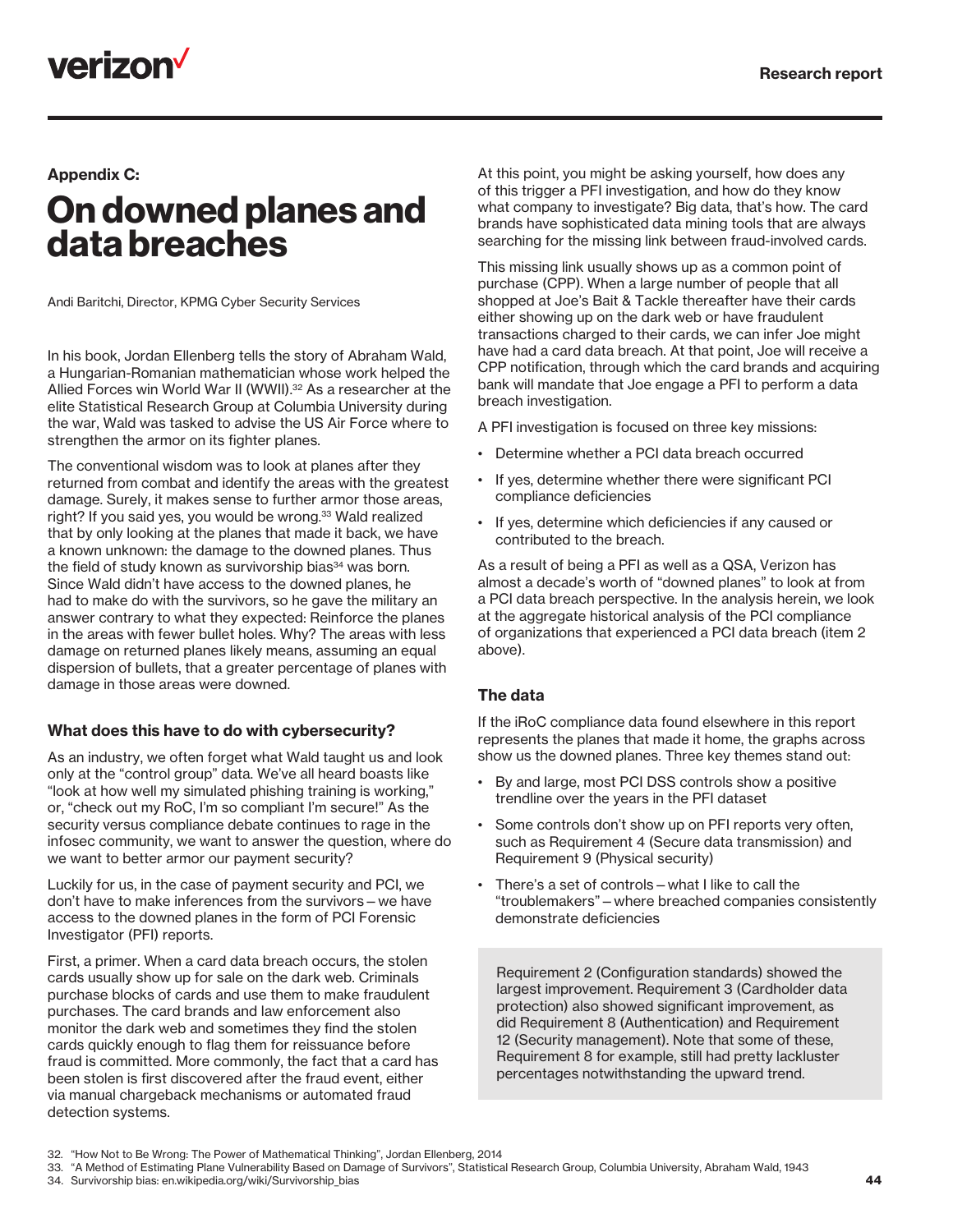## Appendix C:

# On downed planes and data breaches

Andi Baritchi, Director, KPMG Cyber Security Services

In his book, Jordan Ellenberg tells the story of Abraham Wald, a Hungarian-Romanian mathematician whose work helped the Allied Forces win World War II (WWII).[32] As a researcher at the elite Statistical Research Group at Columbia University during the war, Wald was tasked to advise the US Air Force where to strengthen the armor on its fighter planes.

The conventional wisdom was to look at planes after they returned from combat and identify the areas with the greatest damage. Surely, it makes sense to further armor those areas, right? If you said yes, you would be wrong.[33] Wald realized that by only looking at the planes that made it back, we have a known unknown: the damage to the downed planes. Thus the field of study known as survivorship bias[34] was born. Since Wald didn't have access to the downed planes, he had to make do with the survivors, so he gave the military an answer contrary to what they expected: Reinforce the planes in the areas with fewer bullet holes. Why? The areas with less damage on returned planes likely means, assuming an equal dispersion of bullets, that a greater percentage of planes with damage in those areas were downed.

### What does this have to do with cybersecurity?

As an industry, we often forget what Wald taught us and look only at the "control group" data. We've all heard boasts like "look at how well my simulated phishing training is working," or, "check out my RoC, I'm so compliant I'm secure!" As the security versus compliance debate continues to rage in the infosec community, we want to answer the question, where do we want to better armor our payment security?

Luckily for us, in the case of payment security and PCI, we don't have to make inferences from the survivors – we have access to the downed planes in the form of PCI Forensic Investigator (PFI) reports.

First, a primer. When a card data breach occurs, the stolen cards usually show up for sale on the dark web. Criminals purchase blocks of cards and use them to make fraudulent purchases. The card brands and law enforcement also monitor the dark web and sometimes they find the stolen cards quickly enough to flag them for reissuance before fraud is committed. More commonly, the fact that a card has been stolen is first discovered after the fraud event, either via manual chargeback mechanisms or automated fraud detection systems.

At this point, you might be asking yourself, how does any of this trigger a PFI investigation, and how do they know what company to investigate? Big data, that's how. The card brands have sophisticated data mining tools that are always searching for the missing link between fraud-involved cards.

This missing link usually shows up as a common point of purchase (CPP). When a large number of people that all shopped at Joe's Bait & Tackle thereafter have their cards either showing up on the dark web or have fraudulent transactions charged to their cards, we can infer Joe might have had a card data breach. At that point, Joe will receive a CPP notification, through which the card brands and acquiring bank will mandate that Joe engage a PFI to perform a data breach investigation.

A PFI investigation is focused on three key missions:

- Determine whether a PCI data breach occurred
- If yes, determine whether there were significant PCI compliance deficiencies
- If yes, determine which deficiencies if any caused or contributed to the breach.

As a result of being a PFI as well as a QSA, Verizon has almost a decade's worth of "downed planes" to look at from a PCI data breach perspective. In the analysis herein, we look at the aggregate historical analysis of the PCI compliance of organizations that experienced a PCI data breach (item 2 above).

### The data

If the iRoC compliance data found elsewhere in this report represents the planes that made it home, the graphs across show us the downed planes. Three key themes stand out:

- By and large, most PCI DSS controls show a positive trendline over the years in the PFI dataset
- Some controls don't show up on PFI reports very often, such as Requirement 4 (Secure data transmission) and Requirement 9 (Physical security)
- There's a set of controls – what I like to call the "troublemakers" – where breached companies consistently demonstrate deficiencies

> Requirement 2 (Configuration standards) showed the largest improvement. Requirement 3 (Cardholder data protection) also showed significant improvement, as did Requirement 8 (Authentication) and Requirement 12 (Security management). Note that some of these, Requirement 8 for example, still had pretty lackluster percentages notwithstanding the upward trend.

32. "How Not to Be Wrong: The Power of Mathematical Thinking", Jordan Ellenberg, 2014
33. "A Method of Estimating Plane Vulnerability Based on Damage of Survivors", Statistical Research Group, Columbia University, Abraham Wald, 1943
34. Survivorship bias: en.wikipedia.org/wiki/Survivorship_bias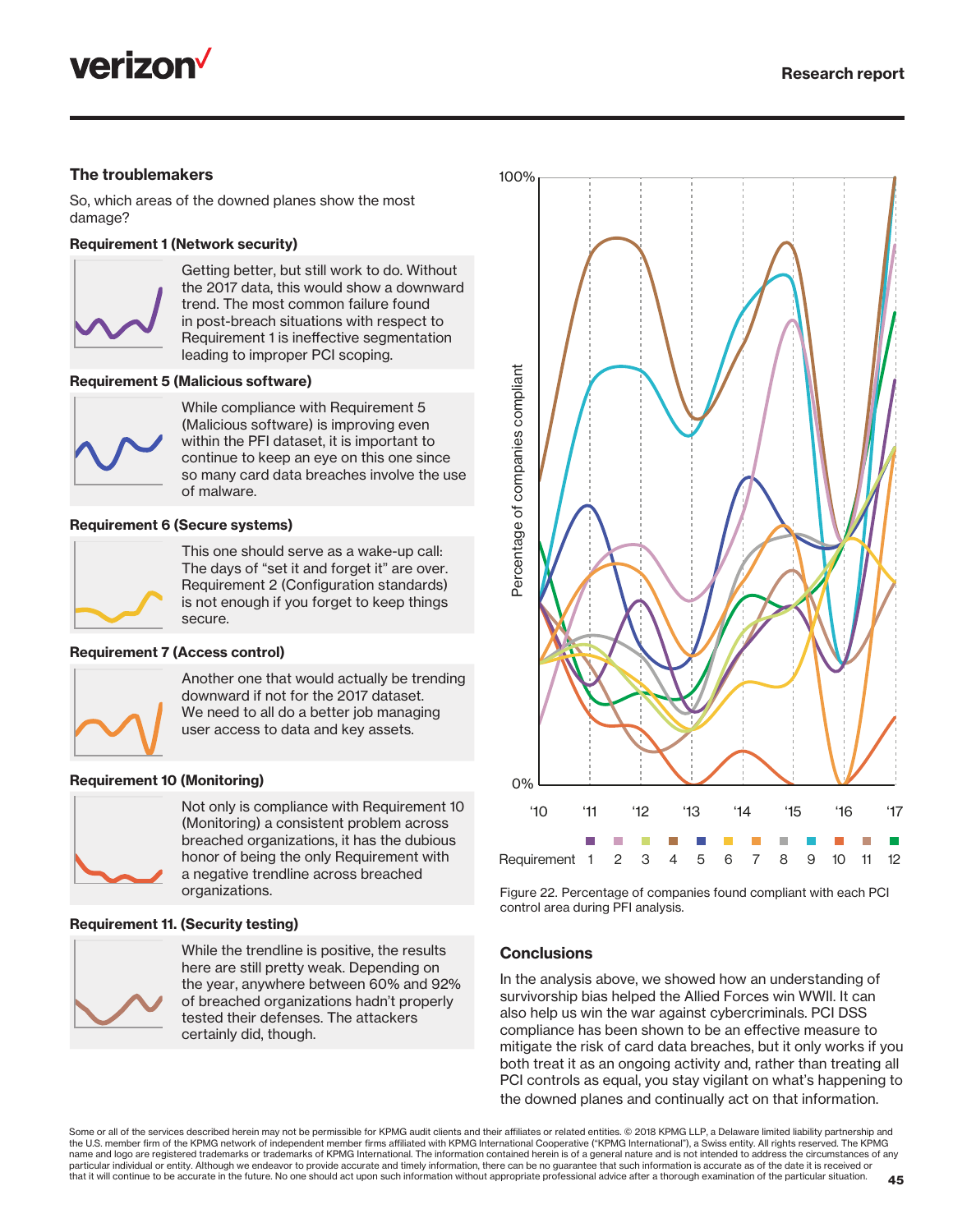### The troublemakers

So, which areas of the downed planes show the most damage?

**Requirement 1 (Network security)**

Getting better, but still work to do. Without the 2017 data, this would show a downward trend. The most common failure found in post-breach situations with respect to Requirement 1 is ineffective segmentation leading to improper PCI scoping.

**Requirement 5 (Malicious software)**

While compliance with Requirement 5 (Malicious software) is improving even within the PFI dataset, it is important to continue to keep an eye on this one since so many card data breaches involve the use of malware.

**Requirement 6 (Secure systems)**

This one should serve as a wake-up call: The days of "set it and forget it" are over. Requirement 2 (Configuration standards) is not enough if you forget to keep things secure.

**Requirement 7 (Access control)**

Another one that would actually be trending downward if not for the 2017 dataset. We need to all do a better job managing user access to data and key assets.

**Requirement 10 (Monitoring)**

Not only is compliance with Requirement 10 (Monitoring) a consistent problem across breached organizations, it has the dubious honor of being the only Requirement with a negative trendline across breached organizations.

**Requirement 11. (Security testing)**

While the trendline is positive, the results here are still pretty weak. Depending on the year, anywhere between 60% and 92% of breached organizations hadn't properly tested their defenses. The attackers certainly did, though.

Figure 22. Percentage of companies found compliant with each PCI control area during PFI analysis.

### Conclusions

In the analysis above, we showed how an understanding of survivorship bias helped the Allied Forces win WWII. It can also help us win the war against cybercriminals. PCI DSS compliance has been shown to be an effective measure to mitigate the risk of card data breaches, but it only works if you both treat it as an ongoing activity and, rather than treating all PCI controls as equal, you stay vigilant on what's happening to the downed planes and continually act on that information.

Some or all of the services described herein may not be permissible for KPMG audit clients and their affiliates or related entities. © 2018 KPMG LLP, a Delaware limited liability partnership and the U.S. member firm of the KPMG network of independent member firms affiliated with KPMG International Cooperative ("KPMG International"), a Swiss entity. All rights reserved. The KPMG name and logo are registered trademarks or trademarks of KPMG International. The information contained herein is of a general nature and is not intended to address the circumstances of any particular individual or entity. Although we endeavor to provide accurate and timely information, there can be no guarantee that such information is accurate as of the date it is received or that it will continue to be accurate in the future. No one should act upon such information without appropriate professional advice after a thorough examination of the particular situation.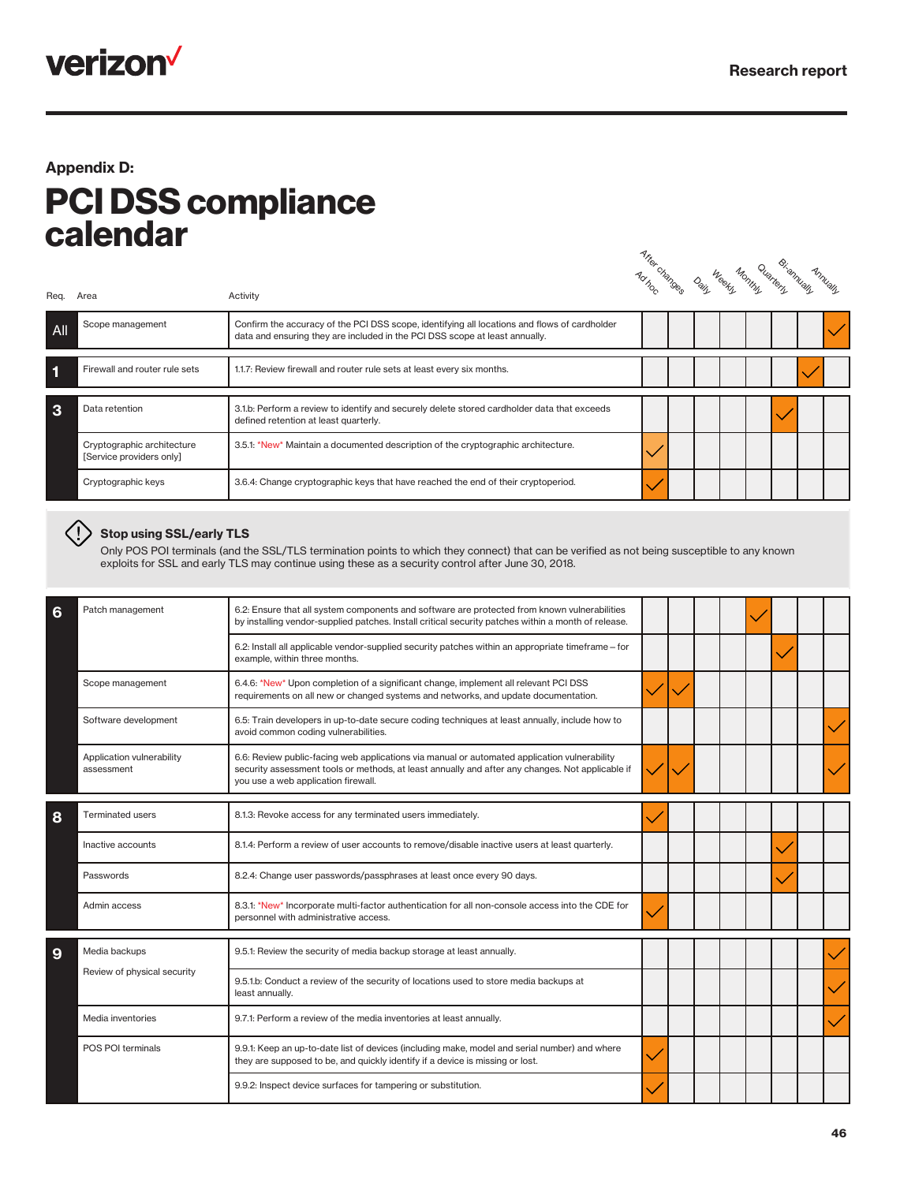## Appendix D:

# PCI DSS compliance calendar

| Req. | Area | Activity | Ad hoc | After changes | Daily | Weekly | Monthly | Quarterly | Bi-annually | Annually |
|---|---|---|---|---|---|---|---|---|---|---|
| All | Scope management | Confirm the accuracy of the PCI DSS scope, identifying all locations and flows of cardholder data and ensuring they are included in the PCI DSS scope at least annually. | | | | | | | | ✓ |
| 1 | Firewall and router rule sets | 1.1.7: Review firewall and router rule sets at least every six months. | | | | | | | ✓ | |
| 3 | Data retention | 3.1.b: Perform a review to identify and securely delete stored cardholder data that exceeds defined retention at least quarterly. | | | | | | ✓ | | |
| | Cryptographic architecture [Service providers only] | 3.5.1: *New* Maintain a documented description of the cryptographic architecture. | ✓ | | | | | | | |
| | Cryptographic keys | 3.6.4: Change cryptographic keys that have reached the end of their cryptoperiod. | ✓ | | | | | | | |

**Stop using SSL/early TLS**

Only POS POI terminals (and the SSL/TLS termination points to which they connect) that can be verified as not being susceptible to any known exploits for SSL and early TLS may continue using these as a security control after June 30, 2018.

| Req. | Area | Activity | Ad hoc | After changes | Daily | Weekly | Monthly | Quarterly | Bi-annually | Annually |
|---|---|---|---|---|---|---|---|---|---|---|
| 6 | Patch management | 6.2: Ensure that all system components and software are protected from known vulnerabilities by installing vendor-supplied patches. Install critical security patches within a month of release. | | | | | ✓ | | | |
| | | 6.2: Install all applicable vendor-supplied security patches within an appropriate timeframe – for example, within three months. | | | | | | ✓ | | |
| | Scope management | 6.4.6: *New* Upon completion of a significant change, implement all relevant PCI DSS requirements on all new or changed systems and networks, and update documentation. | ✓ | ✓ | | | | | | |
| | Software development | 6.5: Train developers in up-to-date secure coding techniques at least annually, include how to avoid common coding vulnerabilities. | | | | | | | | ✓ |
| | Application vulnerability assessment | 6.6: Review public-facing web applications via manual or automated application vulnerability security assessment tools or methods, at least annually and after any changes. Not applicable if you use a web application firewall. | ✓ | ✓ | | | | | | ✓ |
| 8 | Terminated users | 8.1.3: Revoke access for any terminated users immediately. | ✓ | | | | | | | |
| | Inactive accounts | 8.1.4: Perform a review of user accounts to remove/disable inactive users at least quarterly. | | | | | | ✓ | | |
| | Passwords | 8.2.4: Change user passwords/passphrases at least once every 90 days. | | | | | | ✓ | | |
| | Admin access | 8.3.1: *New* Incorporate multi-factor authentication for all non-console access into the CDE for personnel with administrative access. | ✓ | | | | | | | |
| 9 | Media backups | 9.5.1: Review the security of media backup storage at least annually. | | | | | | | | ✓ |
| | Review of physical security | 9.5.1.b: Conduct a review of the security of locations used to store media backups at least annually. | | | | | | | | ✓ |
| | Media inventories | 9.7.1: Perform a review of the media inventories at least annually. | | | | | | | | ✓ |
| | POS POI terminals | 9.9.1: Keep an up-to-date list of devices (including make, model and serial number) and where they are supposed to be, and quickly identify if a device is missing or lost. | ✓ | | | | | | | |
| | | 9.9.2: Inspect device surfaces for tampering or substitution. | ✓ | | | | | | | |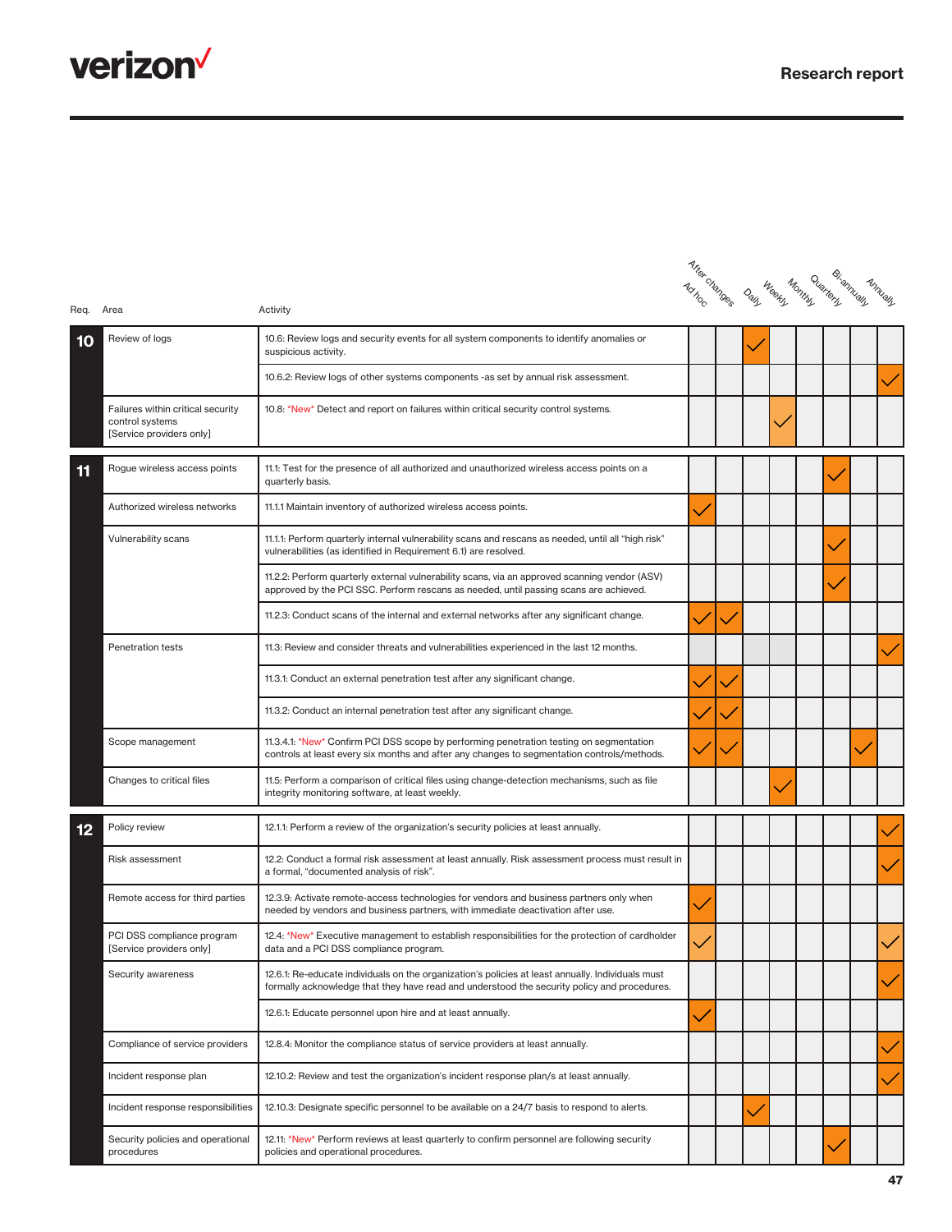| Req. | Area | Activity | Ad hoc | After changes | Daily | Weekly | Monthly | Quarterly | Bi-annually | Annually |
|---|---|---|---|---|---|---|---|---|---|---|
| 10 | Review of logs | 10.6: Review logs and security events for all system components to identify anomalies or suspicious activity. | | | ✓ | | | | | |
| | | 10.6.2: Review logs of other systems components -as set by annual risk assessment. | | | | | | | | ✓ |
| | Failures within critical security control systems [Service providers only] | 10.8: *New* Detect and report on failures within critical security control systems. | | | | ✓ | | | | |
| 11 | Rogue wireless access points | 11.1: Test for the presence of all authorized and unauthorized wireless access points on a quarterly basis. | | | | | | ✓ | | |
| | Authorized wireless networks | 11.1.1 Maintain inventory of authorized wireless access points. | ✓ | | | | | | | |
| | Vulnerability scans | 11.1.1: Perform quarterly internal vulnerability scans and rescans as needed, until all "high risk" vulnerabilities (as identified in Requirement 6.1) are resolved. | | | | | | ✓ | | |
| | | 11.2.2: Perform quarterly external vulnerability scans, via an approved scanning vendor (ASV) approved by the PCI SSC. Perform rescans as needed, until passing scans are achieved. | | | | | | ✓ | | |
| | | 11.2.3: Conduct scans of the internal and external networks after any significant change. | ✓ | ✓ | | | | | | |
| | Penetration tests | 11.3: Review and consider threats and vulnerabilities experienced in the last 12 months. | | | | | | | | ✓ |
| | | 11.3.1: Conduct an external penetration test after any significant change. | ✓ | ✓ | | | | | | |
| | | 11.3.2: Conduct an internal penetration test after any significant change. | ✓ | ✓ | | | | | | |
| | Scope management | 11.3.4.1: *New* Confirm PCI DSS scope by performing penetration testing on segmentation controls at least every six months and after any changes to segmentation controls/methods. | ✓ | ✓ | | | | | ✓ | |
| | Changes to critical files | 11.5: Perform a comparison of critical files using change-detection mechanisms, such as file integrity monitoring software, at least weekly. | | | | ✓ | | | | |
| 12 | Policy review | 12.1.1: Perform a review of the organization's security policies at least annually. | | | | | | | | ✓ |
| | Risk assessment | 12.2: Conduct a formal risk assessment at least annually. Risk assessment process must result in a formal, "documented analysis of risk". | | | | | | | | ✓ |
| | Remote access for third parties | 12.3.9: Activate remote-access technologies for vendors and business partners only when needed by vendors and business partners, with immediate deactivation after use. | ✓ | | | | | | | |
| | PCI DSS compliance program [Service providers only] | 12.4: *New* Executive management to establish responsibilities for the protection of cardholder data and a PCI DSS compliance program. | ✓ | | | | | | | ✓ |
| | Security awareness | 12.6.1: Re-educate individuals on the organization's policies at least annually. Individuals must formally acknowledge that they have read and understood the security policy and procedures. | | | | | | | | ✓ |
| | | 12.6.1: Educate personnel upon hire and at least annually. | ✓ | | | | | | | |
| | Compliance of service providers | 12.8.4: Monitor the compliance status of service providers at least annually. | | | | | | | | ✓ |
| | Incident response plan | 12.10.2: Review and test the organization's incident response plan/s at least annually. | | | | | | | | ✓ |
| | Incident response responsibilities | 12.10.3: Designate specific personnel to be available on a 24/7 basis to respond to alerts. | | | ✓ | | | | | |
| | Security policies and operational procedures | 12.11: *New* Perform reviews at least quarterly to confirm personnel are following security policies and operational procedures. | | | | | | ✓ | | |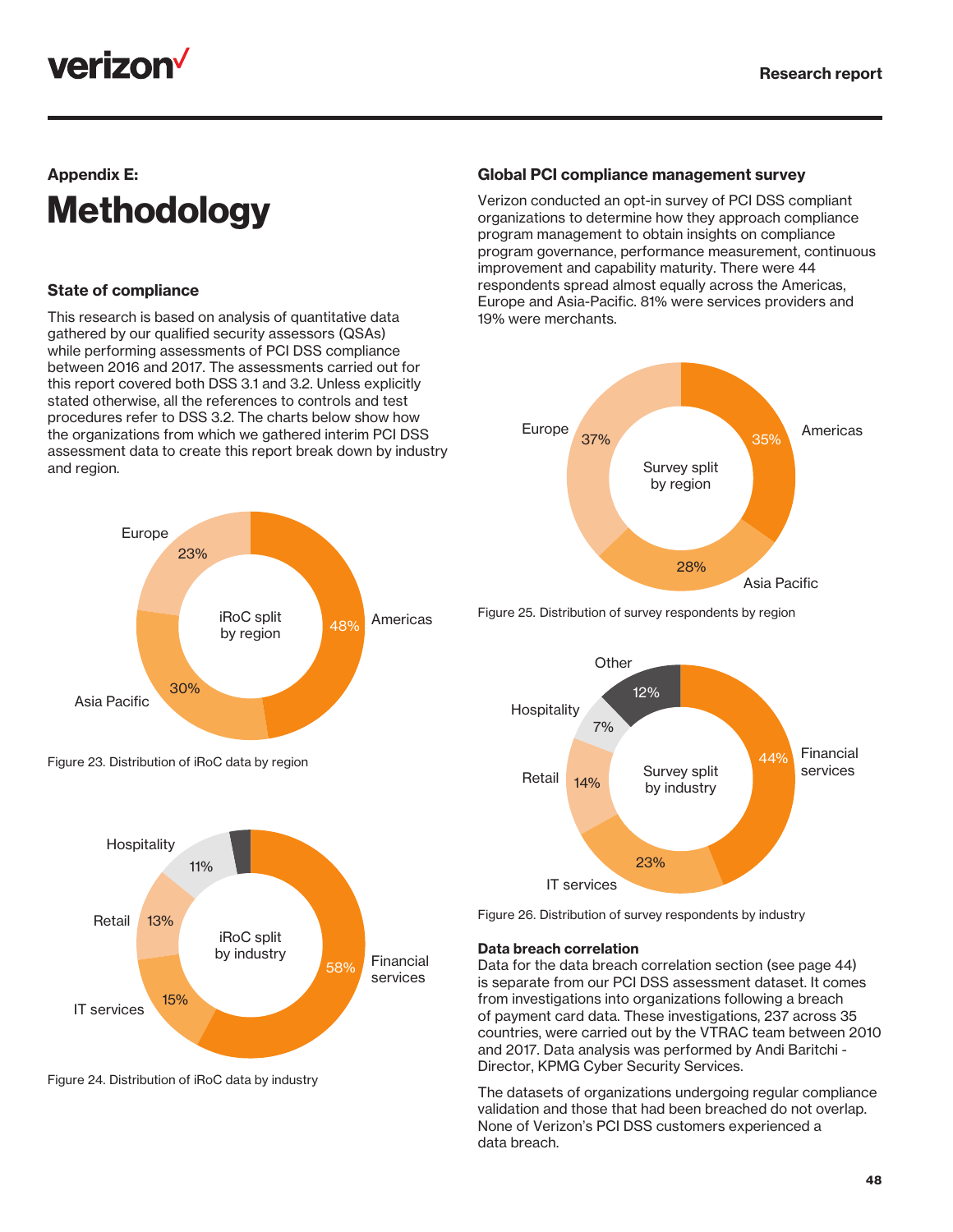## Appendix E:

# Methodology

### State of compliance

This research is based on analysis of quantitative data gathered by our qualified security assessors (QSAs) while performing assessments of PCI DSS compliance between 2016 and 2017. The assessments carried out for this report covered both DSS 3.1 and 3.2. Unless explicitly stated otherwise, all the references to controls and test procedures refer to DSS 3.2. The charts below show how the organizations from which we gathered interim PCI DSS assessment data to create this report break down by industry and region.

iRoC split by region

| Region | Share |
|---|---|
| Americas | 48% |
| Asia Pacific | 30% |
| Europe | 23% |

Figure 23. Distribution of iRoC data by region

iRoC split by industry

| Industry | Share |
|---|---|
| Financial services | 58% |
| IT services | 15% |
| Retail | 13% |
| Hospitality | 11% |

Figure 24. Distribution of iRoC data by industry

### Global PCI compliance management survey

Verizon conducted an opt-in survey of PCI DSS compliant organizations to determine how they approach compliance program management to obtain insights on compliance program governance, performance measurement, continuous improvement and capability maturity. There were 44 respondents spread almost equally across the Americas, Europe and Asia-Pacific. 81% were services providers and 19% were merchants.

Survey split by region

| Region | Share |
|---|---|
| Americas | 35% |
| Asia Pacific | 28% |
| Europe | 37% |

Figure 25. Distribution of survey respondents by region

Survey split by industry

| Industry | Share |
|---|---|
| Financial services | 44% |
| IT services | 23% |
| Retail | 14% |
| Hospitality | 7% |
| Other | 12% |

Figure 26. Distribution of survey respondents by industry

**Data breach correlation**

Data for the data breach correlation section (see page 44) is separate from our PCI DSS assessment dataset. It comes from investigations into organizations following a breach of payment card data. These investigations, 237 across 35 countries, were carried out by the VTRAC team between 2010 and 2017. Data analysis was performed by Andi Baritchi - Director, KPMG Cyber Security Services.

The datasets of organizations undergoing regular compliance validation and those that had been breached do not overlap. None of Verizon's PCI DSS customers experienced a data breach.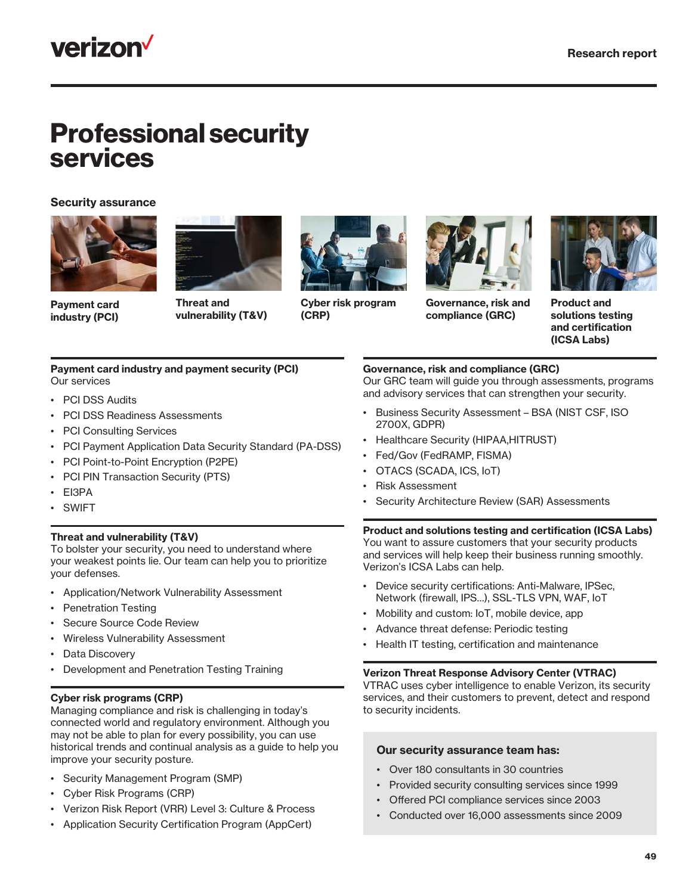# Professional security services

## Security assurance

**Payment card industry (PCI)**

**Threat and vulnerability (T&V)**

**Cyber risk program (CRP)**

**Governance, risk and compliance (GRC)**

**Product and solutions testing and certification (ICSA Labs)**

### Payment card industry and payment security (PCI)

Our services

- PCI DSS Audits
- PCI DSS Readiness Assessments
- PCI Consulting Services
- PCI Payment Application Data Security Standard (PA-DSS)
- PCI Point-to-Point Encryption (P2PE)
- PCI PIN Transaction Security (PTS)
- EI3PA
- SWIFT

### Threat and vulnerability (T&V)

To bolster your security, you need to understand where your weakest points lie. Our team can help you to prioritize your defenses.

- Application/Network Vulnerability Assessment
- Penetration Testing
- Secure Source Code Review
- Wireless Vulnerability Assessment
- Data Discovery
- Development and Penetration Testing Training

### Cyber risk programs (CRP)

Managing compliance and risk is challenging in today's connected world and regulatory environment. Although you may not be able to plan for every possibility, you can use historical trends and continual analysis as a guide to help you improve your security posture.

- Security Management Program (SMP)
- Cyber Risk Programs (CRP)
- Verizon Risk Report (VRR) Level 3: Culture & Process
- Application Security Certification Program (AppCert)

### Governance, risk and compliance (GRC)

Our GRC team will guide you through assessments, programs and advisory services that can strengthen your security.

- Business Security Assessment – BSA (NIST CSF, ISO 2700X, GDPR)
- Healthcare Security (HIPAA,HITRUST)
- Fed/Gov (FedRAMP, FISMA)
- OTACS (SCADA, ICS, IoT)
- Risk Assessment
- Security Architecture Review (SAR) Assessments

### Product and solutions testing and certification (ICSA Labs)

You want to assure customers that your security products and services will help keep their business running smoothly. Verizon's ICSA Labs can help.

- Device security certifications: Anti-Malware, IPSec, Network (firewall, IPS...), SSL-TLS VPN, WAF, IoT
- Mobility and custom: IoT, mobile device, app
- Advance threat defense: Periodic testing
- Health IT testing, certification and maintenance

### Verizon Threat Response Advisory Center (VTRAC)

VTRAC uses cyber intelligence to enable Verizon, its security services, and their customers to prevent, detect and respond to security incidents.

### Our security assurance team has:

- Over 180 consultants in 30 countries
- Provided security consulting services since 1999
- Offered PCI compliance services since 2003
- Conducted over 16,000 assessments since 2009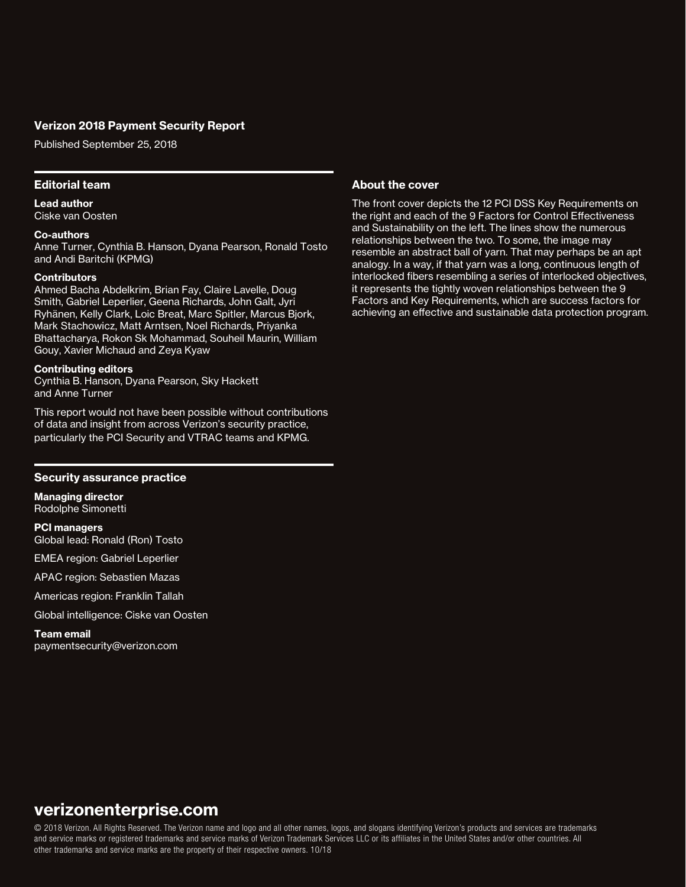**Verizon 2018 Payment Security Report**

Published September 25, 2018

## Editorial team

**Lead author**
Ciske van Oosten

**Co-authors**
Anne Turner, Cynthia B. Hanson, Dyana Pearson, Ronald Tosto and Andi Baritchi (KPMG)

**Contributors**
Ahmed Bacha Abdelkrim, Brian Fay, Claire Lavelle, Doug Smith, Gabriel Leperlier, Geena Richards, John Galt, Jyri Ryhänen, Kelly Clark, Loic Breat, Marc Spitler, Marcus Bjork, Mark Stachowicz, Matt Arntsen, Noel Richards, Priyanka Bhattacharya, Rokon Sk Mohammad, Souheil Maurin, William Gouy, Xavier Michaud and Zeya Kyaw

**Contributing editors**
Cynthia B. Hanson, Dyana Pearson, Sky Hackett and Anne Turner

This report would not have been possible without contributions of data and insight from across Verizon's security practice, particularly the PCI Security and VTRAC teams and KPMG.

## Security assurance practice

**Managing director**
Rodolphe Simonetti

**PCI managers**
Global lead: Ronald (Ron) Tosto

EMEA region: Gabriel Leperlier

APAC region: Sebastien Mazas

Americas region: Franklin Tallah

Global intelligence: Ciske van Oosten

**Team email**
paymentsecurity@verizon.com

## About the cover

The front cover depicts the 12 PCI DSS Key Requirements on the right and each of the 9 Factors for Control Effectiveness and Sustainability on the left. The lines show the numerous relationships between the two. To some, the image may resemble an abstract ball of yarn. That may perhaps be an apt analogy. In a way, if that yarn was a long, continuous length of interlocked fibers resembling a series of interlocked objectives, it represents the tightly woven relationships between the 9 Factors and Key Requirements, which are success factors for achieving an effective and sustainable data protection program.

## verizonenterprise.com

© 2018 Verizon. All Rights Reserved. The Verizon name and logo and all other names, logos, and slogans identifying Verizon's products and services are trademarks and service marks or registered trademarks and service marks of Verizon Trademark Services LLC or its affiliates in the United States and/or other countries. All other trademarks and service marks are the property of their respective owners. 10/18